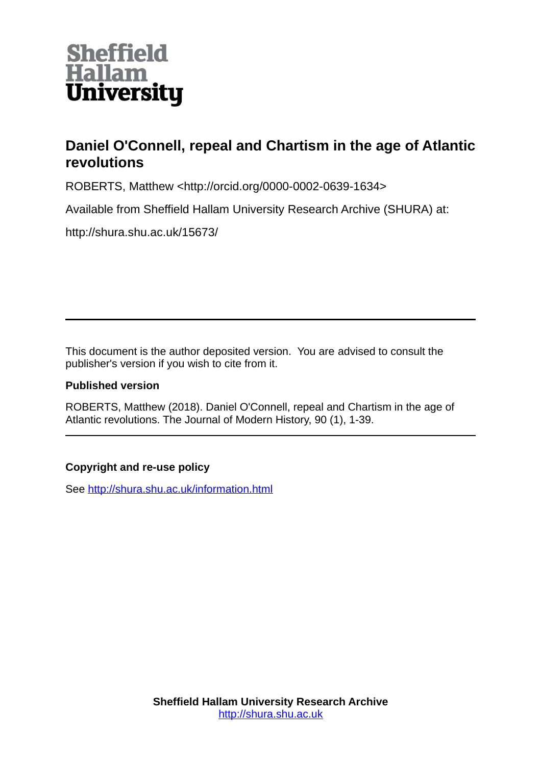Sheffield
Hallam
University

# Daniel O'Connell, repeal and Chartism in the age of Atlantic revolutions

ROBERTS, Matthew <http://orcid.org/0000-0002-0639-1634>

Available from Sheffield Hallam University Research Archive (SHURA) at:

http://shura.shu.ac.uk/15673/

---

This document is the author deposited version. You are advised to consult the publisher's version if you wish to cite from it.

**Published version**

ROBERTS, Matthew (2018). Daniel O'Connell, repeal and Chartism in the age of Atlantic revolutions. The Journal of Modern History, 90 (1), 1-39.

---

**Copyright and re-use policy**

See http://shura.shu.ac.uk/information.html

**Sheffield Hallam University Research Archive**
http://shura.shu.ac.uk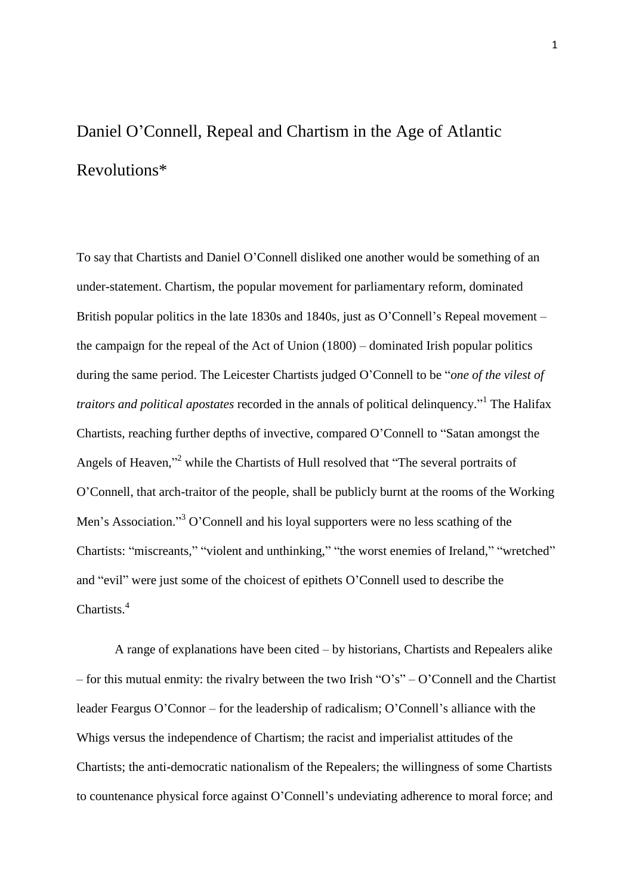# Daniel O'Connell, Repeal and Chartism in the Age of Atlantic Revolutions*

To say that Chartists and Daniel O'Connell disliked one another would be something of an under-statement. Chartism, the popular movement for parliamentary reform, dominated British popular politics in the late 1830s and 1840s, just as O'Connell's Repeal movement – the campaign for the repeal of the Act of Union (1800) – dominated Irish popular politics during the same period. The Leicester Chartists judged O'Connell to be "*one of the vilest of traitors and political apostates* recorded in the annals of political delinquency."[1] The Halifax Chartists, reaching further depths of invective, compared O'Connell to "Satan amongst the Angels of Heaven,"[2] while the Chartists of Hull resolved that "The several portraits of O'Connell, that arch-traitor of the people, shall be publicly burnt at the rooms of the Working Men's Association."[3] O'Connell and his loyal supporters were no less scathing of the Chartists: "miscreants," "violent and unthinking," "the worst enemies of Ireland," "wretched" and "evil" were just some of the choicest of epithets O'Connell used to describe the Chartists.[4]

A range of explanations have been cited – by historians, Chartists and Repealers alike – for this mutual enmity: the rivalry between the two Irish "O's" – O'Connell and the Chartist leader Feargus O'Connor – for the leadership of radicalism; O'Connell's alliance with the Whigs versus the independence of Chartism; the racist and imperialist attitudes of the Chartists; the anti-democratic nationalism of the Repealers; the willingness of some Chartists to countenance physical force against O'Connell's undeviating adherence to moral force; and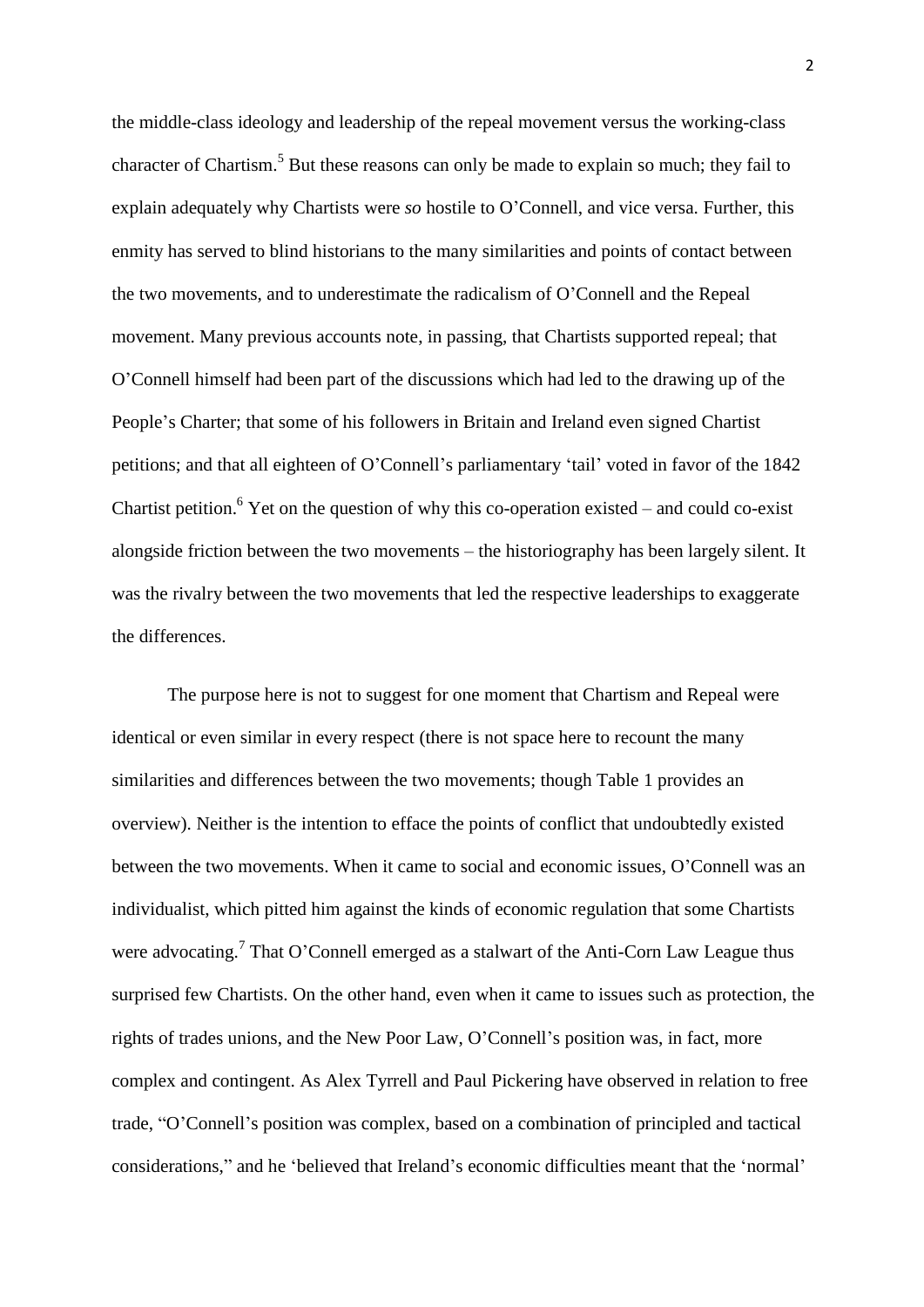the middle-class ideology and leadership of the repeal movement versus the working-class character of Chartism.[5] But these reasons can only be made to explain so much; they fail to explain adequately why Chartists were *so* hostile to O'Connell, and vice versa. Further, this enmity has served to blind historians to the many similarities and points of contact between the two movements, and to underestimate the radicalism of O'Connell and the Repeal movement. Many previous accounts note, in passing, that Chartists supported repeal; that O'Connell himself had been part of the discussions which had led to the drawing up of the People's Charter; that some of his followers in Britain and Ireland even signed Chartist petitions; and that all eighteen of O'Connell's parliamentary 'tail' voted in favor of the 1842 Chartist petition.[6] Yet on the question of why this co-operation existed – and could co-exist alongside friction between the two movements – the historiography has been largely silent. It was the rivalry between the two movements that led the respective leaderships to exaggerate the differences.

The purpose here is not to suggest for one moment that Chartism and Repeal were identical or even similar in every respect (there is not space here to recount the many similarities and differences between the two movements; though Table 1 provides an overview). Neither is the intention to efface the points of conflict that undoubtedly existed between the two movements. When it came to social and economic issues, O'Connell was an individualist, which pitted him against the kinds of economic regulation that some Chartists were advocating.[7] That O'Connell emerged as a stalwart of the Anti-Corn Law League thus surprised few Chartists. On the other hand, even when it came to issues such as protection, the rights of trades unions, and the New Poor Law, O'Connell's position was, in fact, more complex and contingent. As Alex Tyrrell and Paul Pickering have observed in relation to free trade, "O'Connell's position was complex, based on a combination of principled and tactical considerations," and he 'believed that Ireland's economic difficulties meant that the 'normal'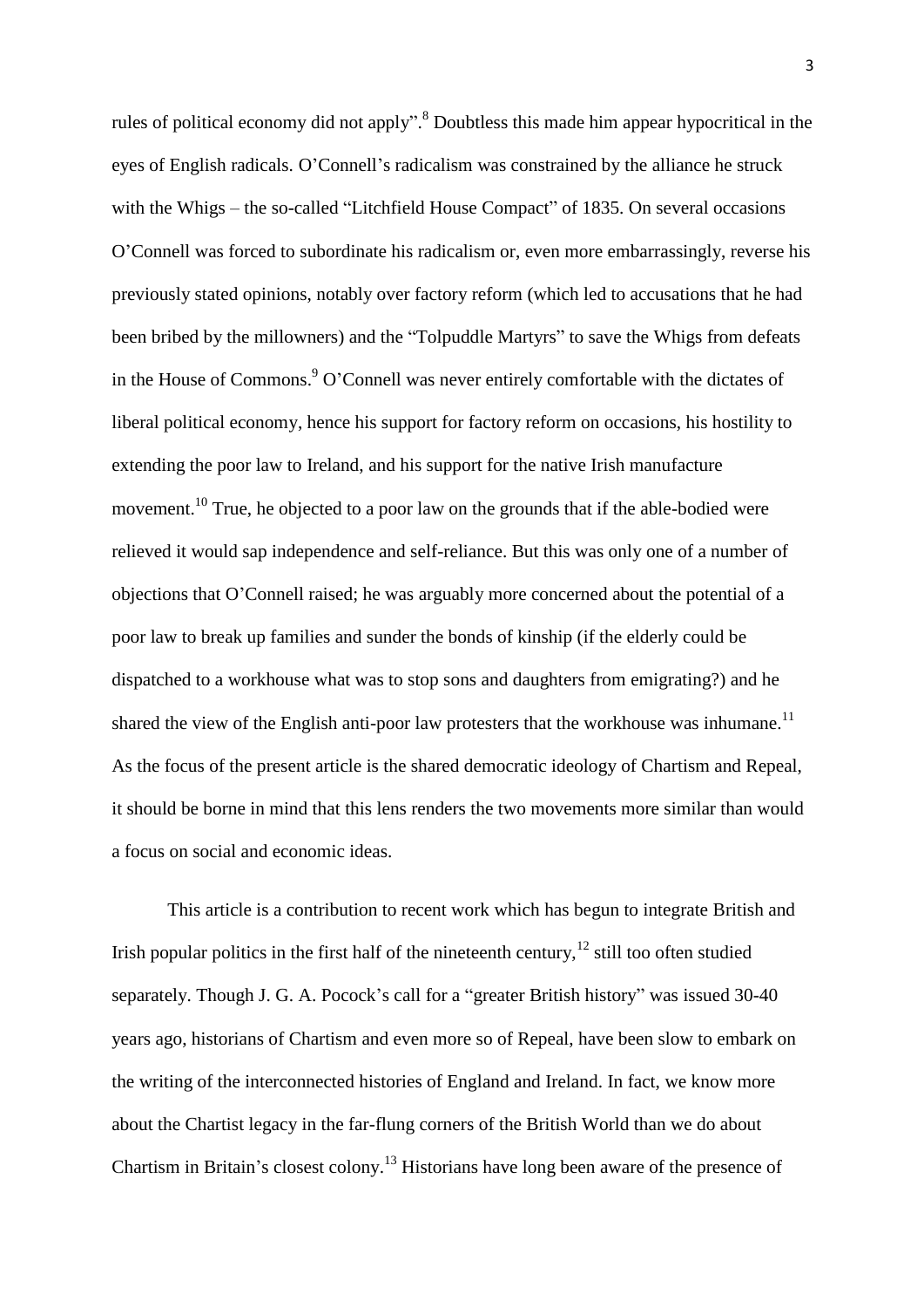rules of political economy did not apply".[8] Doubtless this made him appear hypocritical in the eyes of English radicals. O'Connell's radicalism was constrained by the alliance he struck with the Whigs – the so-called "Litchfield House Compact" of 1835. On several occasions O'Connell was forced to subordinate his radicalism or, even more embarrassingly, reverse his previously stated opinions, notably over factory reform (which led to accusations that he had been bribed by the millowners) and the "Tolpuddle Martyrs" to save the Whigs from defeats in the House of Commons.[9] O'Connell was never entirely comfortable with the dictates of liberal political economy, hence his support for factory reform on occasions, his hostility to extending the poor law to Ireland, and his support for the native Irish manufacture movement.[10] True, he objected to a poor law on the grounds that if the able-bodied were relieved it would sap independence and self-reliance. But this was only one of a number of objections that O'Connell raised; he was arguably more concerned about the potential of a poor law to break up families and sunder the bonds of kinship (if the elderly could be dispatched to a workhouse what was to stop sons and daughters from emigrating?) and he shared the view of the English anti-poor law protesters that the workhouse was inhumane.[11] As the focus of the present article is the shared democratic ideology of Chartism and Repeal, it should be borne in mind that this lens renders the two movements more similar than would a focus on social and economic ideas.

This article is a contribution to recent work which has begun to integrate British and Irish popular politics in the first half of the nineteenth century,[12] still too often studied separately. Though J. G. A. Pocock's call for a "greater British history" was issued 30-40 years ago, historians of Chartism and even more so of Repeal, have been slow to embark on the writing of the interconnected histories of England and Ireland. In fact, we know more about the Chartist legacy in the far-flung corners of the British World than we do about Chartism in Britain's closest colony.[13] Historians have long been aware of the presence of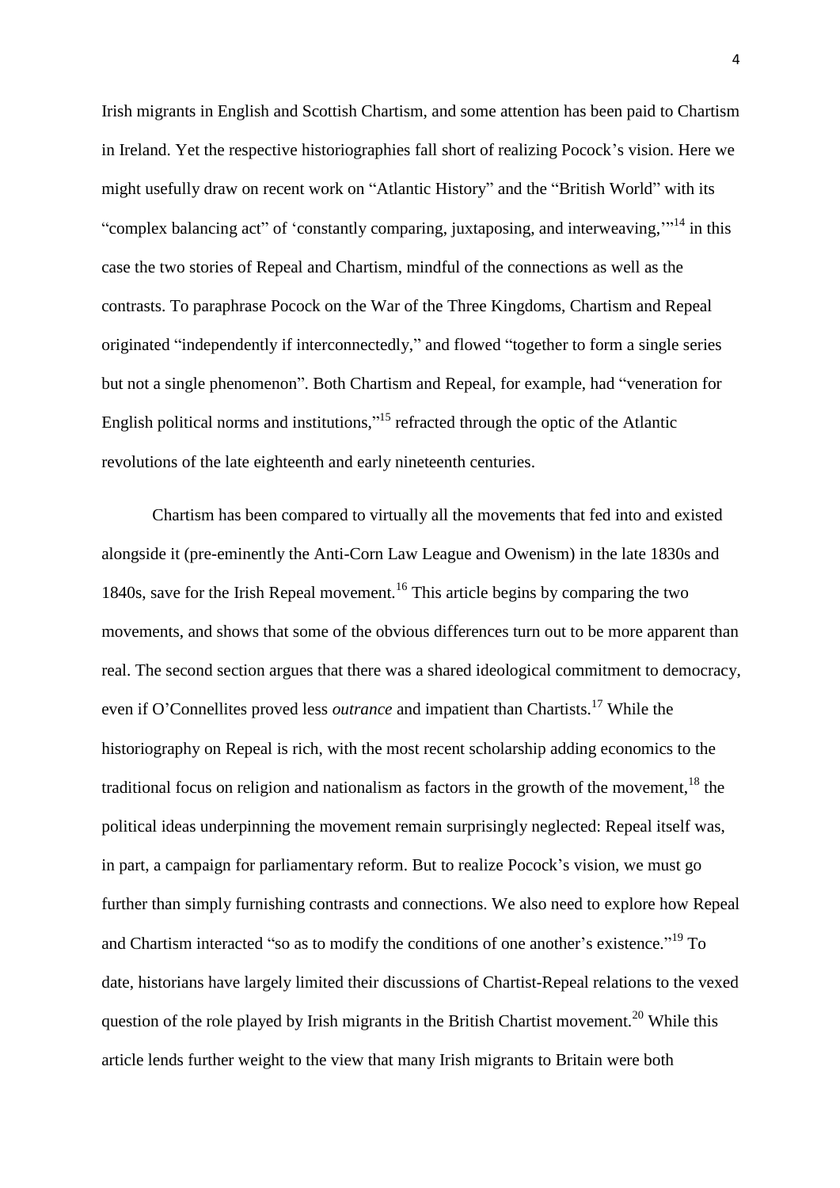Irish migrants in English and Scottish Chartism, and some attention has been paid to Chartism in Ireland. Yet the respective historiographies fall short of realizing Pocock's vision. Here we might usefully draw on recent work on "Atlantic History" and the "British World" with its "complex balancing act" of 'constantly comparing, juxtaposing, and interweaving,'"[14] in this case the two stories of Repeal and Chartism, mindful of the connections as well as the contrasts. To paraphrase Pocock on the War of the Three Kingdoms, Chartism and Repeal originated "independently if interconnectedly," and flowed "together to form a single series but not a single phenomenon". Both Chartism and Repeal, for example, had "veneration for English political norms and institutions,"[15] refracted through the optic of the Atlantic revolutions of the late eighteenth and early nineteenth centuries.

Chartism has been compared to virtually all the movements that fed into and existed alongside it (pre-eminently the Anti-Corn Law League and Owenism) in the late 1830s and 1840s, save for the Irish Repeal movement.[16] This article begins by comparing the two movements, and shows that some of the obvious differences turn out to be more apparent than real. The second section argues that there was a shared ideological commitment to democracy, even if O'Connellites proved less *outrance* and impatient than Chartists.[17] While the historiography on Repeal is rich, with the most recent scholarship adding economics to the traditional focus on religion and nationalism as factors in the growth of the movement,[18] the political ideas underpinning the movement remain surprisingly neglected: Repeal itself was, in part, a campaign for parliamentary reform. But to realize Pocock's vision, we must go further than simply furnishing contrasts and connections. We also need to explore how Repeal and Chartism interacted "so as to modify the conditions of one another's existence."[19] To date, historians have largely limited their discussions of Chartist-Repeal relations to the vexed question of the role played by Irish migrants in the British Chartist movement.[20] While this article lends further weight to the view that many Irish migrants to Britain were both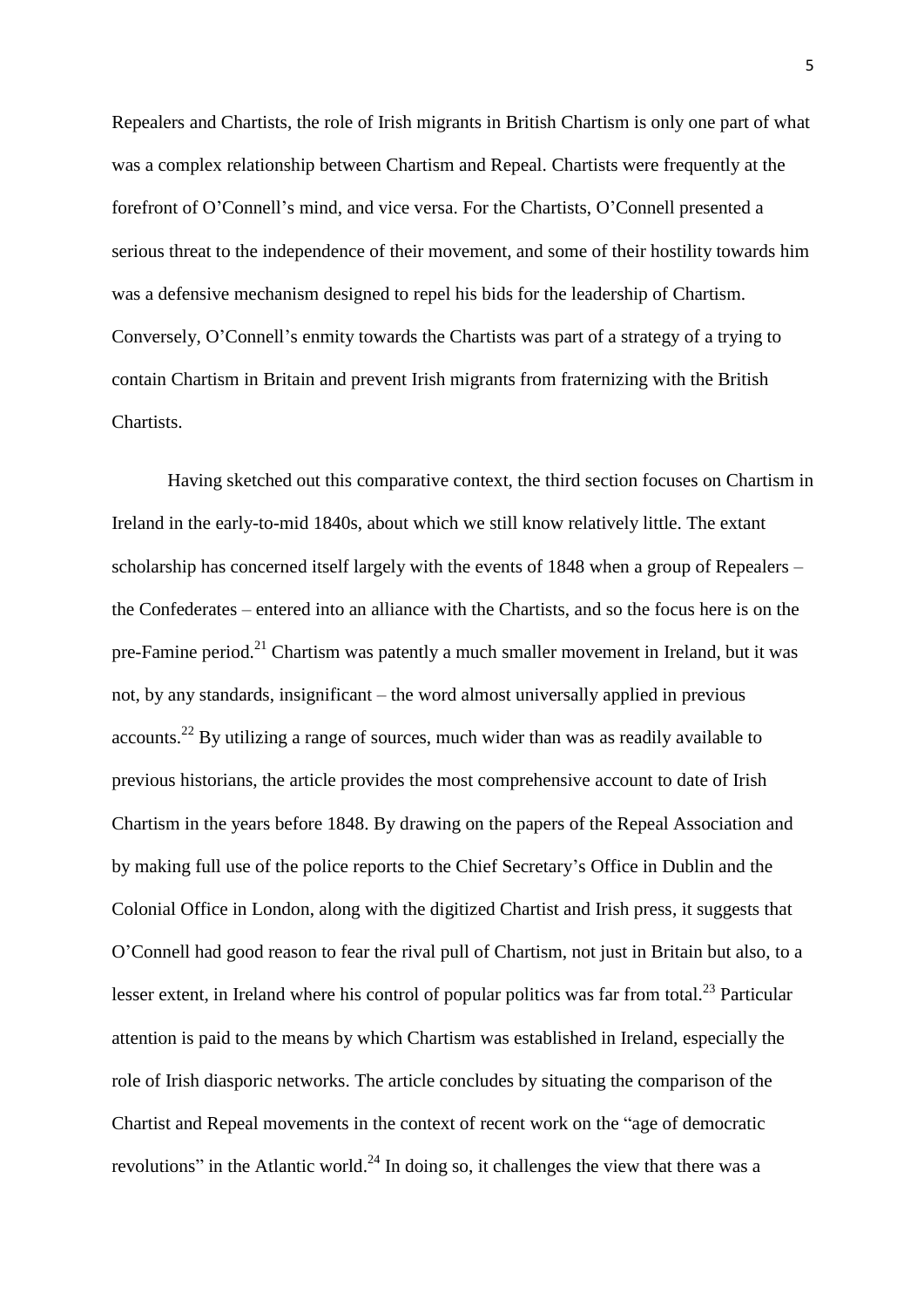Repealers and Chartists, the role of Irish migrants in British Chartism is only one part of what was a complex relationship between Chartism and Repeal. Chartists were frequently at the forefront of O'Connell's mind, and vice versa. For the Chartists, O'Connell presented a serious threat to the independence of their movement, and some of their hostility towards him was a defensive mechanism designed to repel his bids for the leadership of Chartism. Conversely, O'Connell's enmity towards the Chartists was part of a strategy of a trying to contain Chartism in Britain and prevent Irish migrants from fraternizing with the British Chartists.

Having sketched out this comparative context, the third section focuses on Chartism in Ireland in the early-to-mid 1840s, about which we still know relatively little. The extant scholarship has concerned itself largely with the events of 1848 when a group of Repealers – the Confederates – entered into an alliance with the Chartists, and so the focus here is on the pre-Famine period.[21] Chartism was patently a much smaller movement in Ireland, but it was not, by any standards, insignificant – the word almost universally applied in previous accounts.[22] By utilizing a range of sources, much wider than was as readily available to previous historians, the article provides the most comprehensive account to date of Irish Chartism in the years before 1848. By drawing on the papers of the Repeal Association and by making full use of the police reports to the Chief Secretary's Office in Dublin and the Colonial Office in London, along with the digitized Chartist and Irish press, it suggests that O'Connell had good reason to fear the rival pull of Chartism, not just in Britain but also, to a lesser extent, in Ireland where his control of popular politics was far from total.[23] Particular attention is paid to the means by which Chartism was established in Ireland, especially the role of Irish diasporic networks. The article concludes by situating the comparison of the Chartist and Repeal movements in the context of recent work on the "age of democratic revolutions" in the Atlantic world.[24] In doing so, it challenges the view that there was a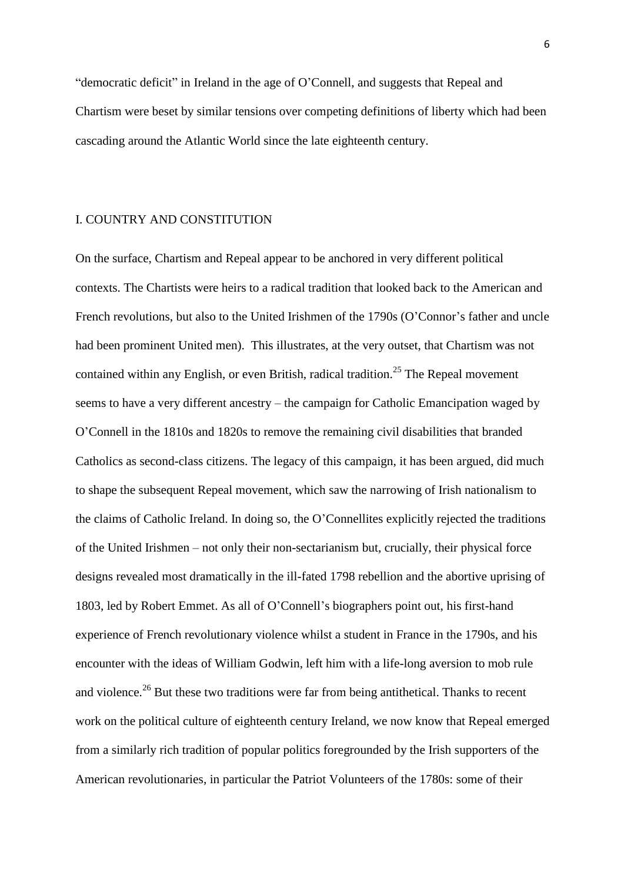"democratic deficit" in Ireland in the age of O'Connell, and suggests that Repeal and Chartism were beset by similar tensions over competing definitions of liberty which had been cascading around the Atlantic World since the late eighteenth century.

## I. COUNTRY AND CONSTITUTION

On the surface, Chartism and Repeal appear to be anchored in very different political contexts. The Chartists were heirs to a radical tradition that looked back to the American and French revolutions, but also to the United Irishmen of the 1790s (O'Connor's father and uncle had been prominent United men). This illustrates, at the very outset, that Chartism was not contained within any English, or even British, radical tradition.[25] The Repeal movement seems to have a very different ancestry – the campaign for Catholic Emancipation waged by O'Connell in the 1810s and 1820s to remove the remaining civil disabilities that branded Catholics as second-class citizens. The legacy of this campaign, it has been argued, did much to shape the subsequent Repeal movement, which saw the narrowing of Irish nationalism to the claims of Catholic Ireland. In doing so, the O'Connellites explicitly rejected the traditions of the United Irishmen – not only their non-sectarianism but, crucially, their physical force designs revealed most dramatically in the ill-fated 1798 rebellion and the abortive uprising of 1803, led by Robert Emmet. As all of O'Connell's biographers point out, his first-hand experience of French revolutionary violence whilst a student in France in the 1790s, and his encounter with the ideas of William Godwin, left him with a life-long aversion to mob rule and violence.[26] But these two traditions were far from being antithetical. Thanks to recent work on the political culture of eighteenth century Ireland, we now know that Repeal emerged from a similarly rich tradition of popular politics foregrounded by the Irish supporters of the American revolutionaries, in particular the Patriot Volunteers of the 1780s: some of their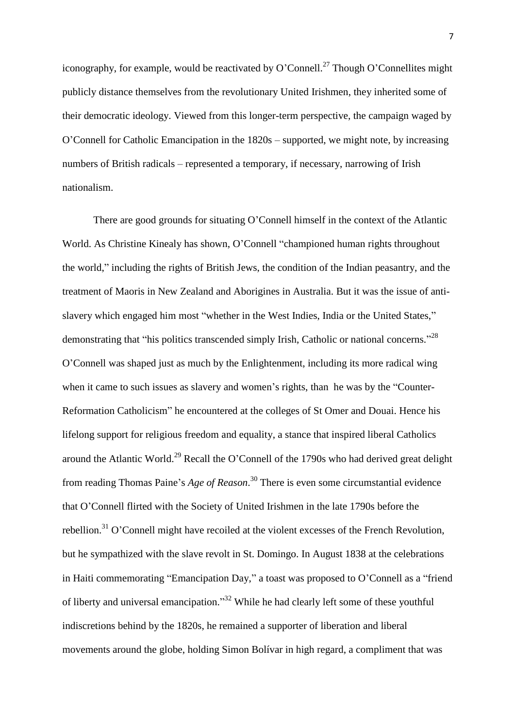iconography, for example, would be reactivated by O'Connell.[27] Though O'Connellites might publicly distance themselves from the revolutionary United Irishmen, they inherited some of their democratic ideology. Viewed from this longer-term perspective, the campaign waged by O'Connell for Catholic Emancipation in the 1820s – supported, we might note, by increasing numbers of British radicals – represented a temporary, if necessary, narrowing of Irish nationalism.

There are good grounds for situating O'Connell himself in the context of the Atlantic World. As Christine Kinealy has shown, O'Connell "championed human rights throughout the world," including the rights of British Jews, the condition of the Indian peasantry, and the treatment of Maoris in New Zealand and Aborigines in Australia. But it was the issue of anti-slavery which engaged him most "whether in the West Indies, India or the United States," demonstrating that "his politics transcended simply Irish, Catholic or national concerns."[28] O'Connell was shaped just as much by the Enlightenment, including its more radical wing when it came to such issues as slavery and women's rights, than he was by the "Counter-Reformation Catholicism" he encountered at the colleges of St Omer and Douai. Hence his lifelong support for religious freedom and equality, a stance that inspired liberal Catholics around the Atlantic World.[29] Recall the O'Connell of the 1790s who had derived great delight from reading Thomas Paine's *Age of Reason*.[30] There is even some circumstantial evidence that O'Connell flirted with the Society of United Irishmen in the late 1790s before the rebellion.[31] O'Connell might have recoiled at the violent excesses of the French Revolution, but he sympathized with the slave revolt in St. Domingo. In August 1838 at the celebrations in Haiti commemorating "Emancipation Day," a toast was proposed to O'Connell as a "friend of liberty and universal emancipation."[32] While he had clearly left some of these youthful indiscretions behind by the 1820s, he remained a supporter of liberation and liberal movements around the globe, holding Simon Bolívar in high regard, a compliment that was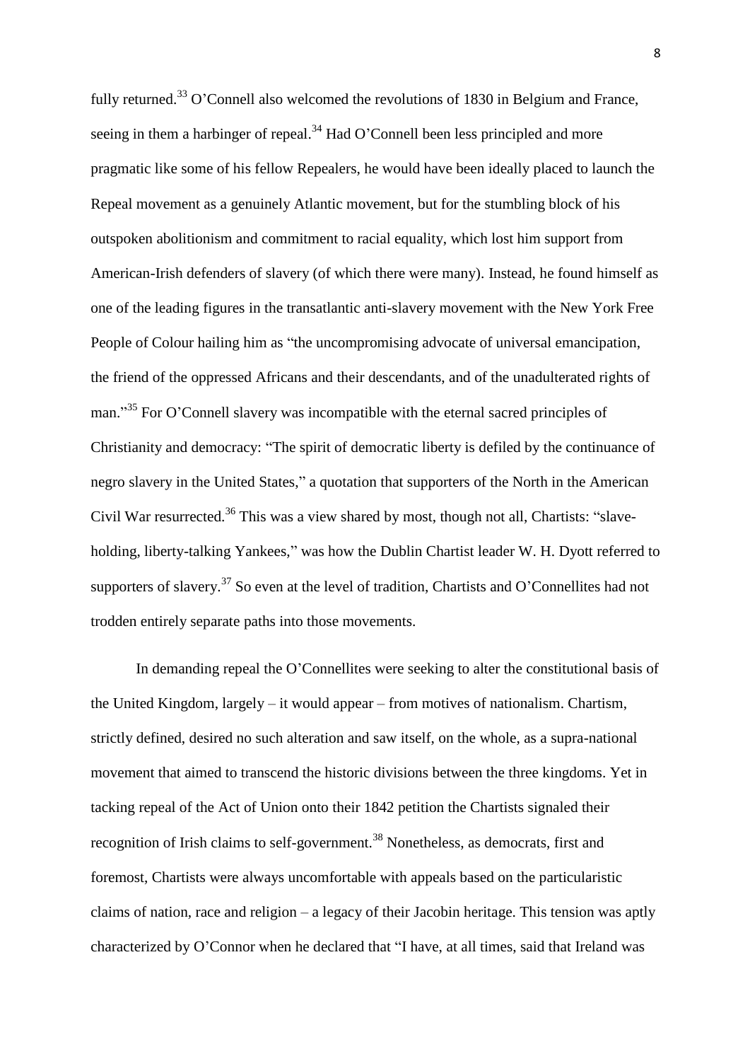fully returned.[33] O'Connell also welcomed the revolutions of 1830 in Belgium and France, seeing in them a harbinger of repeal.[34] Had O'Connell been less principled and more pragmatic like some of his fellow Repealers, he would have been ideally placed to launch the Repeal movement as a genuinely Atlantic movement, but for the stumbling block of his outspoken abolitionism and commitment to racial equality, which lost him support from American-Irish defenders of slavery (of which there were many). Instead, he found himself as one of the leading figures in the transatlantic anti-slavery movement with the New York Free People of Colour hailing him as "the uncompromising advocate of universal emancipation, the friend of the oppressed Africans and their descendants, and of the unadulterated rights of man."[35] For O'Connell slavery was incompatible with the eternal sacred principles of Christianity and democracy: "The spirit of democratic liberty is defiled by the continuance of negro slavery in the United States," a quotation that supporters of the North in the American Civil War resurrected.[36] This was a view shared by most, though not all, Chartists: "slave-holding, liberty-talking Yankees," was how the Dublin Chartist leader W. H. Dyott referred to supporters of slavery.[37] So even at the level of tradition, Chartists and O'Connellites had not trodden entirely separate paths into those movements.

In demanding repeal the O'Connellites were seeking to alter the constitutional basis of the United Kingdom, largely – it would appear – from motives of nationalism. Chartism, strictly defined, desired no such alteration and saw itself, on the whole, as a supra-national movement that aimed to transcend the historic divisions between the three kingdoms. Yet in tacking repeal of the Act of Union onto their 1842 petition the Chartists signaled their recognition of Irish claims to self-government.[38] Nonetheless, as democrats, first and foremost, Chartists were always uncomfortable with appeals based on the particularistic claims of nation, race and religion – a legacy of their Jacobin heritage. This tension was aptly characterized by O'Connor when he declared that "I have, at all times, said that Ireland was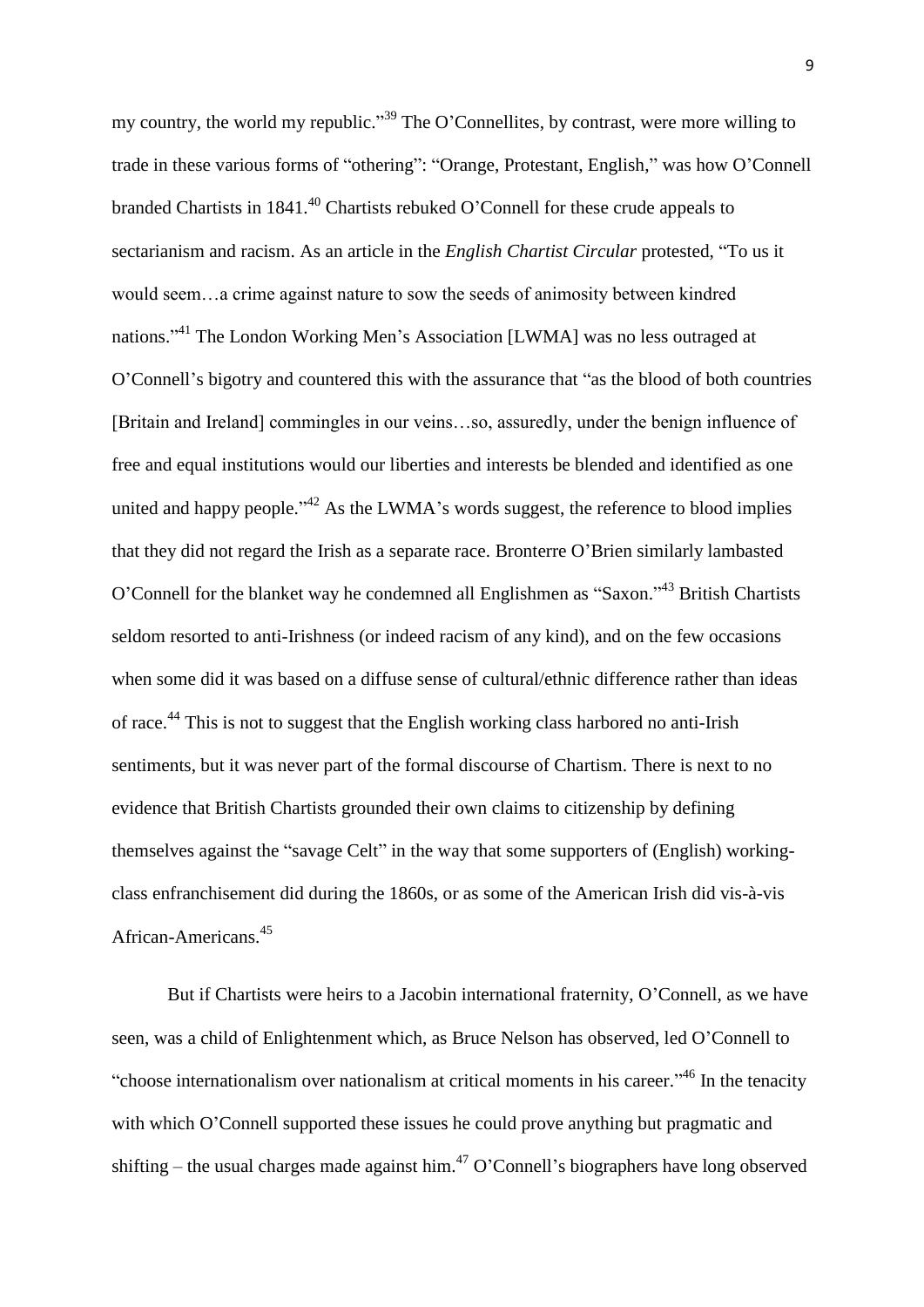my country, the world my republic."[39] The O'Connellites, by contrast, were more willing to trade in these various forms of "othering": "Orange, Protestant, English," was how O'Connell branded Chartists in 1841.[40] Chartists rebuked O'Connell for these crude appeals to sectarianism and racism. As an article in the *English Chartist Circular* protested, "To us it would seem…a crime against nature to sow the seeds of animosity between kindred nations."[41] The London Working Men's Association [LWMA] was no less outraged at O'Connell's bigotry and countered this with the assurance that "as the blood of both countries [Britain and Ireland] commingles in our veins…so, assuredly, under the benign influence of free and equal institutions would our liberties and interests be blended and identified as one united and happy people."[42] As the LWMA's words suggest, the reference to blood implies that they did not regard the Irish as a separate race. Bronterre O'Brien similarly lambasted O'Connell for the blanket way he condemned all Englishmen as "Saxon."[43] British Chartists seldom resorted to anti-Irishness (or indeed racism of any kind), and on the few occasions when some did it was based on a diffuse sense of cultural/ethnic difference rather than ideas of race.[44] This is not to suggest that the English working class harbored no anti-Irish sentiments, but it was never part of the formal discourse of Chartism. There is next to no evidence that British Chartists grounded their own claims to citizenship by defining themselves against the "savage Celt" in the way that some supporters of (English) working-class enfranchisement did during the 1860s, or as some of the American Irish did vis-à-vis African-Americans.[45]

But if Chartists were heirs to a Jacobin international fraternity, O'Connell, as we have seen, was a child of Enlightenment which, as Bruce Nelson has observed, led O'Connell to "choose internationalism over nationalism at critical moments in his career."[46] In the tenacity with which O'Connell supported these issues he could prove anything but pragmatic and shifting – the usual charges made against him.[47] O'Connell's biographers have long observed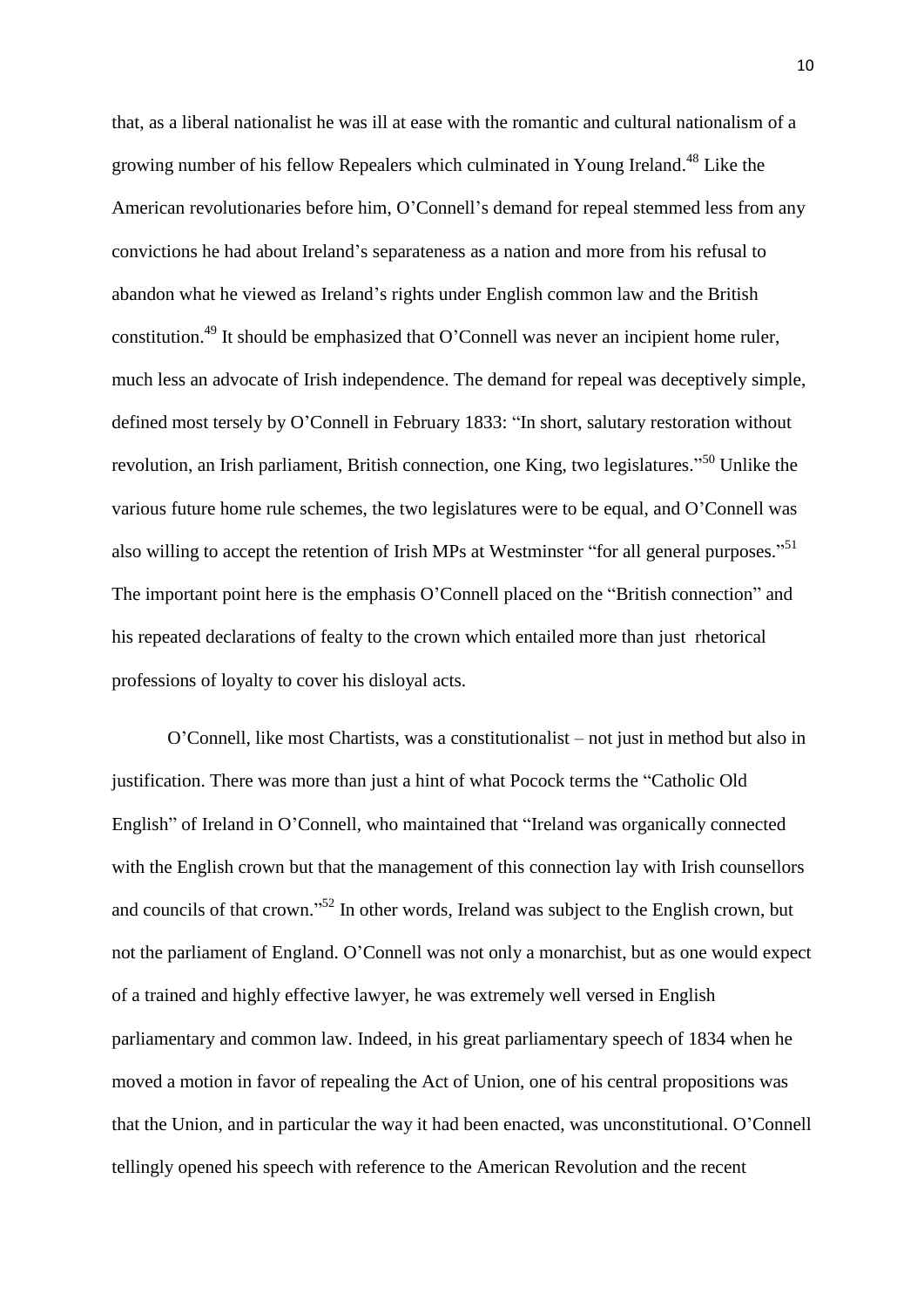that, as a liberal nationalist he was ill at ease with the romantic and cultural nationalism of a growing number of his fellow Repealers which culminated in Young Ireland.[48] Like the American revolutionaries before him, O'Connell's demand for repeal stemmed less from any convictions he had about Ireland's separateness as a nation and more from his refusal to abandon what he viewed as Ireland's rights under English common law and the British constitution.[49] It should be emphasized that O'Connell was never an incipient home ruler, much less an advocate of Irish independence. The demand for repeal was deceptively simple, defined most tersely by O'Connell in February 1833: "In short, salutary restoration without revolution, an Irish parliament, British connection, one King, two legislatures."[50] Unlike the various future home rule schemes, the two legislatures were to be equal, and O'Connell was also willing to accept the retention of Irish MPs at Westminster "for all general purposes."[51] The important point here is the emphasis O'Connell placed on the "British connection" and his repeated declarations of fealty to the crown which entailed more than just rhetorical professions of loyalty to cover his disloyal acts.

O'Connell, like most Chartists, was a constitutionalist – not just in method but also in justification. There was more than just a hint of what Pocock terms the "Catholic Old English" of Ireland in O'Connell, who maintained that "Ireland was organically connected with the English crown but that the management of this connection lay with Irish counsellors and councils of that crown."[52] In other words, Ireland was subject to the English crown, but not the parliament of England. O'Connell was not only a monarchist, but as one would expect of a trained and highly effective lawyer, he was extremely well versed in English parliamentary and common law. Indeed, in his great parliamentary speech of 1834 when he moved a motion in favor of repealing the Act of Union, one of his central propositions was that the Union, and in particular the way it had been enacted, was unconstitutional. O'Connell tellingly opened his speech with reference to the American Revolution and the recent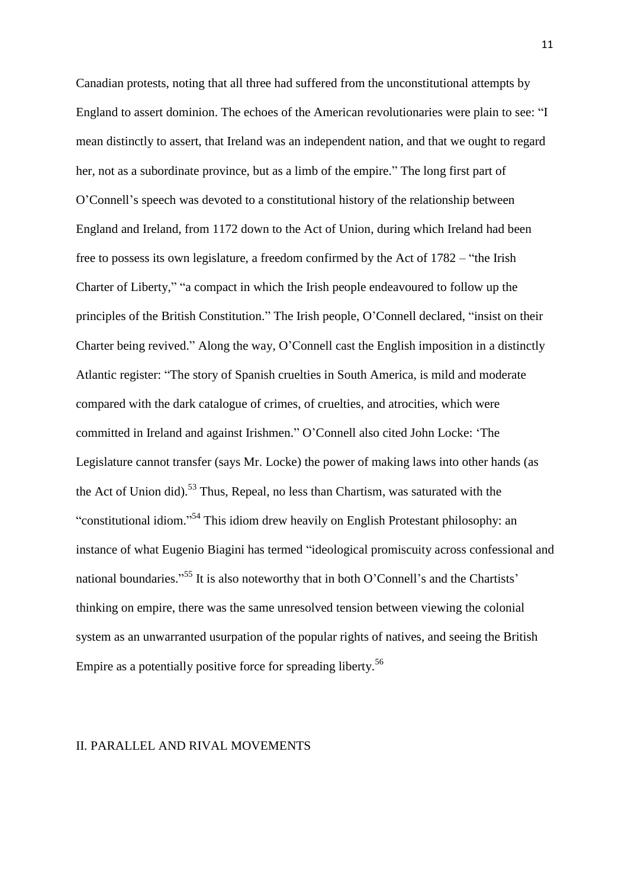Canadian protests, noting that all three had suffered from the unconstitutional attempts by England to assert dominion. The echoes of the American revolutionaries were plain to see: "I mean distinctly to assert, that Ireland was an independent nation, and that we ought to regard her, not as a subordinate province, but as a limb of the empire." The long first part of O'Connell's speech was devoted to a constitutional history of the relationship between England and Ireland, from 1172 down to the Act of Union, during which Ireland had been free to possess its own legislature, a freedom confirmed by the Act of 1782 – "the Irish Charter of Liberty," "a compact in which the Irish people endeavoured to follow up the principles of the British Constitution." The Irish people, O'Connell declared, "insist on their Charter being revived." Along the way, O'Connell cast the English imposition in a distinctly Atlantic register: "The story of Spanish cruelties in South America, is mild and moderate compared with the dark catalogue of crimes, of cruelties, and atrocities, which were committed in Ireland and against Irishmen." O'Connell also cited John Locke: 'The Legislature cannot transfer (says Mr. Locke) the power of making laws into other hands (as the Act of Union did).[53] Thus, Repeal, no less than Chartism, was saturated with the "constitutional idiom."[54] This idiom drew heavily on English Protestant philosophy: an instance of what Eugenio Biagini has termed "ideological promiscuity across confessional and national boundaries."[55] It is also noteworthy that in both O'Connell's and the Chartists' thinking on empire, there was the same unresolved tension between viewing the colonial system as an unwarranted usurpation of the popular rights of natives, and seeing the British Empire as a potentially positive force for spreading liberty.[56]

## II. PARALLEL AND RIVAL MOVEMENTS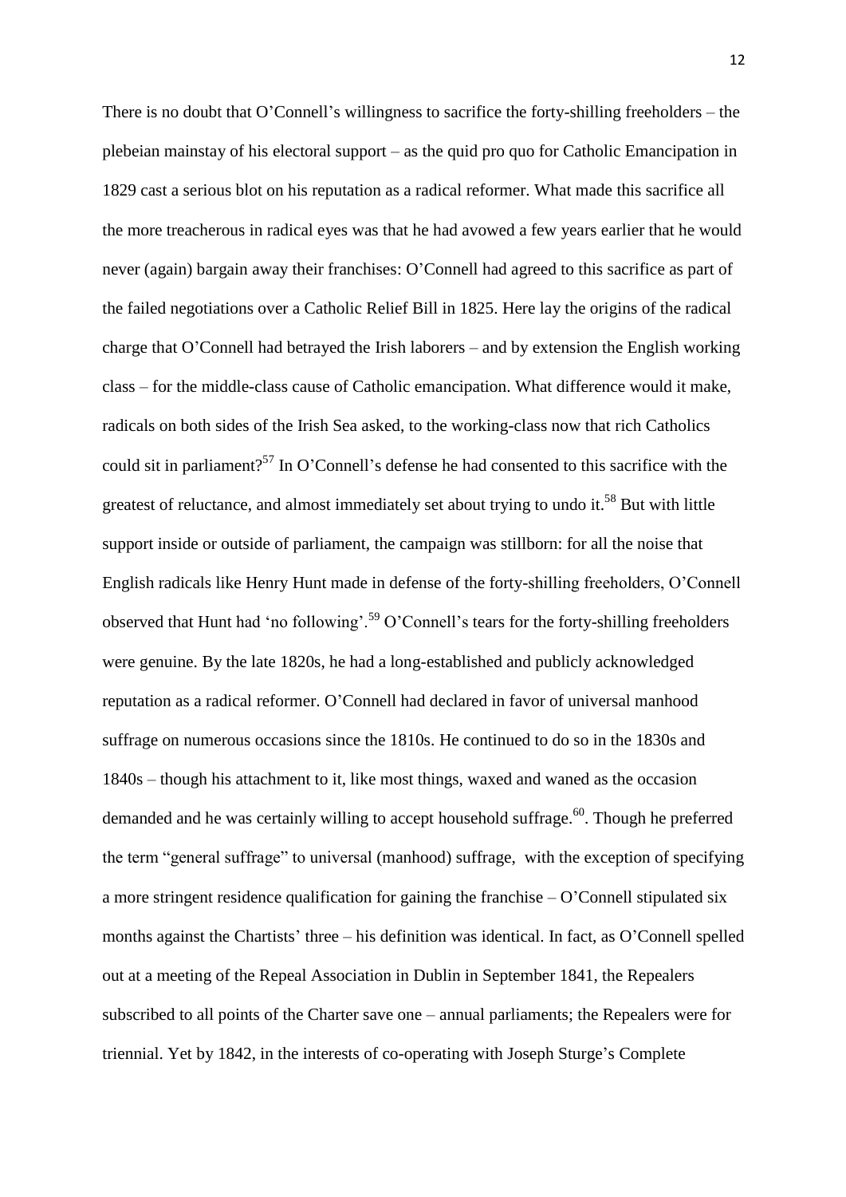There is no doubt that O'Connell's willingness to sacrifice the forty-shilling freeholders – the plebeian mainstay of his electoral support – as the quid pro quo for Catholic Emancipation in 1829 cast a serious blot on his reputation as a radical reformer. What made this sacrifice all the more treacherous in radical eyes was that he had avowed a few years earlier that he would never (again) bargain away their franchises: O'Connell had agreed to this sacrifice as part of the failed negotiations over a Catholic Relief Bill in 1825. Here lay the origins of the radical charge that O'Connell had betrayed the Irish laborers – and by extension the English working class – for the middle-class cause of Catholic emancipation. What difference would it make, radicals on both sides of the Irish Sea asked, to the working-class now that rich Catholics could sit in parliament?[57] In O'Connell's defense he had consented to this sacrifice with the greatest of reluctance, and almost immediately set about trying to undo it.[58] But with little support inside or outside of parliament, the campaign was stillborn: for all the noise that English radicals like Henry Hunt made in defense of the forty-shilling freeholders, O'Connell observed that Hunt had 'no following'.[59] O'Connell's tears for the forty-shilling freeholders were genuine. By the late 1820s, he had a long-established and publicly acknowledged reputation as a radical reformer. O'Connell had declared in favor of universal manhood suffrage on numerous occasions since the 1810s. He continued to do so in the 1830s and 1840s – though his attachment to it, like most things, waxed and waned as the occasion demanded and he was certainly willing to accept household suffrage.[60]. Though he preferred the term "general suffrage" to universal (manhood) suffrage, with the exception of specifying a more stringent residence qualification for gaining the franchise – O'Connell stipulated six months against the Chartists' three – his definition was identical. In fact, as O'Connell spelled out at a meeting of the Repeal Association in Dublin in September 1841, the Repealers subscribed to all points of the Charter save one – annual parliaments; the Repealers were for triennial. Yet by 1842, in the interests of co-operating with Joseph Sturge's Complete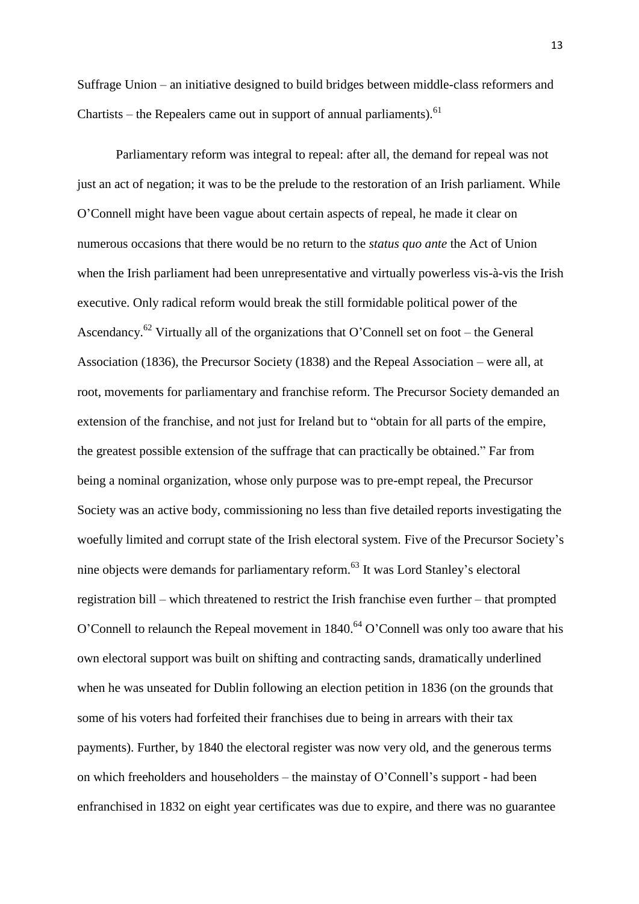Suffrage Union – an initiative designed to build bridges between middle-class reformers and Chartists – the Repealers came out in support of annual parliaments).[61]

Parliamentary reform was integral to repeal: after all, the demand for repeal was not just an act of negation; it was to be the prelude to the restoration of an Irish parliament. While O'Connell might have been vague about certain aspects of repeal, he made it clear on numerous occasions that there would be no return to the *status quo ante* the Act of Union when the Irish parliament had been unrepresentative and virtually powerless vis-à-vis the Irish executive. Only radical reform would break the still formidable political power of the Ascendancy.[62] Virtually all of the organizations that O'Connell set on foot – the General Association (1836), the Precursor Society (1838) and the Repeal Association – were all, at root, movements for parliamentary and franchise reform. The Precursor Society demanded an extension of the franchise, and not just for Ireland but to "obtain for all parts of the empire, the greatest possible extension of the suffrage that can practically be obtained." Far from being a nominal organization, whose only purpose was to pre-empt repeal, the Precursor Society was an active body, commissioning no less than five detailed reports investigating the woefully limited and corrupt state of the Irish electoral system. Five of the Precursor Society's nine objects were demands for parliamentary reform.[63] It was Lord Stanley's electoral registration bill – which threatened to restrict the Irish franchise even further – that prompted O'Connell to relaunch the Repeal movement in 1840.[64] O'Connell was only too aware that his own electoral support was built on shifting and contracting sands, dramatically underlined when he was unseated for Dublin following an election petition in 1836 (on the grounds that some of his voters had forfeited their franchises due to being in arrears with their tax payments). Further, by 1840 the electoral register was now very old, and the generous terms on which freeholders and householders – the mainstay of O'Connell's support - had been enfranchised in 1832 on eight year certificates was due to expire, and there was no guarantee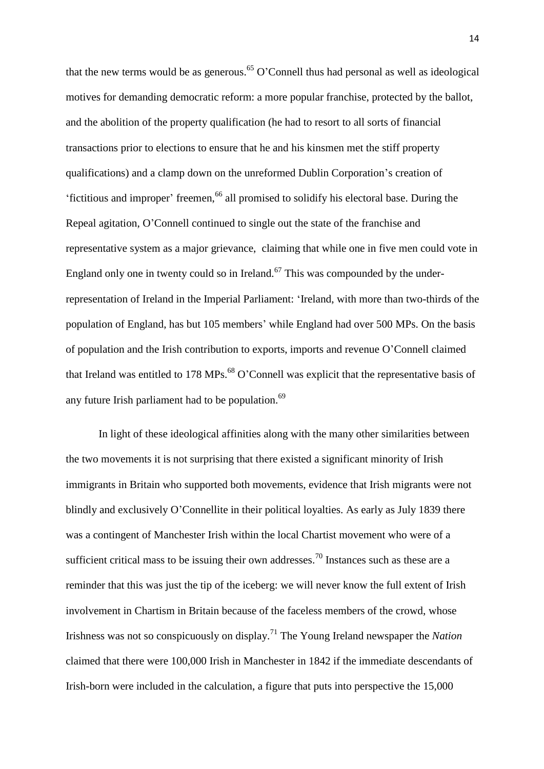that the new terms would be as generous.[65] O'Connell thus had personal as well as ideological motives for demanding democratic reform: a more popular franchise, protected by the ballot, and the abolition of the property qualification (he had to resort to all sorts of financial transactions prior to elections to ensure that he and his kinsmen met the stiff property qualifications) and a clamp down on the unreformed Dublin Corporation's creation of 'fictitious and improper' freemen,[66] all promised to solidify his electoral base. During the Repeal agitation, O'Connell continued to single out the state of the franchise and representative system as a major grievance, claiming that while one in five men could vote in England only one in twenty could so in Ireland.[67] This was compounded by the under-representation of Ireland in the Imperial Parliament: 'Ireland, with more than two-thirds of the population of England, has but 105 members' while England had over 500 MPs. On the basis of population and the Irish contribution to exports, imports and revenue O'Connell claimed that Ireland was entitled to 178 MPs.[68] O'Connell was explicit that the representative basis of any future Irish parliament had to be population.[69]

In light of these ideological affinities along with the many other similarities between the two movements it is not surprising that there existed a significant minority of Irish immigrants in Britain who supported both movements, evidence that Irish migrants were not blindly and exclusively O'Connellite in their political loyalties. As early as July 1839 there was a contingent of Manchester Irish within the local Chartist movement who were of a sufficient critical mass to be issuing their own addresses.[70] Instances such as these are a reminder that this was just the tip of the iceberg: we will never know the full extent of Irish involvement in Chartism in Britain because of the faceless members of the crowd, whose Irishness was not so conspicuously on display.[71] The Young Ireland newspaper the *Nation* claimed that there were 100,000 Irish in Manchester in 1842 if the immediate descendants of Irish-born were included in the calculation, a figure that puts into perspective the 15,000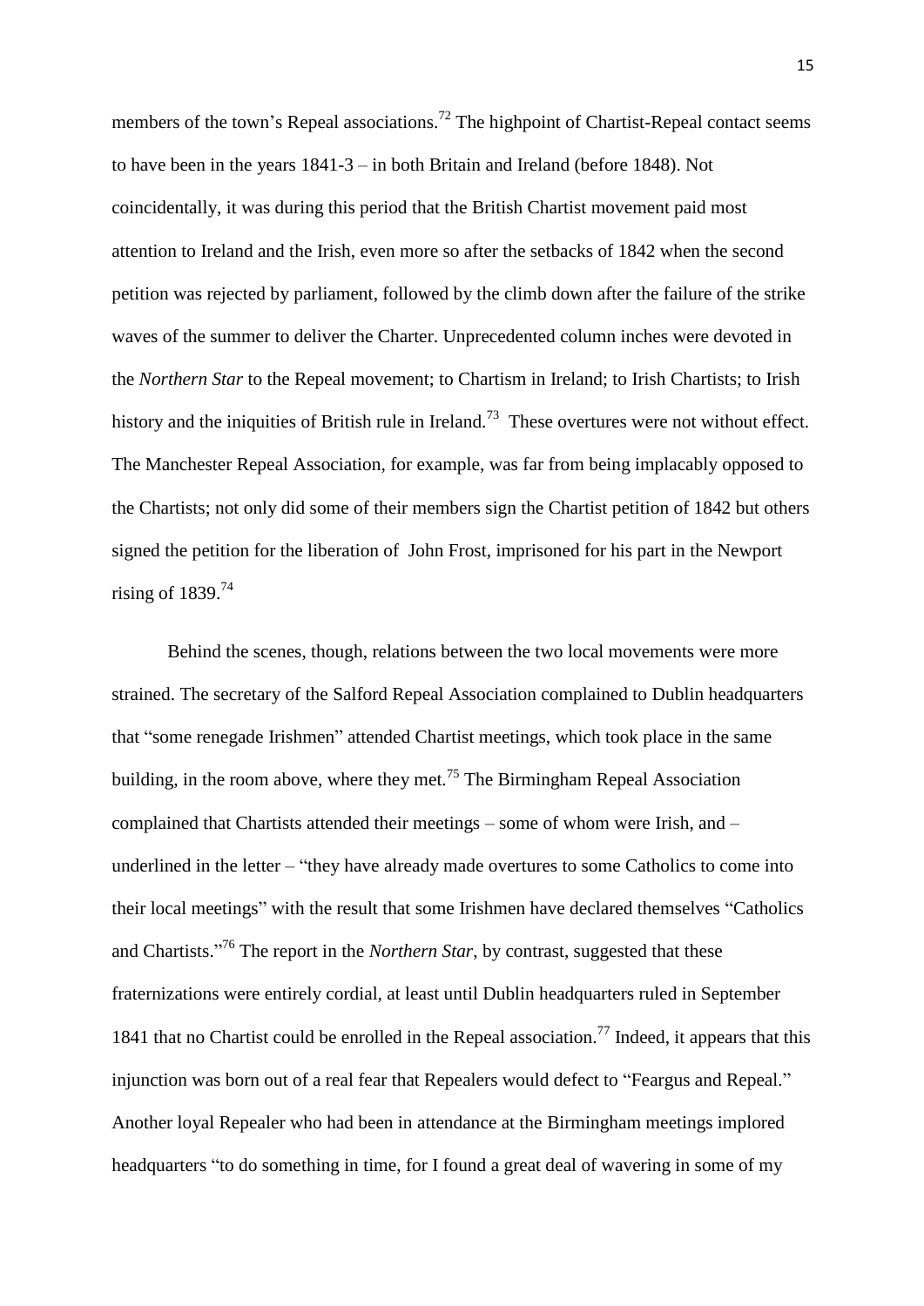members of the town's Repeal associations.[72] The highpoint of Chartist-Repeal contact seems to have been in the years 1841-3 – in both Britain and Ireland (before 1848). Not coincidentally, it was during this period that the British Chartist movement paid most attention to Ireland and the Irish, even more so after the setbacks of 1842 when the second petition was rejected by parliament, followed by the climb down after the failure of the strike waves of the summer to deliver the Charter. Unprecedented column inches were devoted in the *Northern Star* to the Repeal movement; to Chartism in Ireland; to Irish Chartists; to Irish history and the iniquities of British rule in Ireland.[73] These overtures were not without effect. The Manchester Repeal Association, for example, was far from being implacably opposed to the Chartists; not only did some of their members sign the Chartist petition of 1842 but others signed the petition for the liberation of John Frost, imprisoned for his part in the Newport rising of 1839.[74]

Behind the scenes, though, relations between the two local movements were more strained. The secretary of the Salford Repeal Association complained to Dublin headquarters that "some renegade Irishmen" attended Chartist meetings, which took place in the same building, in the room above, where they met.[75] The Birmingham Repeal Association complained that Chartists attended their meetings – some of whom were Irish, and – underlined in the letter – "they have already made overtures to some Catholics to come into their local meetings" with the result that some Irishmen have declared themselves "Catholics and Chartists."[76] The report in the *Northern Star*, by contrast, suggested that these fraternizations were entirely cordial, at least until Dublin headquarters ruled in September 1841 that no Chartist could be enrolled in the Repeal association.[77] Indeed, it appears that this injunction was born out of a real fear that Repealers would defect to "Feargus and Repeal." Another loyal Repealer who had been in attendance at the Birmingham meetings implored headquarters "to do something in time, for I found a great deal of wavering in some of my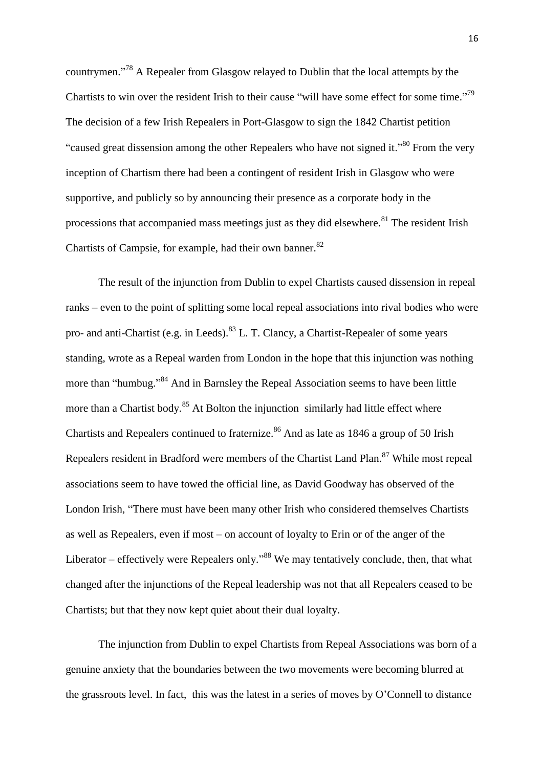countrymen."[78] A Repealer from Glasgow relayed to Dublin that the local attempts by the Chartists to win over the resident Irish to their cause "will have some effect for some time."[79] The decision of a few Irish Repealers in Port-Glasgow to sign the 1842 Chartist petition "caused great dissension among the other Repealers who have not signed it."[80] From the very inception of Chartism there had been a contingent of resident Irish in Glasgow who were supportive, and publicly so by announcing their presence as a corporate body in the processions that accompanied mass meetings just as they did elsewhere.[81] The resident Irish Chartists of Campsie, for example, had their own banner.[82]

The result of the injunction from Dublin to expel Chartists caused dissension in repeal ranks – even to the point of splitting some local repeal associations into rival bodies who were pro- and anti-Chartist (e.g. in Leeds).[83] L. T. Clancy, a Chartist-Repealer of some years standing, wrote as a Repeal warden from London in the hope that this injunction was nothing more than "humbug."[84] And in Barnsley the Repeal Association seems to have been little more than a Chartist body.[85] At Bolton the injunction similarly had little effect where Chartists and Repealers continued to fraternize.[86] And as late as 1846 a group of 50 Irish Repealers resident in Bradford were members of the Chartist Land Plan.[87] While most repeal associations seem to have towed the official line, as David Goodway has observed of the London Irish, "There must have been many other Irish who considered themselves Chartists as well as Repealers, even if most – on account of loyalty to Erin or of the anger of the Liberator – effectively were Repealers only."[88] We may tentatively conclude, then, that what changed after the injunctions of the Repeal leadership was not that all Repealers ceased to be Chartists; but that they now kept quiet about their dual loyalty.

The injunction from Dublin to expel Chartists from Repeal Associations was born of a genuine anxiety that the boundaries between the two movements were becoming blurred at the grassroots level. In fact, this was the latest in a series of moves by O'Connell to distance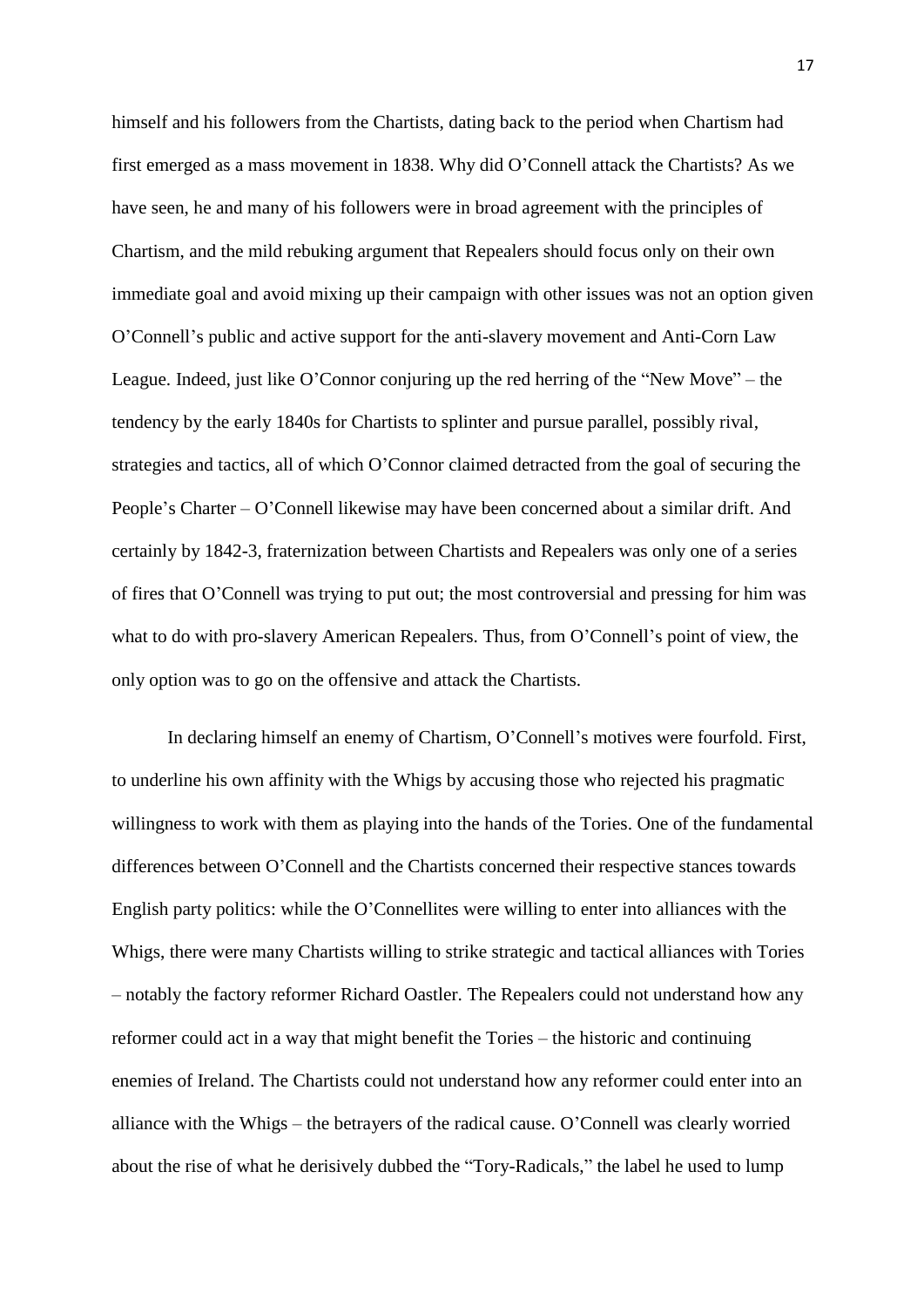himself and his followers from the Chartists, dating back to the period when Chartism had first emerged as a mass movement in 1838. Why did O'Connell attack the Chartists? As we have seen, he and many of his followers were in broad agreement with the principles of Chartism, and the mild rebuking argument that Repealers should focus only on their own immediate goal and avoid mixing up their campaign with other issues was not an option given O'Connell's public and active support for the anti-slavery movement and Anti-Corn Law League. Indeed, just like O'Connor conjuring up the red herring of the "New Move" – the tendency by the early 1840s for Chartists to splinter and pursue parallel, possibly rival, strategies and tactics, all of which O'Connor claimed detracted from the goal of securing the People's Charter – O'Connell likewise may have been concerned about a similar drift. And certainly by 1842-3, fraternization between Chartists and Repealers was only one of a series of fires that O'Connell was trying to put out; the most controversial and pressing for him was what to do with pro-slavery American Repealers. Thus, from O'Connell's point of view, the only option was to go on the offensive and attack the Chartists.

In declaring himself an enemy of Chartism, O'Connell's motives were fourfold. First, to underline his own affinity with the Whigs by accusing those who rejected his pragmatic willingness to work with them as playing into the hands of the Tories. One of the fundamental differences between O'Connell and the Chartists concerned their respective stances towards English party politics: while the O'Connellites were willing to enter into alliances with the Whigs, there were many Chartists willing to strike strategic and tactical alliances with Tories – notably the factory reformer Richard Oastler. The Repealers could not understand how any reformer could act in a way that might benefit the Tories – the historic and continuing enemies of Ireland. The Chartists could not understand how any reformer could enter into an alliance with the Whigs – the betrayers of the radical cause. O'Connell was clearly worried about the rise of what he derisively dubbed the "Tory-Radicals," the label he used to lump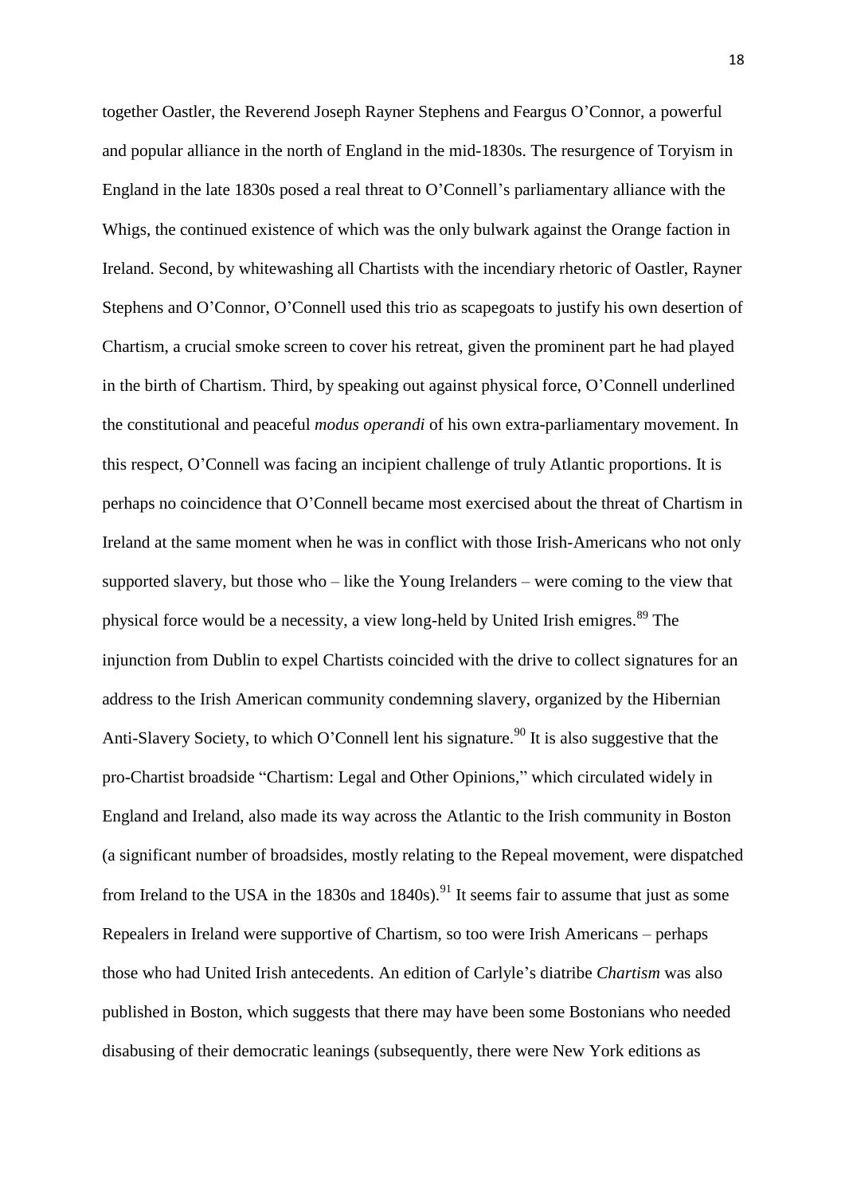together Oastler, the Reverend Joseph Rayner Stephens and Feargus O'Connor, a powerful and popular alliance in the north of England in the mid-1830s. The resurgence of Toryism in England in the late 1830s posed a real threat to O'Connell's parliamentary alliance with the Whigs, the continued existence of which was the only bulwark against the Orange faction in Ireland. Second, by whitewashing all Chartists with the incendiary rhetoric of Oastler, Rayner Stephens and O'Connor, O'Connell used this trio as scapegoats to justify his own desertion of Chartism, a crucial smoke screen to cover his retreat, given the prominent part he had played in the birth of Chartism. Third, by speaking out against physical force, O'Connell underlined the constitutional and peaceful *modus operandi* of his own extra-parliamentary movement. In this respect, O'Connell was facing an incipient challenge of truly Atlantic proportions. It is perhaps no coincidence that O'Connell became most exercised about the threat of Chartism in Ireland at the same moment when he was in conflict with those Irish-Americans who not only supported slavery, but those who – like the Young Irelanders – were coming to the view that physical force would be a necessity, a view long-held by United Irish emigres.[89] The injunction from Dublin to expel Chartists coincided with the drive to collect signatures for an address to the Irish American community condemning slavery, organized by the Hibernian Anti-Slavery Society, to which O'Connell lent his signature.[90] It is also suggestive that the pro-Chartist broadside "Chartism: Legal and Other Opinions," which circulated widely in England and Ireland, also made its way across the Atlantic to the Irish community in Boston (a significant number of broadsides, mostly relating to the Repeal movement, were dispatched from Ireland to the USA in the 1830s and 1840s).[91] It seems fair to assume that just as some Repealers in Ireland were supportive of Chartism, so too were Irish Americans – perhaps those who had United Irish antecedents. An edition of Carlyle's diatribe *Chartism* was also published in Boston, which suggests that there may have been some Bostonians who needed disabusing of their democratic leanings (subsequently, there were New York editions as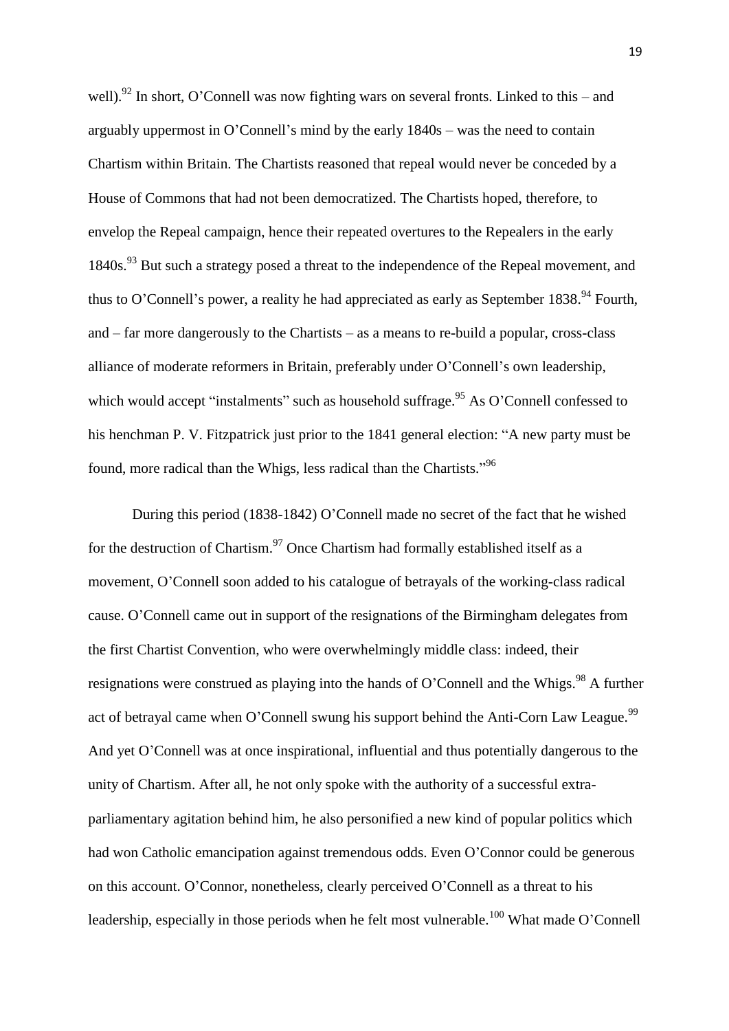well).[92] In short, O'Connell was now fighting wars on several fronts. Linked to this – and arguably uppermost in O'Connell's mind by the early 1840s – was the need to contain Chartism within Britain. The Chartists reasoned that repeal would never be conceded by a House of Commons that had not been democratized. The Chartists hoped, therefore, to envelop the Repeal campaign, hence their repeated overtures to the Repealers in the early 1840s.[93] But such a strategy posed a threat to the independence of the Repeal movement, and thus to O'Connell's power, a reality he had appreciated as early as September 1838.[94] Fourth, and – far more dangerously to the Chartists – as a means to re-build a popular, cross-class alliance of moderate reformers in Britain, preferably under O'Connell's own leadership, which would accept "instalments" such as household suffrage.[95] As O'Connell confessed to his henchman P. V. Fitzpatrick just prior to the 1841 general election: "A new party must be found, more radical than the Whigs, less radical than the Chartists."[96]

During this period (1838-1842) O'Connell made no secret of the fact that he wished for the destruction of Chartism.[97] Once Chartism had formally established itself as a movement, O'Connell soon added to his catalogue of betrayals of the working-class radical cause. O'Connell came out in support of the resignations of the Birmingham delegates from the first Chartist Convention, who were overwhelmingly middle class: indeed, their resignations were construed as playing into the hands of O'Connell and the Whigs.[98] A further act of betrayal came when O'Connell swung his support behind the Anti-Corn Law League.[99] And yet O'Connell was at once inspirational, influential and thus potentially dangerous to the unity of Chartism. After all, he not only spoke with the authority of a successful extra-parliamentary agitation behind him, he also personified a new kind of popular politics which had won Catholic emancipation against tremendous odds. Even O'Connor could be generous on this account. O'Connor, nonetheless, clearly perceived O'Connell as a threat to his leadership, especially in those periods when he felt most vulnerable.[100] What made O'Connell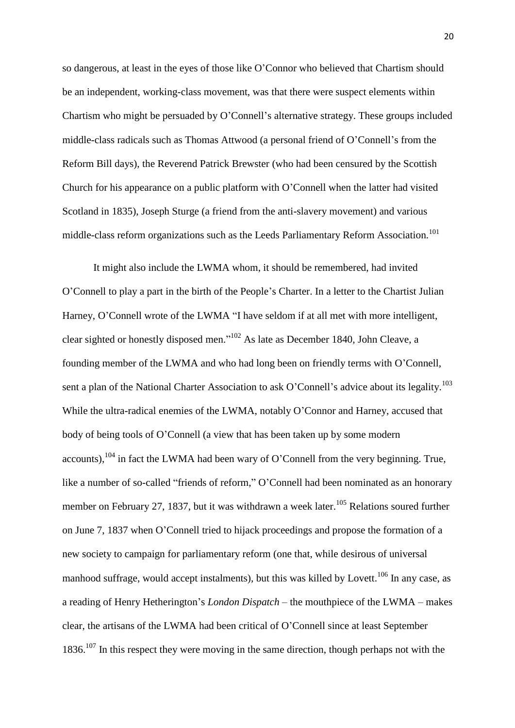so dangerous, at least in the eyes of those like O'Connor who believed that Chartism should be an independent, working-class movement, was that there were suspect elements within Chartism who might be persuaded by O'Connell's alternative strategy. These groups included middle-class radicals such as Thomas Attwood (a personal friend of O'Connell's from the Reform Bill days), the Reverend Patrick Brewster (who had been censured by the Scottish Church for his appearance on a public platform with O'Connell when the latter had visited Scotland in 1835), Joseph Sturge (a friend from the anti-slavery movement) and various middle-class reform organizations such as the Leeds Parliamentary Reform Association.[101]

It might also include the LWMA whom, it should be remembered, had invited O'Connell to play a part in the birth of the People's Charter. In a letter to the Chartist Julian Harney, O'Connell wrote of the LWMA "I have seldom if at all met with more intelligent, clear sighted or honestly disposed men."[102] As late as December 1840, John Cleave, a founding member of the LWMA and who had long been on friendly terms with O'Connell, sent a plan of the National Charter Association to ask O'Connell's advice about its legality.[103] While the ultra-radical enemies of the LWMA, notably O'Connor and Harney, accused that body of being tools of O'Connell (a view that has been taken up by some modern accounts),[104] in fact the LWMA had been wary of O'Connell from the very beginning. True, like a number of so-called "friends of reform," O'Connell had been nominated as an honorary member on February 27, 1837, but it was withdrawn a week later.[105] Relations soured further on June 7, 1837 when O'Connell tried to hijack proceedings and propose the formation of a new society to campaign for parliamentary reform (one that, while desirous of universal manhood suffrage, would accept instalments), but this was killed by Lovett.[106] In any case, as a reading of Henry Hetherington's *London Dispatch* – the mouthpiece of the LWMA – makes clear, the artisans of the LWMA had been critical of O'Connell since at least September 1836.[107] In this respect they were moving in the same direction, though perhaps not with the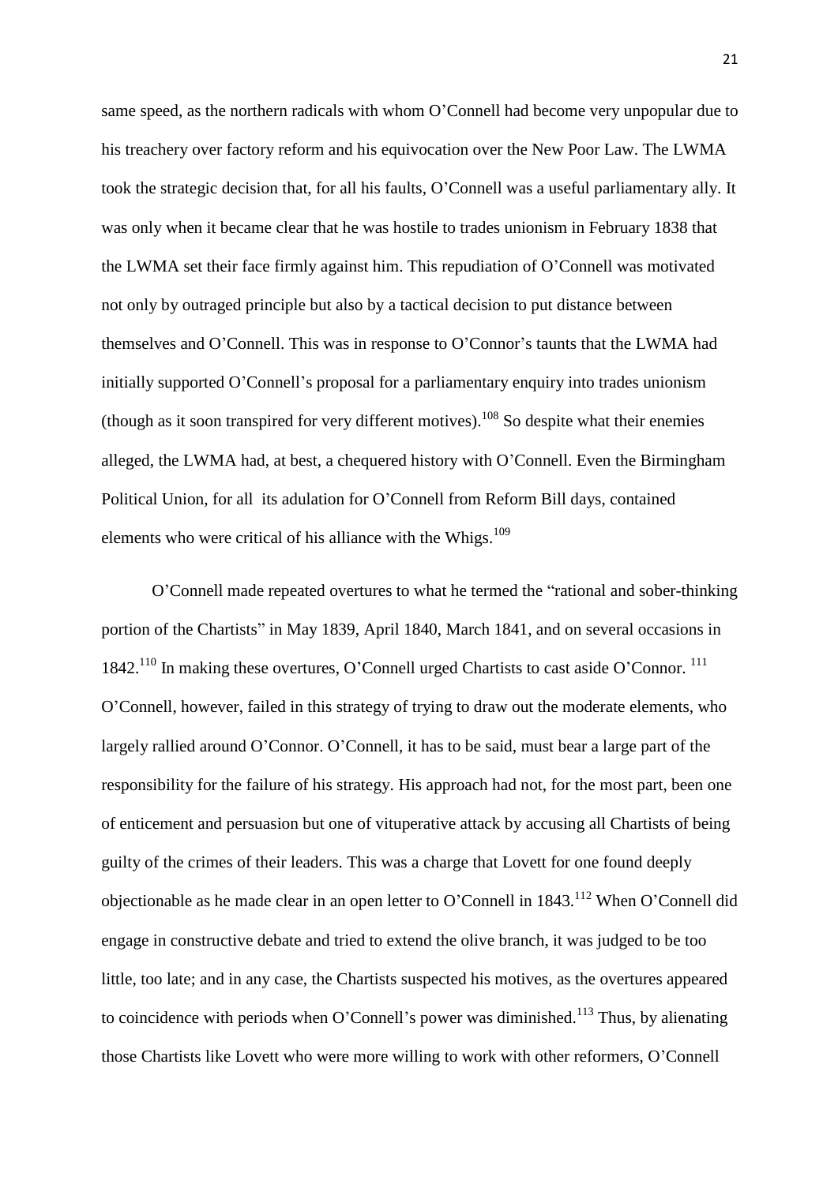same speed, as the northern radicals with whom O'Connell had become very unpopular due to his treachery over factory reform and his equivocation over the New Poor Law. The LWMA took the strategic decision that, for all his faults, O'Connell was a useful parliamentary ally. It was only when it became clear that he was hostile to trades unionism in February 1838 that the LWMA set their face firmly against him. This repudiation of O'Connell was motivated not only by outraged principle but also by a tactical decision to put distance between themselves and O'Connell. This was in response to O'Connor's taunts that the LWMA had initially supported O'Connell's proposal for a parliamentary enquiry into trades unionism (though as it soon transpired for very different motives).[108] So despite what their enemies alleged, the LWMA had, at best, a chequered history with O'Connell. Even the Birmingham Political Union, for all its adulation for O'Connell from Reform Bill days, contained elements who were critical of his alliance with the Whigs.[109]

O'Connell made repeated overtures to what he termed the "rational and sober-thinking portion of the Chartists" in May 1839, April 1840, March 1841, and on several occasions in 1842.[110] In making these overtures, O'Connell urged Chartists to cast aside O'Connor. [111] O'Connell, however, failed in this strategy of trying to draw out the moderate elements, who largely rallied around O'Connor. O'Connell, it has to be said, must bear a large part of the responsibility for the failure of his strategy. His approach had not, for the most part, been one of enticement and persuasion but one of vituperative attack by accusing all Chartists of being guilty of the crimes of their leaders. This was a charge that Lovett for one found deeply objectionable as he made clear in an open letter to O'Connell in 1843.[112] When O'Connell did engage in constructive debate and tried to extend the olive branch, it was judged to be too little, too late; and in any case, the Chartists suspected his motives, as the overtures appeared to coincidence with periods when O'Connell's power was diminished.[113] Thus, by alienating those Chartists like Lovett who were more willing to work with other reformers, O'Connell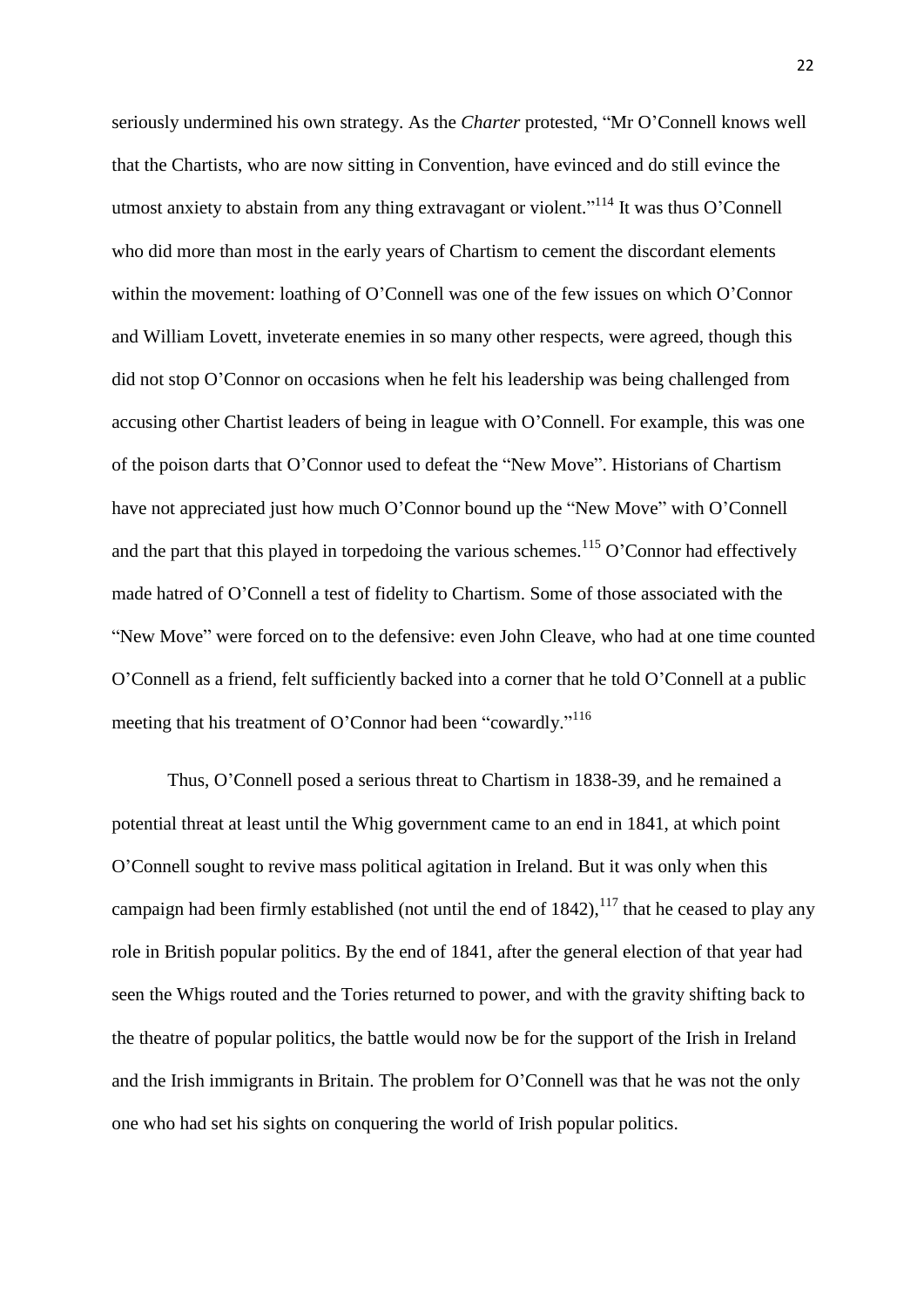seriously undermined his own strategy. As the *Charter* protested, "Mr O'Connell knows well that the Chartists, who are now sitting in Convention, have evinced and do still evince the utmost anxiety to abstain from any thing extravagant or violent."[114] It was thus O'Connell who did more than most in the early years of Chartism to cement the discordant elements within the movement: loathing of O'Connell was one of the few issues on which O'Connor and William Lovett, inveterate enemies in so many other respects, were agreed, though this did not stop O'Connor on occasions when he felt his leadership was being challenged from accusing other Chartist leaders of being in league with O'Connell. For example, this was one of the poison darts that O'Connor used to defeat the "New Move". Historians of Chartism have not appreciated just how much O'Connor bound up the "New Move" with O'Connell and the part that this played in torpedoing the various schemes.[115] O'Connor had effectively made hatred of O'Connell a test of fidelity to Chartism. Some of those associated with the "New Move" were forced on to the defensive: even John Cleave, who had at one time counted O'Connell as a friend, felt sufficiently backed into a corner that he told O'Connell at a public meeting that his treatment of O'Connor had been "cowardly."[116]

Thus, O'Connell posed a serious threat to Chartism in 1838-39, and he remained a potential threat at least until the Whig government came to an end in 1841, at which point O'Connell sought to revive mass political agitation in Ireland. But it was only when this campaign had been firmly established (not until the end of 1842),[117] that he ceased to play any role in British popular politics. By the end of 1841, after the general election of that year had seen the Whigs routed and the Tories returned to power, and with the gravity shifting back to the theatre of popular politics, the battle would now be for the support of the Irish in Ireland and the Irish immigrants in Britain. The problem for O'Connell was that he was not the only one who had set his sights on conquering the world of Irish popular politics.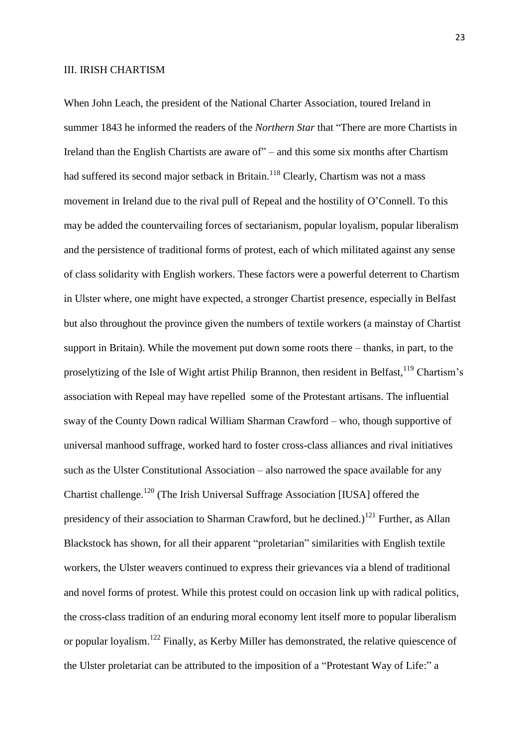## III. IRISH CHARTISM

When John Leach, the president of the National Charter Association, toured Ireland in summer 1843 he informed the readers of the *Northern Star* that "There are more Chartists in Ireland than the English Chartists are aware of" – and this some six months after Chartism had suffered its second major setback in Britain.[118] Clearly, Chartism was not a mass movement in Ireland due to the rival pull of Repeal and the hostility of O'Connell. To this may be added the countervailing forces of sectarianism, popular loyalism, popular liberalism and the persistence of traditional forms of protest, each of which militated against any sense of class solidarity with English workers. These factors were a powerful deterrent to Chartism in Ulster where, one might have expected, a stronger Chartist presence, especially in Belfast but also throughout the province given the numbers of textile workers (a mainstay of Chartist support in Britain). While the movement put down some roots there – thanks, in part, to the proselytizing of the Isle of Wight artist Philip Brannon, then resident in Belfast,[119] Chartism's association with Repeal may have repelled some of the Protestant artisans. The influential sway of the County Down radical William Sharman Crawford – who, though supportive of universal manhood suffrage, worked hard to foster cross-class alliances and rival initiatives such as the Ulster Constitutional Association – also narrowed the space available for any Chartist challenge.[120] (The Irish Universal Suffrage Association [IUSA] offered the presidency of their association to Sharman Crawford, but he declined.)[121] Further, as Allan Blackstock has shown, for all their apparent "proletarian" similarities with English textile workers, the Ulster weavers continued to express their grievances via a blend of traditional and novel forms of protest. While this protest could on occasion link up with radical politics, the cross-class tradition of an enduring moral economy lent itself more to popular liberalism or popular loyalism.[122] Finally, as Kerby Miller has demonstrated, the relative quiescence of the Ulster proletariat can be attributed to the imposition of a "Protestant Way of Life:" a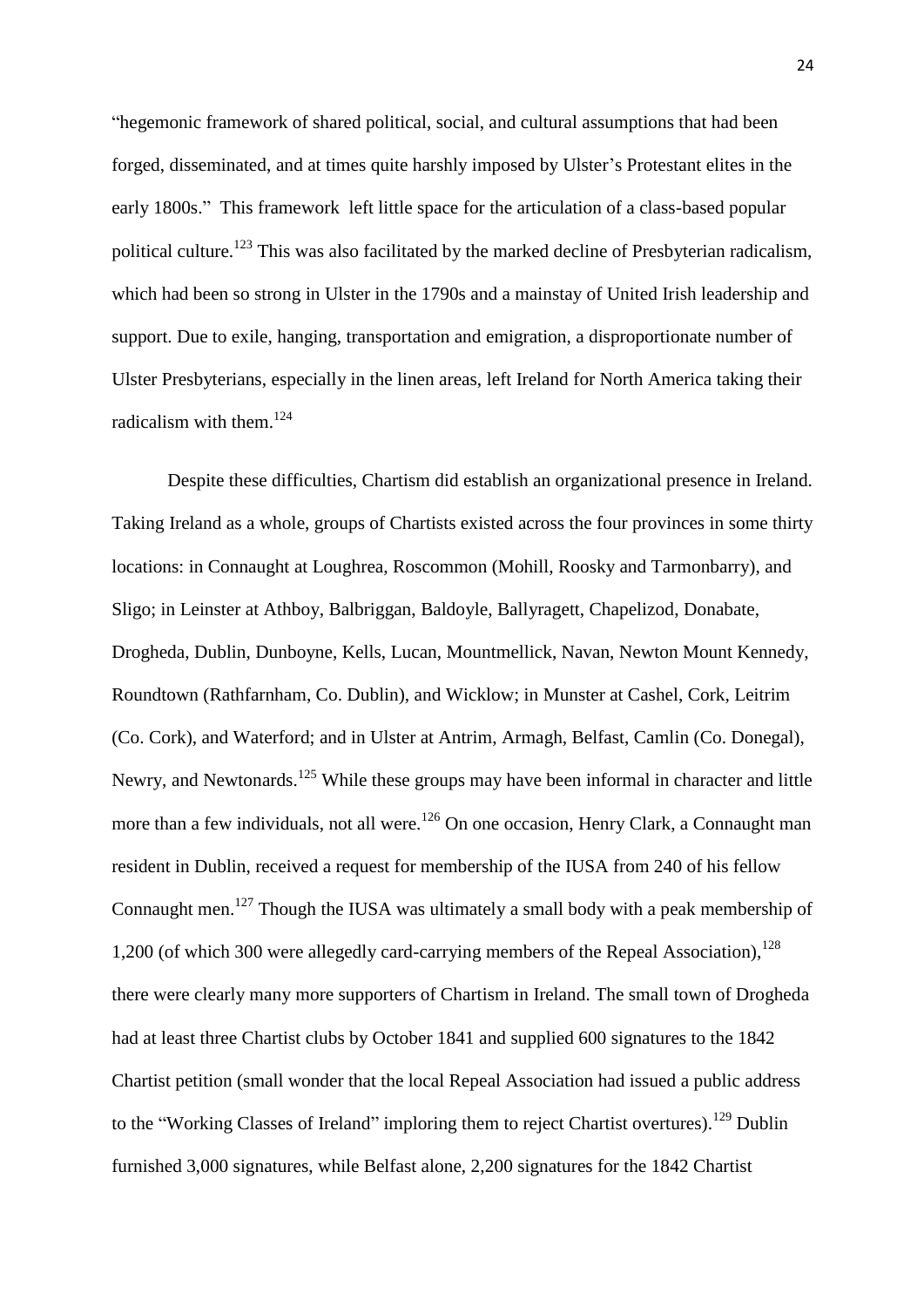"hegemonic framework of shared political, social, and cultural assumptions that had been forged, disseminated, and at times quite harshly imposed by Ulster's Protestant elites in the early 1800s." This framework left little space for the articulation of a class-based popular political culture.[123] This was also facilitated by the marked decline of Presbyterian radicalism, which had been so strong in Ulster in the 1790s and a mainstay of United Irish leadership and support. Due to exile, hanging, transportation and emigration, a disproportionate number of Ulster Presbyterians, especially in the linen areas, left Ireland for North America taking their radicalism with them.[124]

Despite these difficulties, Chartism did establish an organizational presence in Ireland. Taking Ireland as a whole, groups of Chartists existed across the four provinces in some thirty locations: in Connaught at Loughrea, Roscommon (Mohill, Roosky and Tarmonbarry), and Sligo; in Leinster at Athboy, Balbriggan, Baldoyle, Ballyragett, Chapelizod, Donabate, Drogheda, Dublin, Dunboyne, Kells, Lucan, Mountmellick, Navan, Newton Mount Kennedy, Roundtown (Rathfarnham, Co. Dublin), and Wicklow; in Munster at Cashel, Cork, Leitrim (Co. Cork), and Waterford; and in Ulster at Antrim, Armagh, Belfast, Camlin (Co. Donegal), Newry, and Newtonards.[125] While these groups may have been informal in character and little more than a few individuals, not all were.[126] On one occasion, Henry Clark, a Connaught man resident in Dublin, received a request for membership of the IUSA from 240 of his fellow Connaught men.[127] Though the IUSA was ultimately a small body with a peak membership of 1,200 (of which 300 were allegedly card-carrying members of the Repeal Association),[128] there were clearly many more supporters of Chartism in Ireland. The small town of Drogheda had at least three Chartist clubs by October 1841 and supplied 600 signatures to the 1842 Chartist petition (small wonder that the local Repeal Association had issued a public address to the "Working Classes of Ireland" imploring them to reject Chartist overtures).[129] Dublin furnished 3,000 signatures, while Belfast alone, 2,200 signatures for the 1842 Chartist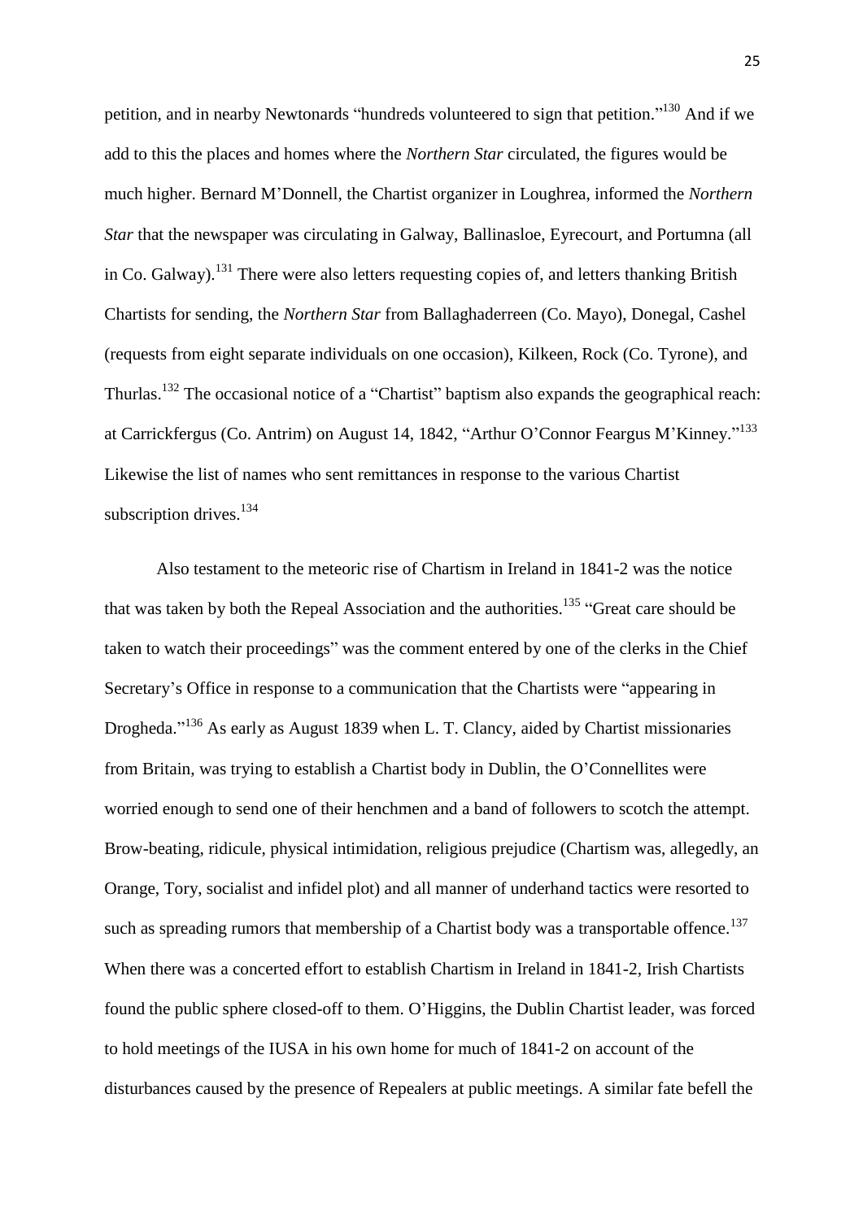petition, and in nearby Newtonards "hundreds volunteered to sign that petition."[130] And if we add to this the places and homes where the *Northern Star* circulated, the figures would be much higher. Bernard M'Donnell, the Chartist organizer in Loughrea, informed the *Northern Star* that the newspaper was circulating in Galway, Ballinasloe, Eyrecourt, and Portumna (all in Co. Galway).[131] There were also letters requesting copies of, and letters thanking British Chartists for sending, the *Northern Star* from Ballaghaderreen (Co. Mayo), Donegal, Cashel (requests from eight separate individuals on one occasion), Kilkeen, Rock (Co. Tyrone), and Thurlas.[132] The occasional notice of a "Chartist" baptism also expands the geographical reach: at Carrickfergus (Co. Antrim) on August 14, 1842, "Arthur O'Connor Feargus M'Kinney."[133] Likewise the list of names who sent remittances in response to the various Chartist subscription drives.[134]

Also testament to the meteoric rise of Chartism in Ireland in 1841-2 was the notice that was taken by both the Repeal Association and the authorities.[135] "Great care should be taken to watch their proceedings" was the comment entered by one of the clerks in the Chief Secretary's Office in response to a communication that the Chartists were "appearing in Drogheda."[136] As early as August 1839 when L. T. Clancy, aided by Chartist missionaries from Britain, was trying to establish a Chartist body in Dublin, the O'Connellites were worried enough to send one of their henchmen and a band of followers to scotch the attempt. Brow-beating, ridicule, physical intimidation, religious prejudice (Chartism was, allegedly, an Orange, Tory, socialist and infidel plot) and all manner of underhand tactics were resorted to such as spreading rumors that membership of a Chartist body was a transportable offence.[137] When there was a concerted effort to establish Chartism in Ireland in 1841-2, Irish Chartists found the public sphere closed-off to them. O'Higgins, the Dublin Chartist leader, was forced to hold meetings of the IUSA in his own home for much of 1841-2 on account of the disturbances caused by the presence of Repealers at public meetings. A similar fate befell the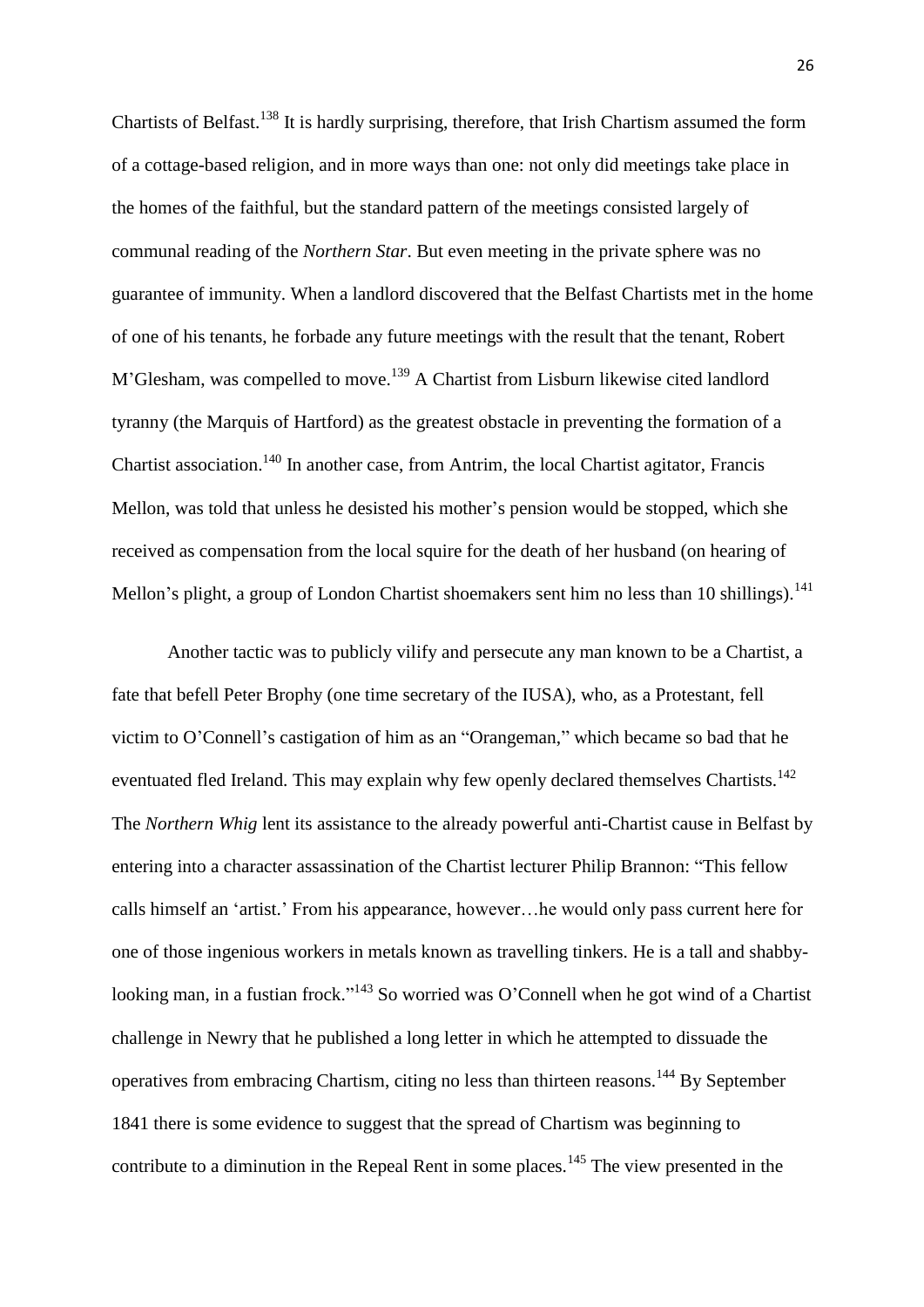Chartists of Belfast.[138] It is hardly surprising, therefore, that Irish Chartism assumed the form of a cottage-based religion, and in more ways than one: not only did meetings take place in the homes of the faithful, but the standard pattern of the meetings consisted largely of communal reading of the *Northern Star*. But even meeting in the private sphere was no guarantee of immunity. When a landlord discovered that the Belfast Chartists met in the home of one of his tenants, he forbade any future meetings with the result that the tenant, Robert M'Glesham, was compelled to move.[139] A Chartist from Lisburn likewise cited landlord tyranny (the Marquis of Hartford) as the greatest obstacle in preventing the formation of a Chartist association.[140] In another case, from Antrim, the local Chartist agitator, Francis Mellon, was told that unless he desisted his mother's pension would be stopped, which she received as compensation from the local squire for the death of her husband (on hearing of Mellon's plight, a group of London Chartist shoemakers sent him no less than 10 shillings).[141]

Another tactic was to publicly vilify and persecute any man known to be a Chartist, a fate that befell Peter Brophy (one time secretary of the IUSA), who, as a Protestant, fell victim to O'Connell's castigation of him as an "Orangeman," which became so bad that he eventuated fled Ireland. This may explain why few openly declared themselves Chartists.[142] The *Northern Whig* lent its assistance to the already powerful anti-Chartist cause in Belfast by entering into a character assassination of the Chartist lecturer Philip Brannon: "This fellow calls himself an 'artist.' From his appearance, however…he would only pass current here for one of those ingenious workers in metals known as travelling tinkers. He is a tall and shabby-looking man, in a fustian frock."[143] So worried was O'Connell when he got wind of a Chartist challenge in Newry that he published a long letter in which he attempted to dissuade the operatives from embracing Chartism, citing no less than thirteen reasons.[144] By September 1841 there is some evidence to suggest that the spread of Chartism was beginning to contribute to a diminution in the Repeal Rent in some places.[145] The view presented in the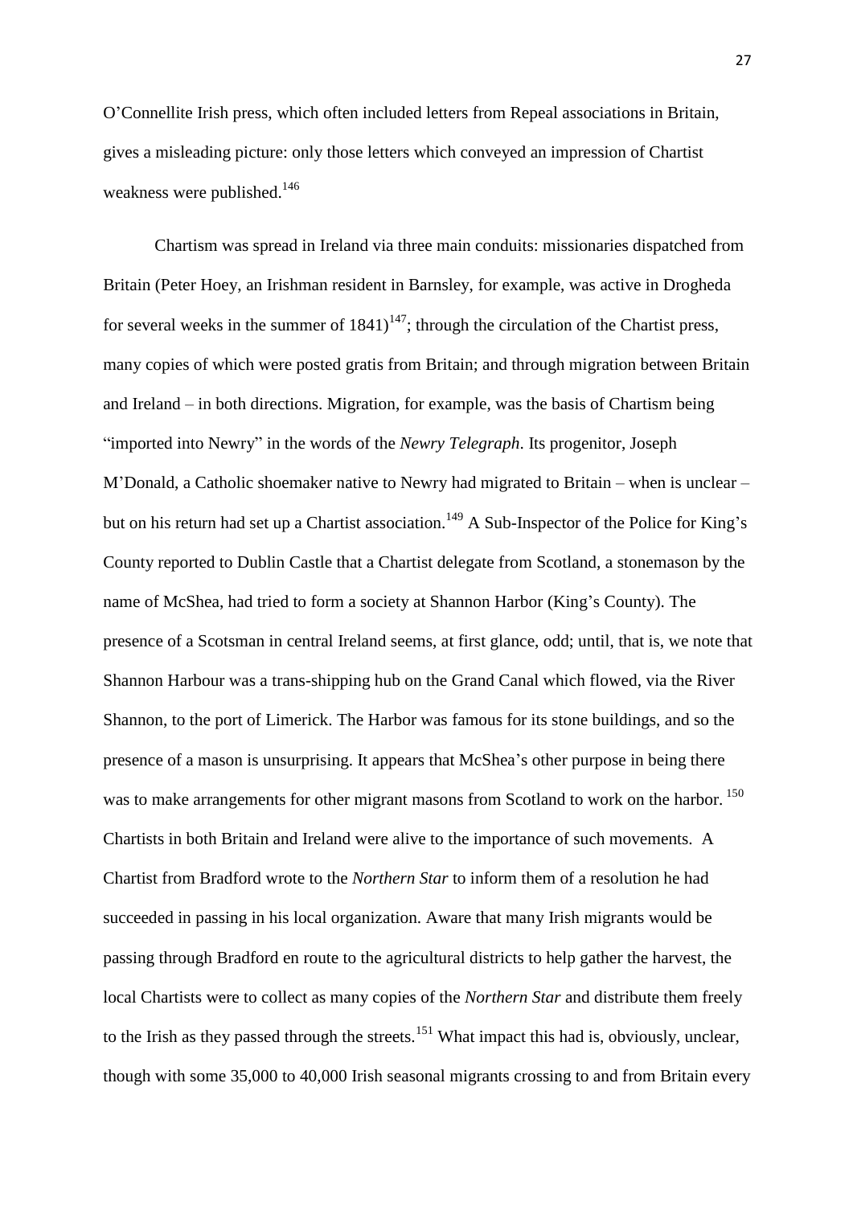O'Connellite Irish press, which often included letters from Repeal associations in Britain, gives a misleading picture: only those letters which conveyed an impression of Chartist weakness were published.[146]

Chartism was spread in Ireland via three main conduits: missionaries dispatched from Britain (Peter Hoey, an Irishman resident in Barnsley, for example, was active in Drogheda for several weeks in the summer of 1841)[147]; through the circulation of the Chartist press, many copies of which were posted gratis from Britain; and through migration between Britain and Ireland – in both directions. Migration, for example, was the basis of Chartism being "imported into Newry" in the words of the *Newry Telegraph*. Its progenitor, Joseph M'Donald, a Catholic shoemaker native to Newry had migrated to Britain – when is unclear – but on his return had set up a Chartist association.[149] A Sub-Inspector of the Police for King's County reported to Dublin Castle that a Chartist delegate from Scotland, a stonemason by the name of McShea, had tried to form a society at Shannon Harbor (King's County). The presence of a Scotsman in central Ireland seems, at first glance, odd; until, that is, we note that Shannon Harbour was a trans-shipping hub on the Grand Canal which flowed, via the River Shannon, to the port of Limerick. The Harbor was famous for its stone buildings, and so the presence of a mason is unsurprising. It appears that McShea's other purpose in being there was to make arrangements for other migrant masons from Scotland to work on the harbor.[150] Chartists in both Britain and Ireland were alive to the importance of such movements. A Chartist from Bradford wrote to the *Northern Star* to inform them of a resolution he had succeeded in passing in his local organization. Aware that many Irish migrants would be passing through Bradford en route to the agricultural districts to help gather the harvest, the local Chartists were to collect as many copies of the *Northern Star* and distribute them freely to the Irish as they passed through the streets.[151] What impact this had is, obviously, unclear, though with some 35,000 to 40,000 Irish seasonal migrants crossing to and from Britain every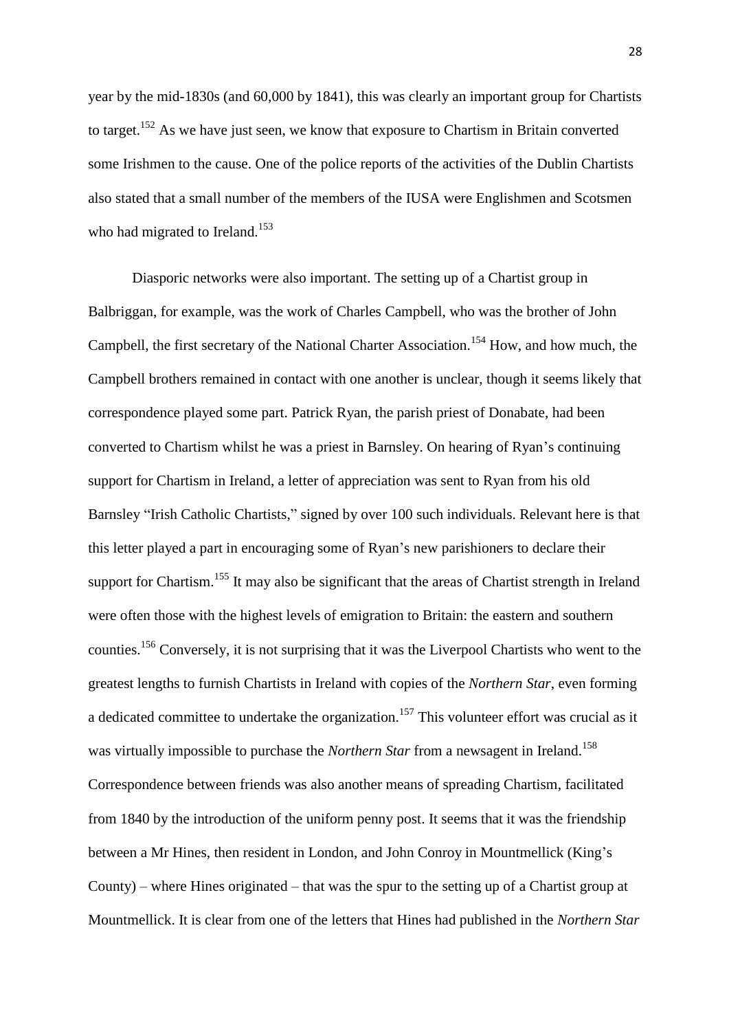year by the mid-1830s (and 60,000 by 1841), this was clearly an important group for Chartists to target.[152] As we have just seen, we know that exposure to Chartism in Britain converted some Irishmen to the cause. One of the police reports of the activities of the Dublin Chartists also stated that a small number of the members of the IUSA were Englishmen and Scotsmen who had migrated to Ireland.[153]

Diasporic networks were also important. The setting up of a Chartist group in Balbriggan, for example, was the work of Charles Campbell, who was the brother of John Campbell, the first secretary of the National Charter Association.[154] How, and how much, the Campbell brothers remained in contact with one another is unclear, though it seems likely that correspondence played some part. Patrick Ryan, the parish priest of Donabate, had been converted to Chartism whilst he was a priest in Barnsley. On hearing of Ryan's continuing support for Chartism in Ireland, a letter of appreciation was sent to Ryan from his old Barnsley "Irish Catholic Chartists," signed by over 100 such individuals. Relevant here is that this letter played a part in encouraging some of Ryan's new parishioners to declare their support for Chartism.[155] It may also be significant that the areas of Chartist strength in Ireland were often those with the highest levels of emigration to Britain: the eastern and southern counties.[156] Conversely, it is not surprising that it was the Liverpool Chartists who went to the greatest lengths to furnish Chartists in Ireland with copies of the *Northern Star*, even forming a dedicated committee to undertake the organization.[157] This volunteer effort was crucial as it was virtually impossible to purchase the *Northern Star* from a newsagent in Ireland.[158] Correspondence between friends was also another means of spreading Chartism, facilitated from 1840 by the introduction of the uniform penny post. It seems that it was the friendship between a Mr Hines, then resident in London, and John Conroy in Mountmellick (King's County) – where Hines originated – that was the spur to the setting up of a Chartist group at Mountmellick. It is clear from one of the letters that Hines had published in the *Northern Star*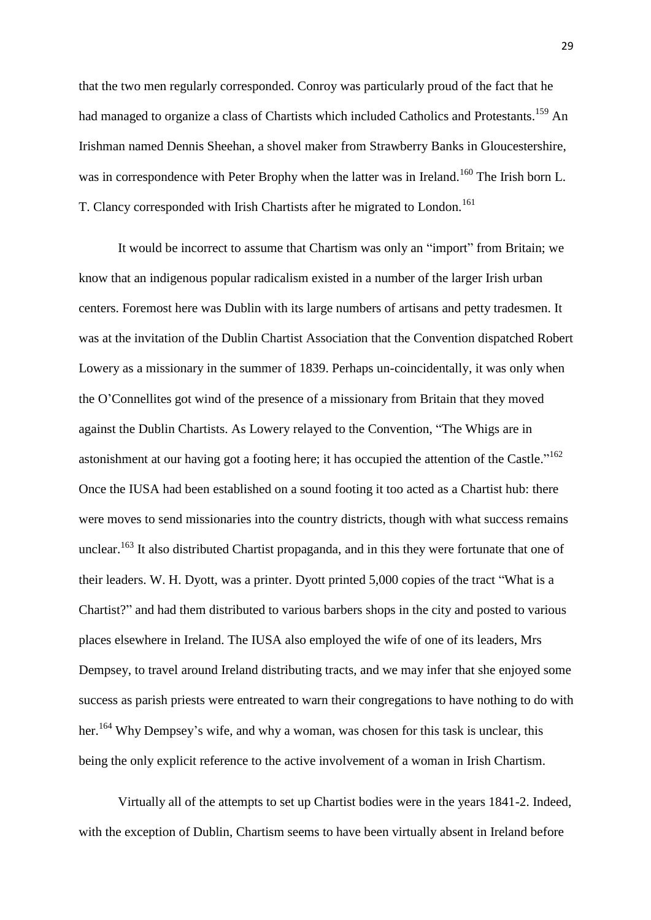that the two men regularly corresponded. Conroy was particularly proud of the fact that he had managed to organize a class of Chartists which included Catholics and Protestants.[159] An Irishman named Dennis Sheehan, a shovel maker from Strawberry Banks in Gloucestershire, was in correspondence with Peter Brophy when the latter was in Ireland.[160] The Irish born L. T. Clancy corresponded with Irish Chartists after he migrated to London.[161]

It would be incorrect to assume that Chartism was only an "import" from Britain; we know that an indigenous popular radicalism existed in a number of the larger Irish urban centers. Foremost here was Dublin with its large numbers of artisans and petty tradesmen. It was at the invitation of the Dublin Chartist Association that the Convention dispatched Robert Lowery as a missionary in the summer of 1839. Perhaps un-coincidentally, it was only when the O'Connellites got wind of the presence of a missionary from Britain that they moved against the Dublin Chartists. As Lowery relayed to the Convention, "The Whigs are in astonishment at our having got a footing here; it has occupied the attention of the Castle."[162] Once the IUSA had been established on a sound footing it too acted as a Chartist hub: there were moves to send missionaries into the country districts, though with what success remains unclear.[163] It also distributed Chartist propaganda, and in this they were fortunate that one of their leaders. W. H. Dyott, was a printer. Dyott printed 5,000 copies of the tract "What is a Chartist?" and had them distributed to various barbers shops in the city and posted to various places elsewhere in Ireland. The IUSA also employed the wife of one of its leaders, Mrs Dempsey, to travel around Ireland distributing tracts, and we may infer that she enjoyed some success as parish priests were entreated to warn their congregations to have nothing to do with her.[164] Why Dempsey's wife, and why a woman, was chosen for this task is unclear, this being the only explicit reference to the active involvement of a woman in Irish Chartism.

Virtually all of the attempts to set up Chartist bodies were in the years 1841-2. Indeed, with the exception of Dublin, Chartism seems to have been virtually absent in Ireland before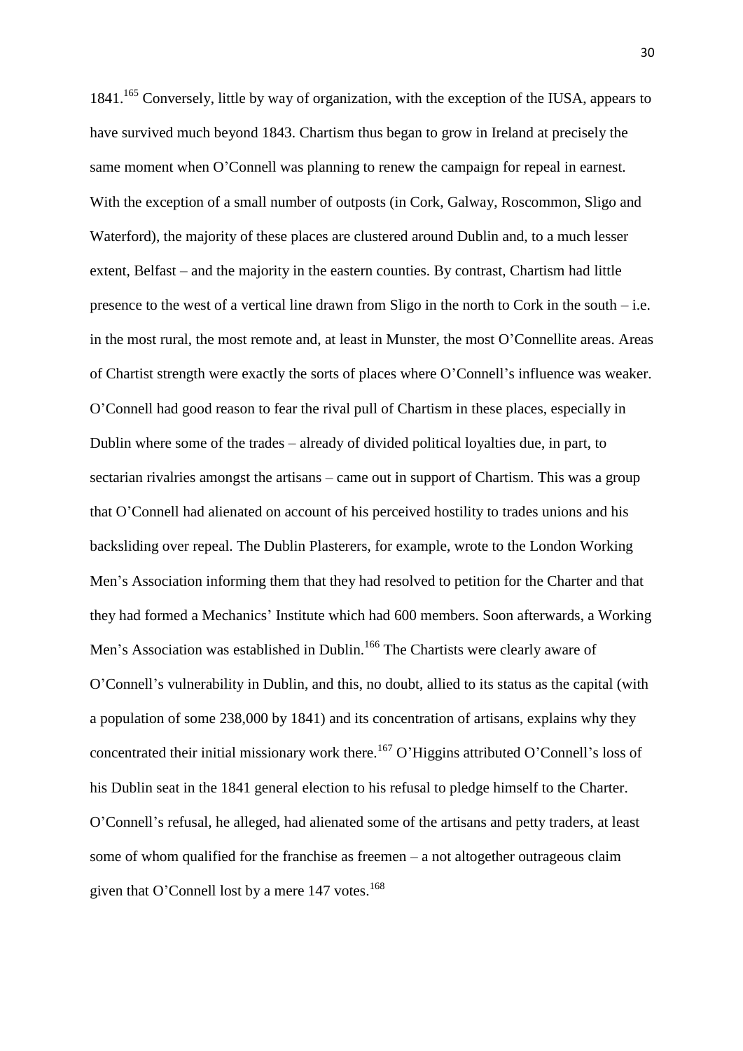1841.[165] Conversely, little by way of organization, with the exception of the IUSA, appears to have survived much beyond 1843. Chartism thus began to grow in Ireland at precisely the same moment when O'Connell was planning to renew the campaign for repeal in earnest. With the exception of a small number of outposts (in Cork, Galway, Roscommon, Sligo and Waterford), the majority of these places are clustered around Dublin and, to a much lesser extent, Belfast – and the majority in the eastern counties. By contrast, Chartism had little presence to the west of a vertical line drawn from Sligo in the north to Cork in the south – i.e. in the most rural, the most remote and, at least in Munster, the most O'Connellite areas. Areas of Chartist strength were exactly the sorts of places where O'Connell's influence was weaker. O'Connell had good reason to fear the rival pull of Chartism in these places, especially in Dublin where some of the trades – already of divided political loyalties due, in part, to sectarian rivalries amongst the artisans – came out in support of Chartism. This was a group that O'Connell had alienated on account of his perceived hostility to trades unions and his backsliding over repeal. The Dublin Plasterers, for example, wrote to the London Working Men's Association informing them that they had resolved to petition for the Charter and that they had formed a Mechanics' Institute which had 600 members. Soon afterwards, a Working Men's Association was established in Dublin.[166] The Chartists were clearly aware of O'Connell's vulnerability in Dublin, and this, no doubt, allied to its status as the capital (with a population of some 238,000 by 1841) and its concentration of artisans, explains why they concentrated their initial missionary work there.[167] O'Higgins attributed O'Connell's loss of his Dublin seat in the 1841 general election to his refusal to pledge himself to the Charter. O'Connell's refusal, he alleged, had alienated some of the artisans and petty traders, at least some of whom qualified for the franchise as freemen – a not altogether outrageous claim given that O'Connell lost by a mere 147 votes.[168]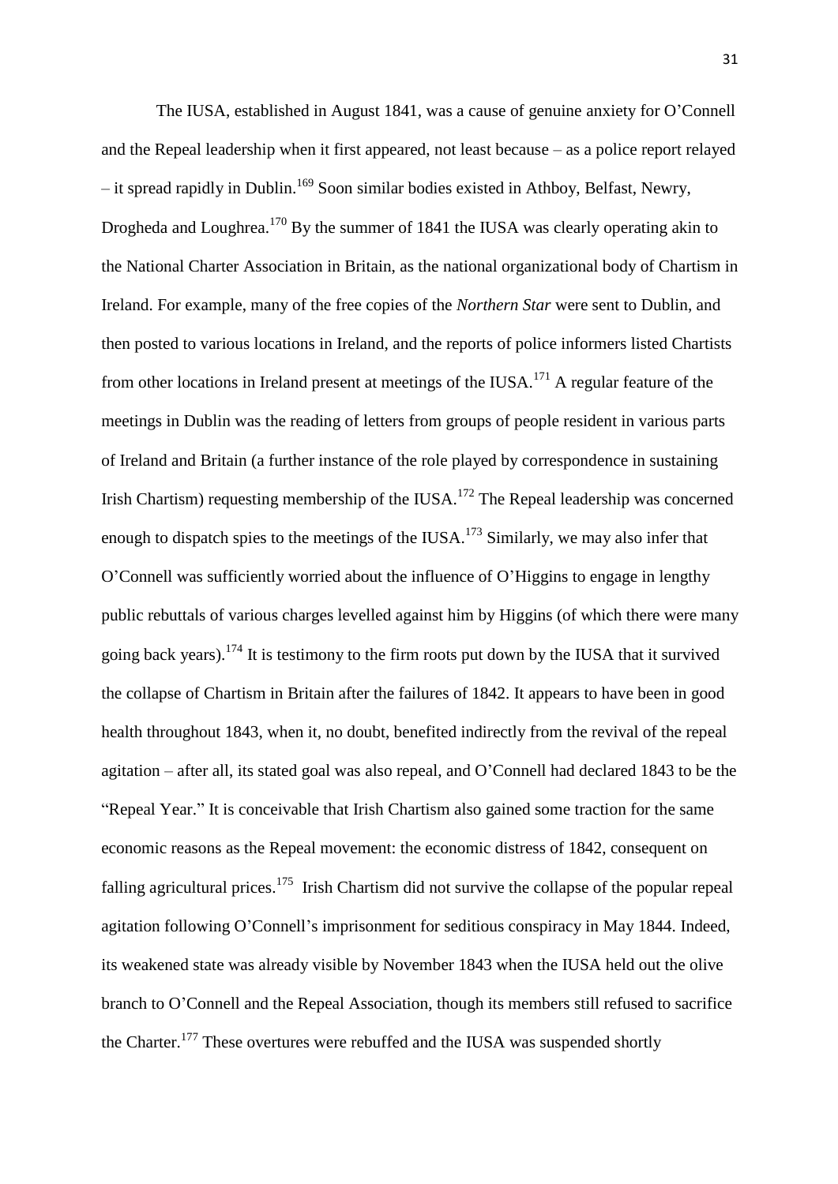The IUSA, established in August 1841, was a cause of genuine anxiety for O'Connell and the Repeal leadership when it first appeared, not least because – as a police report relayed – it spread rapidly in Dublin.[169] Soon similar bodies existed in Athboy, Belfast, Newry, Drogheda and Loughrea.[170] By the summer of 1841 the IUSA was clearly operating akin to the National Charter Association in Britain, as the national organizational body of Chartism in Ireland. For example, many of the free copies of the *Northern Star* were sent to Dublin, and then posted to various locations in Ireland, and the reports of police informers listed Chartists from other locations in Ireland present at meetings of the IUSA.[171] A regular feature of the meetings in Dublin was the reading of letters from groups of people resident in various parts of Ireland and Britain (a further instance of the role played by correspondence in sustaining Irish Chartism) requesting membership of the IUSA.[172] The Repeal leadership was concerned enough to dispatch spies to the meetings of the IUSA.[173] Similarly, we may also infer that O'Connell was sufficiently worried about the influence of O'Higgins to engage in lengthy public rebuttals of various charges levelled against him by Higgins (of which there were many going back years).[174] It is testimony to the firm roots put down by the IUSA that it survived the collapse of Chartism in Britain after the failures of 1842. It appears to have been in good health throughout 1843, when it, no doubt, benefited indirectly from the revival of the repeal agitation – after all, its stated goal was also repeal, and O'Connell had declared 1843 to be the "Repeal Year." It is conceivable that Irish Chartism also gained some traction for the same economic reasons as the Repeal movement: the economic distress of 1842, consequent on falling agricultural prices.[175] Irish Chartism did not survive the collapse of the popular repeal agitation following O'Connell's imprisonment for seditious conspiracy in May 1844. Indeed, its weakened state was already visible by November 1843 when the IUSA held out the olive branch to O'Connell and the Repeal Association, though its members still refused to sacrifice the Charter.[177] These overtures were rebuffed and the IUSA was suspended shortly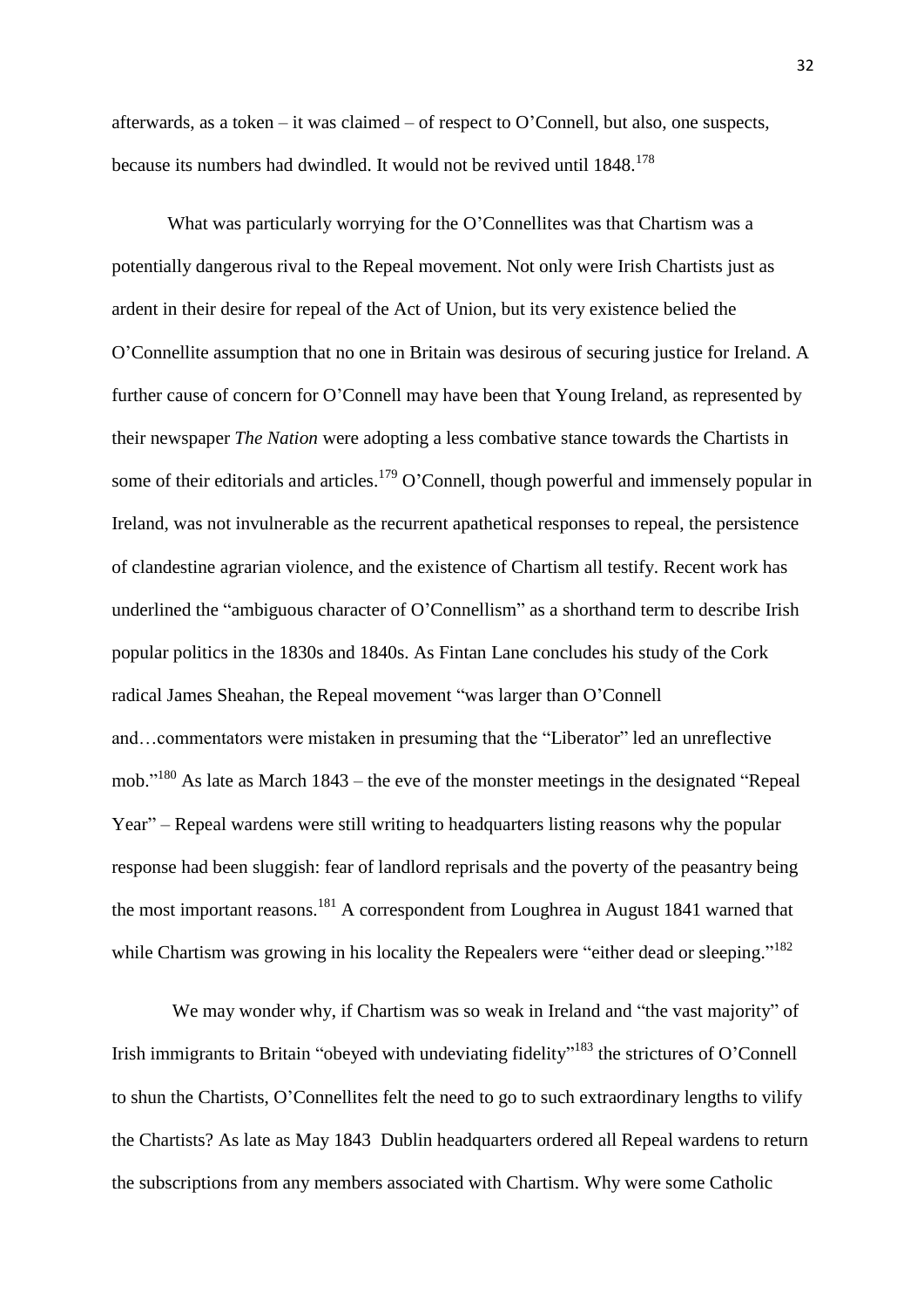afterwards, as a token – it was claimed – of respect to O'Connell, but also, one suspects, because its numbers had dwindled. It would not be revived until 1848.[178]

What was particularly worrying for the O'Connellites was that Chartism was a potentially dangerous rival to the Repeal movement. Not only were Irish Chartists just as ardent in their desire for repeal of the Act of Union, but its very existence belied the O'Connellite assumption that no one in Britain was desirous of securing justice for Ireland. A further cause of concern for O'Connell may have been that Young Ireland, as represented by their newspaper *The Nation* were adopting a less combative stance towards the Chartists in some of their editorials and articles.[179] O'Connell, though powerful and immensely popular in Ireland, was not invulnerable as the recurrent apathetical responses to repeal, the persistence of clandestine agrarian violence, and the existence of Chartism all testify. Recent work has underlined the "ambiguous character of O'Connellism" as a shorthand term to describe Irish popular politics in the 1830s and 1840s. As Fintan Lane concludes his study of the Cork radical James Sheahan, the Repeal movement "was larger than O'Connell and…commentators were mistaken in presuming that the "Liberator" led an unreflective mob."[180] As late as March 1843 – the eve of the monster meetings in the designated "Repeal Year" – Repeal wardens were still writing to headquarters listing reasons why the popular response had been sluggish: fear of landlord reprisals and the poverty of the peasantry being the most important reasons.[181] A correspondent from Loughrea in August 1841 warned that while Chartism was growing in his locality the Repealers were "either dead or sleeping."[182]

We may wonder why, if Chartism was so weak in Ireland and "the vast majority" of Irish immigrants to Britain "obeyed with undeviating fidelity"[183] the strictures of O'Connell to shun the Chartists, O'Connellites felt the need to go to such extraordinary lengths to vilify the Chartists? As late as May 1843 Dublin headquarters ordered all Repeal wardens to return the subscriptions from any members associated with Chartism. Why were some Catholic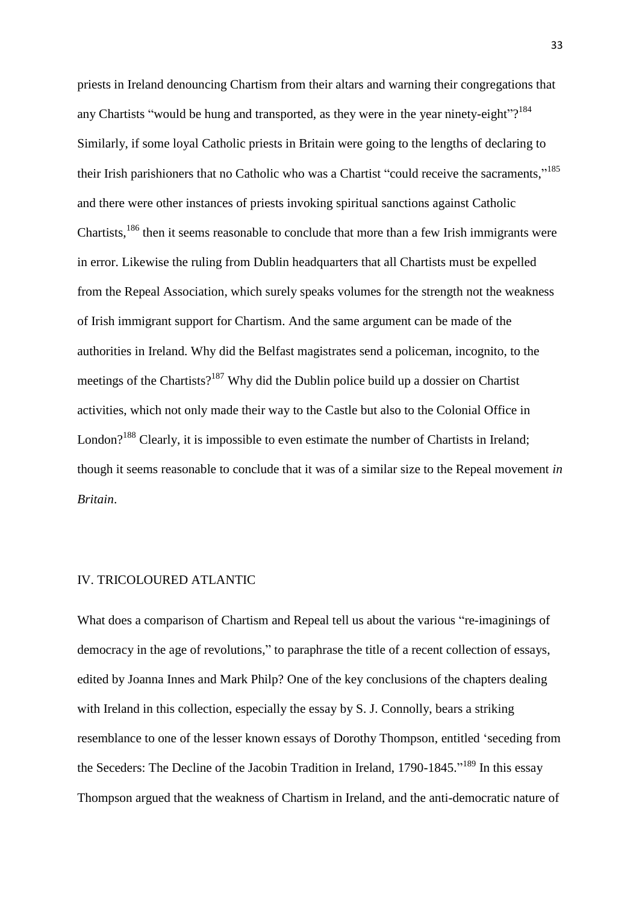priests in Ireland denouncing Chartism from their altars and warning their congregations that any Chartists "would be hung and transported, as they were in the year ninety-eight"?[184] Similarly, if some loyal Catholic priests in Britain were going to the lengths of declaring to their Irish parishioners that no Catholic who was a Chartist "could receive the sacraments,"[185] and there were other instances of priests invoking spiritual sanctions against Catholic Chartists,[186] then it seems reasonable to conclude that more than a few Irish immigrants were in error. Likewise the ruling from Dublin headquarters that all Chartists must be expelled from the Repeal Association, which surely speaks volumes for the strength not the weakness of Irish immigrant support for Chartism. And the same argument can be made of the authorities in Ireland. Why did the Belfast magistrates send a policeman, incognito, to the meetings of the Chartists?[187] Why did the Dublin police build up a dossier on Chartist activities, which not only made their way to the Castle but also to the Colonial Office in London?[188] Clearly, it is impossible to even estimate the number of Chartists in Ireland; though it seems reasonable to conclude that it was of a similar size to the Repeal movement *in Britain*.

## IV. TRICOLOURED ATLANTIC

What does a comparison of Chartism and Repeal tell us about the various "re-imaginings of democracy in the age of revolutions," to paraphrase the title of a recent collection of essays, edited by Joanna Innes and Mark Philp? One of the key conclusions of the chapters dealing with Ireland in this collection, especially the essay by S. J. Connolly, bears a striking resemblance to one of the lesser known essays of Dorothy Thompson, entitled 'seceding from the Seceders: The Decline of the Jacobin Tradition in Ireland, 1790-1845."[189] In this essay Thompson argued that the weakness of Chartism in Ireland, and the anti-democratic nature of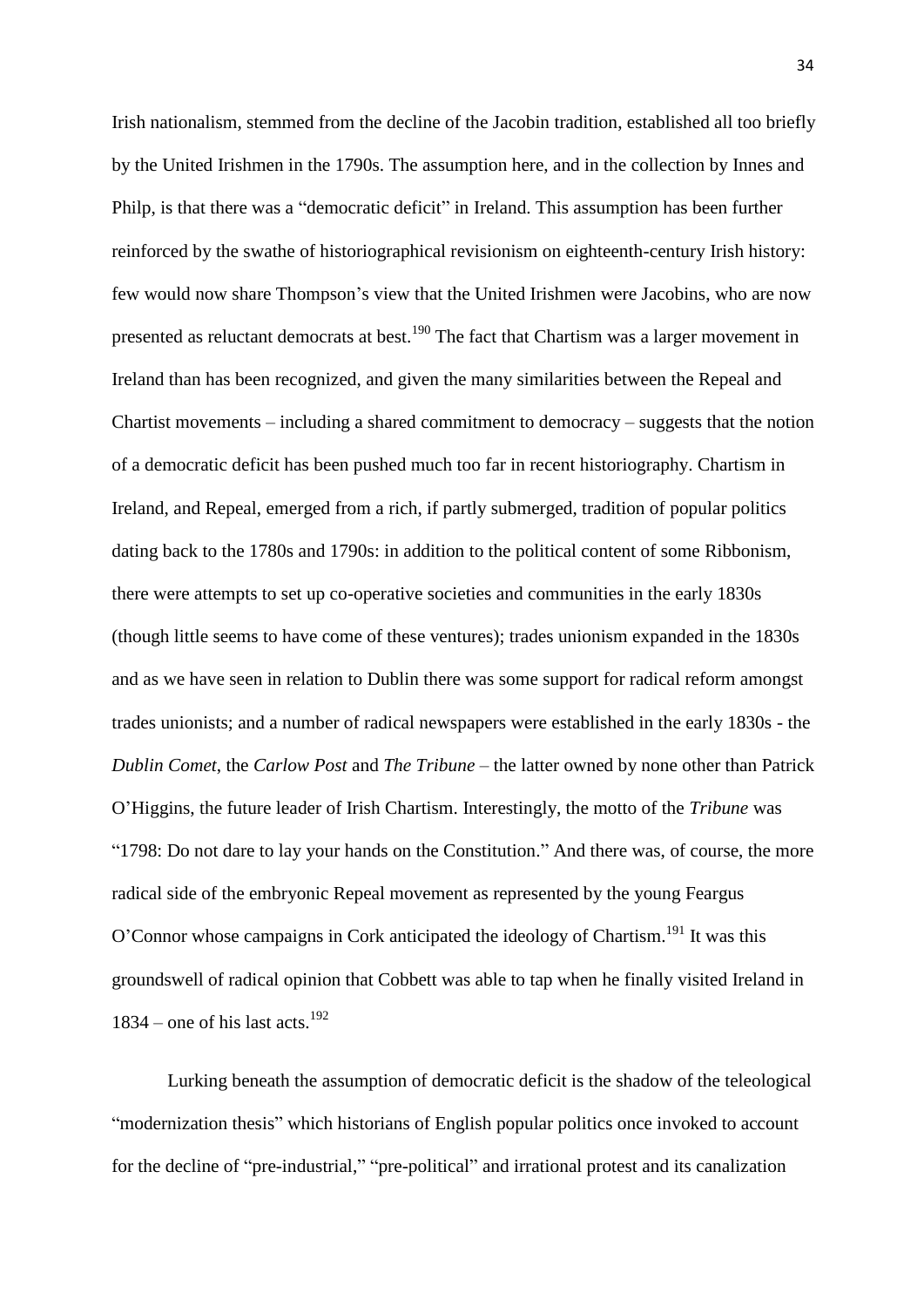Irish nationalism, stemmed from the decline of the Jacobin tradition, established all too briefly by the United Irishmen in the 1790s. The assumption here, and in the collection by Innes and Philp, is that there was a "democratic deficit" in Ireland. This assumption has been further reinforced by the swathe of historiographical revisionism on eighteenth-century Irish history: few would now share Thompson's view that the United Irishmen were Jacobins, who are now presented as reluctant democrats at best.[190] The fact that Chartism was a larger movement in Ireland than has been recognized, and given the many similarities between the Repeal and Chartist movements – including a shared commitment to democracy – suggests that the notion of a democratic deficit has been pushed much too far in recent historiography. Chartism in Ireland, and Repeal, emerged from a rich, if partly submerged, tradition of popular politics dating back to the 1780s and 1790s: in addition to the political content of some Ribbonism, there were attempts to set up co-operative societies and communities in the early 1830s (though little seems to have come of these ventures); trades unionism expanded in the 1830s and as we have seen in relation to Dublin there was some support for radical reform amongst trades unionists; and a number of radical newspapers were established in the early 1830s - the *Dublin Comet*, the *Carlow Post* and *The Tribune* – the latter owned by none other than Patrick O'Higgins, the future leader of Irish Chartism. Interestingly, the motto of the *Tribune* was "1798: Do not dare to lay your hands on the Constitution." And there was, of course, the more radical side of the embryonic Repeal movement as represented by the young Feargus O'Connor whose campaigns in Cork anticipated the ideology of Chartism.[191] It was this groundswell of radical opinion that Cobbett was able to tap when he finally visited Ireland in 1834 – one of his last acts.[192]

Lurking beneath the assumption of democratic deficit is the shadow of the teleological "modernization thesis" which historians of English popular politics once invoked to account for the decline of "pre-industrial," "pre-political" and irrational protest and its canalization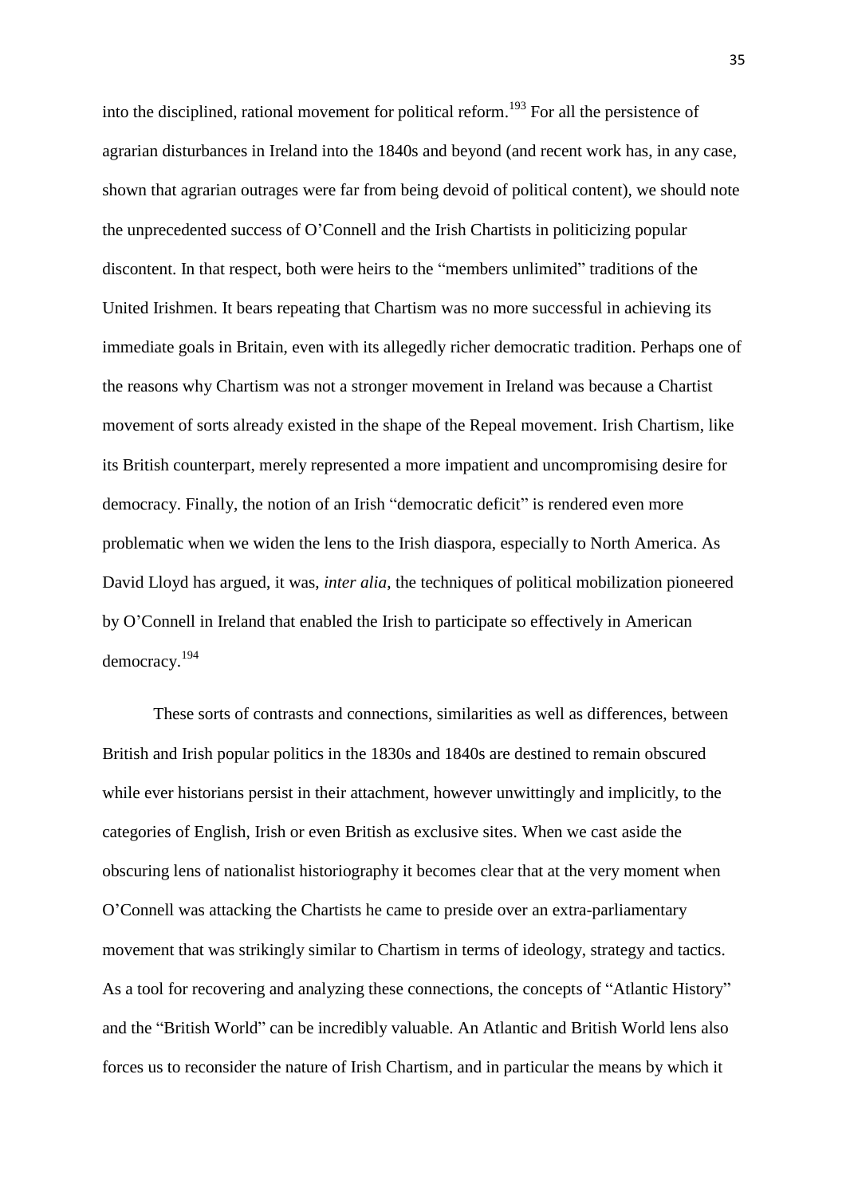into the disciplined, rational movement for political reform.[193] For all the persistence of agrarian disturbances in Ireland into the 1840s and beyond (and recent work has, in any case, shown that agrarian outrages were far from being devoid of political content), we should note the unprecedented success of O'Connell and the Irish Chartists in politicizing popular discontent. In that respect, both were heirs to the "members unlimited" traditions of the United Irishmen. It bears repeating that Chartism was no more successful in achieving its immediate goals in Britain, even with its allegedly richer democratic tradition. Perhaps one of the reasons why Chartism was not a stronger movement in Ireland was because a Chartist movement of sorts already existed in the shape of the Repeal movement. Irish Chartism, like its British counterpart, merely represented a more impatient and uncompromising desire for democracy. Finally, the notion of an Irish "democratic deficit" is rendered even more problematic when we widen the lens to the Irish diaspora, especially to North America. As David Lloyd has argued, it was, *inter alia*, the techniques of political mobilization pioneered by O'Connell in Ireland that enabled the Irish to participate so effectively in American democracy.[194]

These sorts of contrasts and connections, similarities as well as differences, between British and Irish popular politics in the 1830s and 1840s are destined to remain obscured while ever historians persist in their attachment, however unwittingly and implicitly, to the categories of English, Irish or even British as exclusive sites. When we cast aside the obscuring lens of nationalist historiography it becomes clear that at the very moment when O'Connell was attacking the Chartists he came to preside over an extra-parliamentary movement that was strikingly similar to Chartism in terms of ideology, strategy and tactics. As a tool for recovering and analyzing these connections, the concepts of "Atlantic History" and the "British World" can be incredibly valuable. An Atlantic and British World lens also forces us to reconsider the nature of Irish Chartism, and in particular the means by which it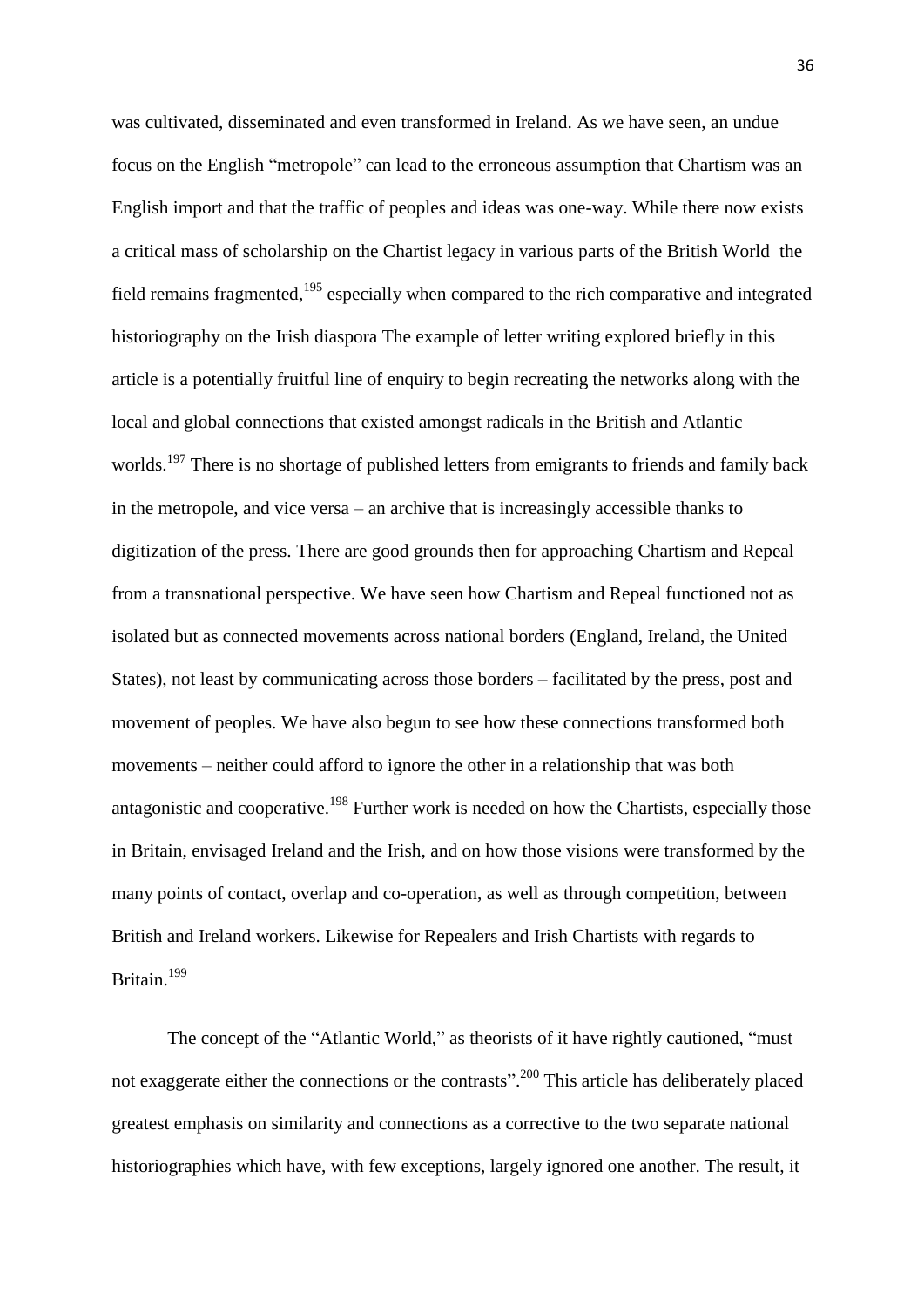was cultivated, disseminated and even transformed in Ireland. As we have seen, an undue focus on the English "metropole" can lead to the erroneous assumption that Chartism was an English import and that the traffic of peoples and ideas was one-way. While there now exists a critical mass of scholarship on the Chartist legacy in various parts of the British World the field remains fragmented,[195] especially when compared to the rich comparative and integrated historiography on the Irish diaspora The example of letter writing explored briefly in this article is a potentially fruitful line of enquiry to begin recreating the networks along with the local and global connections that existed amongst radicals in the British and Atlantic worlds.[197] There is no shortage of published letters from emigrants to friends and family back in the metropole, and vice versa – an archive that is increasingly accessible thanks to digitization of the press. There are good grounds then for approaching Chartism and Repeal from a transnational perspective. We have seen how Chartism and Repeal functioned not as isolated but as connected movements across national borders (England, Ireland, the United States), not least by communicating across those borders – facilitated by the press, post and movement of peoples. We have also begun to see how these connections transformed both movements – neither could afford to ignore the other in a relationship that was both antagonistic and cooperative.[198] Further work is needed on how the Chartists, especially those in Britain, envisaged Ireland and the Irish, and on how those visions were transformed by the many points of contact, overlap and co-operation, as well as through competition, between British and Ireland workers. Likewise for Repealers and Irish Chartists with regards to Britain.[199]

The concept of the "Atlantic World," as theorists of it have rightly cautioned, "must not exaggerate either the connections or the contrasts".[200] This article has deliberately placed greatest emphasis on similarity and connections as a corrective to the two separate national historiographies which have, with few exceptions, largely ignored one another. The result, it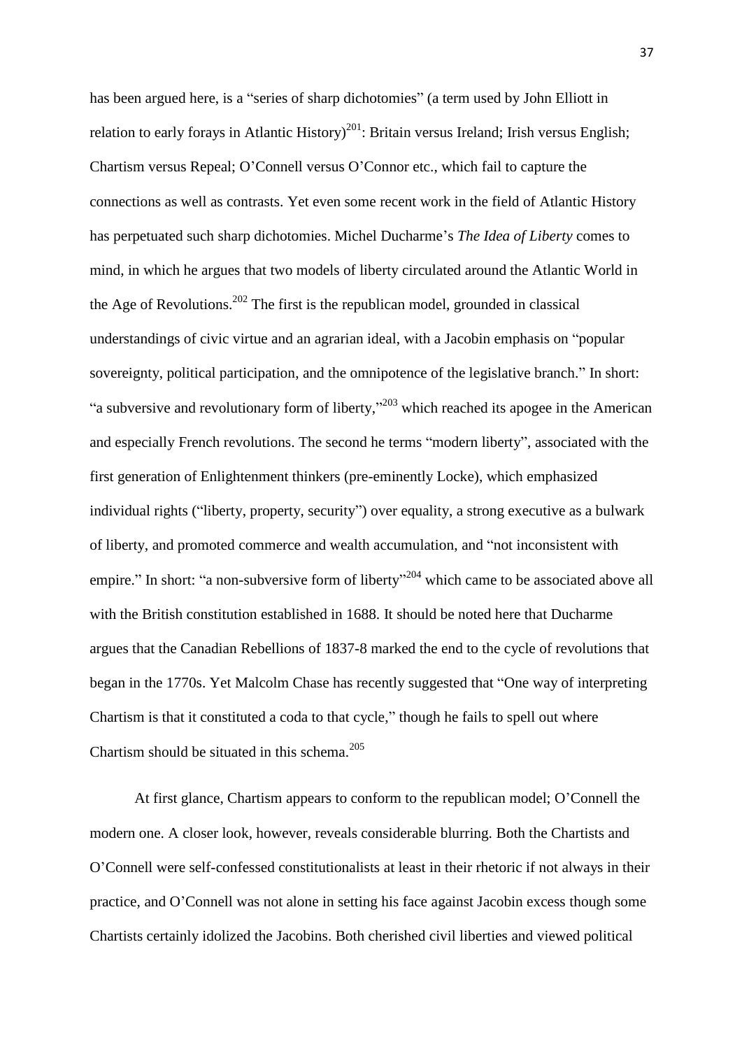has been argued here, is a "series of sharp dichotomies" (a term used by John Elliott in relation to early forays in Atlantic History)[201]: Britain versus Ireland; Irish versus English; Chartism versus Repeal; O'Connell versus O'Connor etc., which fail to capture the connections as well as contrasts. Yet even some recent work in the field of Atlantic History has perpetuated such sharp dichotomies. Michel Ducharme's *The Idea of Liberty* comes to mind, in which he argues that two models of liberty circulated around the Atlantic World in the Age of Revolutions.[202] The first is the republican model, grounded in classical understandings of civic virtue and an agrarian ideal, with a Jacobin emphasis on "popular sovereignty, political participation, and the omnipotence of the legislative branch." In short: "a subversive and revolutionary form of liberty,"[203] which reached its apogee in the American and especially French revolutions. The second he terms "modern liberty", associated with the first generation of Enlightenment thinkers (pre-eminently Locke), which emphasized individual rights ("liberty, property, security") over equality, a strong executive as a bulwark of liberty, and promoted commerce and wealth accumulation, and "not inconsistent with empire." In short: "a non-subversive form of liberty"[204] which came to be associated above all with the British constitution established in 1688. It should be noted here that Ducharme argues that the Canadian Rebellions of 1837-8 marked the end to the cycle of revolutions that began in the 1770s. Yet Malcolm Chase has recently suggested that "One way of interpreting Chartism is that it constituted a coda to that cycle," though he fails to spell out where Chartism should be situated in this schema.[205]

At first glance, Chartism appears to conform to the republican model; O'Connell the modern one. A closer look, however, reveals considerable blurring. Both the Chartists and O'Connell were self-confessed constitutionalists at least in their rhetoric if not always in their practice, and O'Connell was not alone in setting his face against Jacobin excess though some Chartists certainly idolized the Jacobins. Both cherished civil liberties and viewed political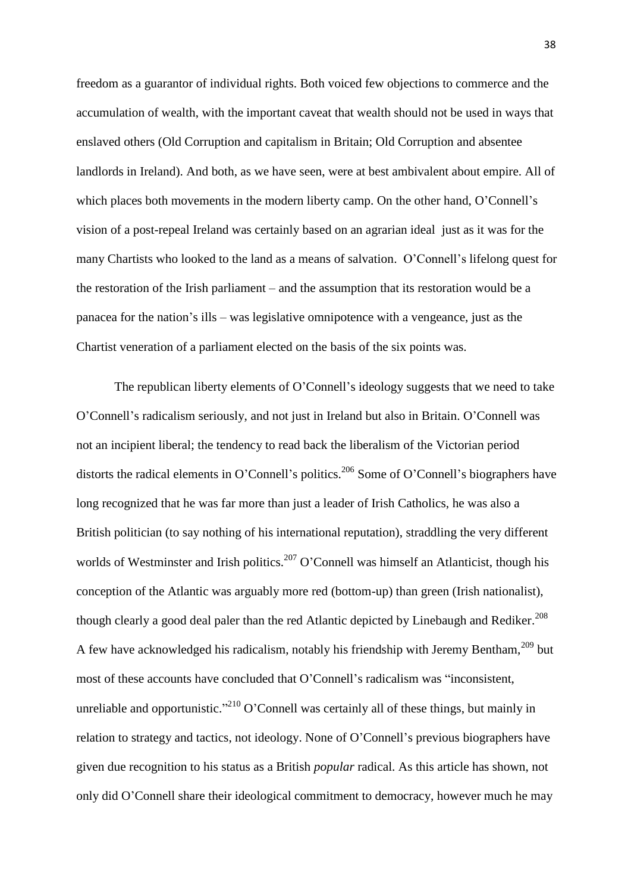freedom as a guarantor of individual rights. Both voiced few objections to commerce and the accumulation of wealth, with the important caveat that wealth should not be used in ways that enslaved others (Old Corruption and capitalism in Britain; Old Corruption and absentee landlords in Ireland). And both, as we have seen, were at best ambivalent about empire. All of which places both movements in the modern liberty camp. On the other hand, O'Connell's vision of a post-repeal Ireland was certainly based on an agrarian ideal just as it was for the many Chartists who looked to the land as a means of salvation. O'Connell's lifelong quest for the restoration of the Irish parliament – and the assumption that its restoration would be a panacea for the nation's ills – was legislative omnipotence with a vengeance, just as the Chartist veneration of a parliament elected on the basis of the six points was.

The republican liberty elements of O'Connell's ideology suggests that we need to take O'Connell's radicalism seriously, and not just in Ireland but also in Britain. O'Connell was not an incipient liberal; the tendency to read back the liberalism of the Victorian period distorts the radical elements in O'Connell's politics.[206] Some of O'Connell's biographers have long recognized that he was far more than just a leader of Irish Catholics, he was also a British politician (to say nothing of his international reputation), straddling the very different worlds of Westminster and Irish politics.[207] O'Connell was himself an Atlanticist, though his conception of the Atlantic was arguably more red (bottom-up) than green (Irish nationalist), though clearly a good deal paler than the red Atlantic depicted by Linebaugh and Rediker.[208] A few have acknowledged his radicalism, notably his friendship with Jeremy Bentham,[209] but most of these accounts have concluded that O'Connell's radicalism was "inconsistent, unreliable and opportunistic."[210] O'Connell was certainly all of these things, but mainly in relation to strategy and tactics, not ideology. None of O'Connell's previous biographers have given due recognition to his status as a British *popular* radical. As this article has shown, not only did O'Connell share their ideological commitment to democracy, however much he may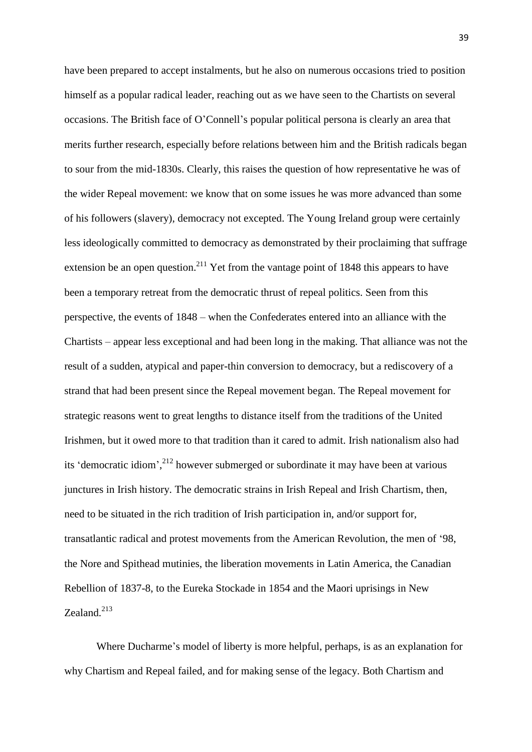have been prepared to accept instalments, but he also on numerous occasions tried to position himself as a popular radical leader, reaching out as we have seen to the Chartists on several occasions. The British face of O'Connell's popular political persona is clearly an area that merits further research, especially before relations between him and the British radicals began to sour from the mid-1830s. Clearly, this raises the question of how representative he was of the wider Repeal movement: we know that on some issues he was more advanced than some of his followers (slavery), democracy not excepted. The Young Ireland group were certainly less ideologically committed to democracy as demonstrated by their proclaiming that suffrage extension be an open question.[211] Yet from the vantage point of 1848 this appears to have been a temporary retreat from the democratic thrust of repeal politics. Seen from this perspective, the events of 1848 – when the Confederates entered into an alliance with the Chartists – appear less exceptional and had been long in the making. That alliance was not the result of a sudden, atypical and paper-thin conversion to democracy, but a rediscovery of a strand that had been present since the Repeal movement began. The Repeal movement for strategic reasons went to great lengths to distance itself from the traditions of the United Irishmen, but it owed more to that tradition than it cared to admit. Irish nationalism also had its 'democratic idiom',[212] however submerged or subordinate it may have been at various junctures in Irish history. The democratic strains in Irish Repeal and Irish Chartism, then, need to be situated in the rich tradition of Irish participation in, and/or support for, transatlantic radical and protest movements from the American Revolution, the men of '98, the Nore and Spithead mutinies, the liberation movements in Latin America, the Canadian Rebellion of 1837-8, to the Eureka Stockade in 1854 and the Maori uprisings in New Zealand.[213]

Where Ducharme's model of liberty is more helpful, perhaps, is as an explanation for why Chartism and Repeal failed, and for making sense of the legacy. Both Chartism and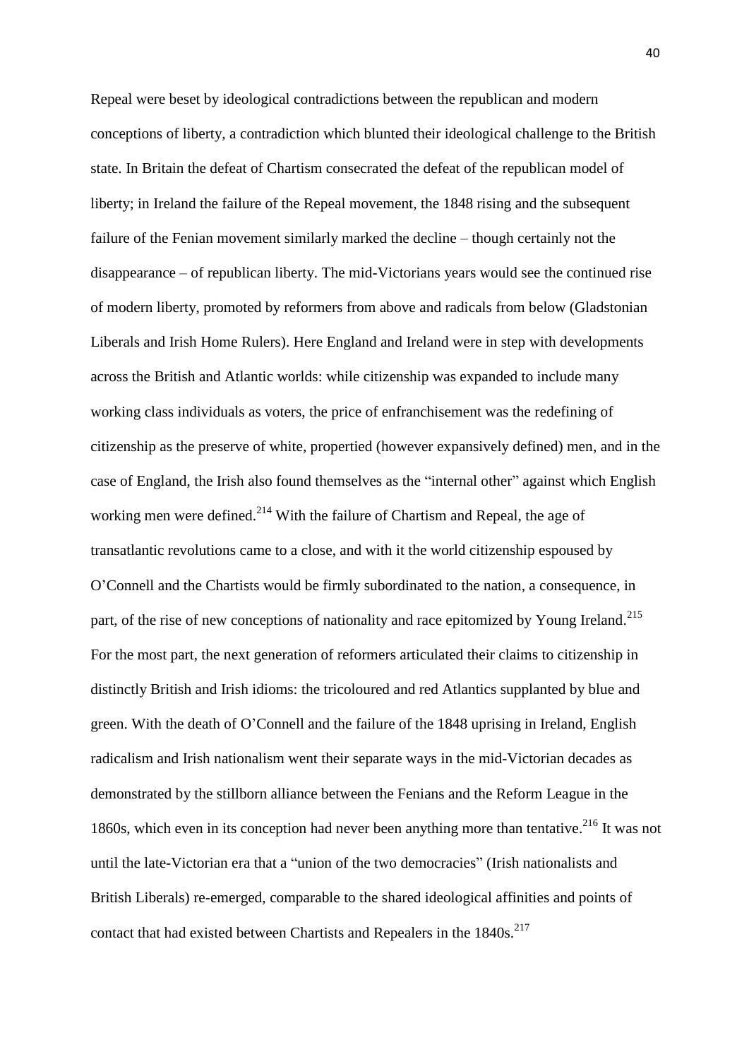Repeal were beset by ideological contradictions between the republican and modern conceptions of liberty, a contradiction which blunted their ideological challenge to the British state. In Britain the defeat of Chartism consecrated the defeat of the republican model of liberty; in Ireland the failure of the Repeal movement, the 1848 rising and the subsequent failure of the Fenian movement similarly marked the decline – though certainly not the disappearance – of republican liberty. The mid-Victorians years would see the continued rise of modern liberty, promoted by reformers from above and radicals from below (Gladstonian Liberals and Irish Home Rulers). Here England and Ireland were in step with developments across the British and Atlantic worlds: while citizenship was expanded to include many working class individuals as voters, the price of enfranchisement was the redefining of citizenship as the preserve of white, propertied (however expansively defined) men, and in the case of England, the Irish also found themselves as the "internal other" against which English working men were defined.[214] With the failure of Chartism and Repeal, the age of transatlantic revolutions came to a close, and with it the world citizenship espoused by O'Connell and the Chartists would be firmly subordinated to the nation, a consequence, in part, of the rise of new conceptions of nationality and race epitomized by Young Ireland.[215] For the most part, the next generation of reformers articulated their claims to citizenship in distinctly British and Irish idioms: the tricoloured and red Atlantics supplanted by blue and green. With the death of O'Connell and the failure of the 1848 uprising in Ireland, English radicalism and Irish nationalism went their separate ways in the mid-Victorian decades as demonstrated by the stillborn alliance between the Fenians and the Reform League in the 1860s, which even in its conception had never been anything more than tentative.[216] It was not until the late-Victorian era that a "union of the two democracies" (Irish nationalists and British Liberals) re-emerged, comparable to the shared ideological affinities and points of contact that had existed between Chartists and Repealers in the 1840s.[217]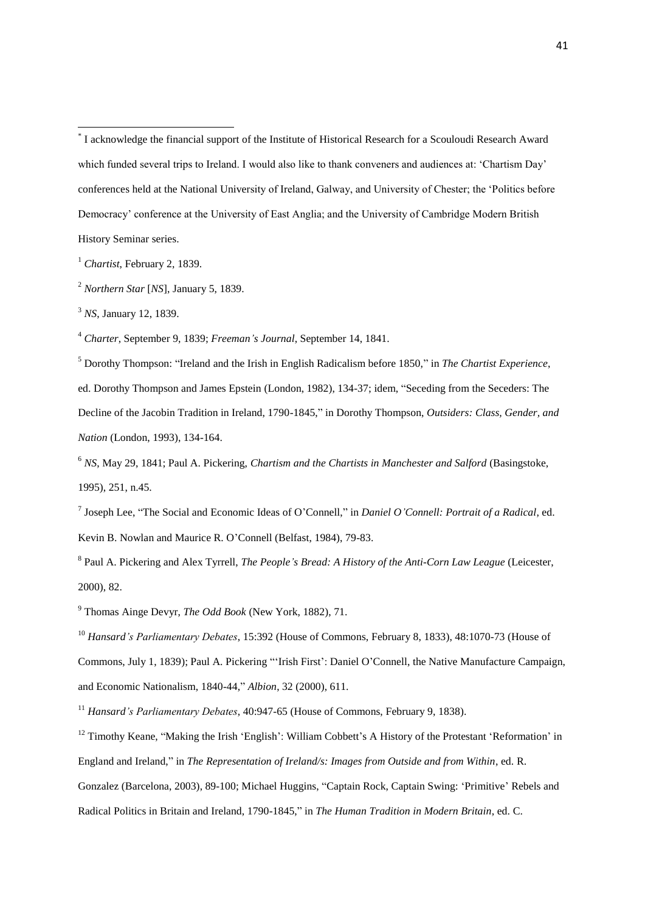[*] I acknowledge the financial support of the Institute of Historical Research for a Scouloudi Research Award which funded several trips to Ireland. I would also like to thank conveners and audiences at: 'Chartism Day' conferences held at the National University of Ireland, Galway, and University of Chester; the 'Politics before Democracy' conference at the University of East Anglia; and the University of Cambridge Modern British History Seminar series.

[1] *Chartist*, February 2, 1839.

[2] *Northern Star* [*NS*], January 5, 1839.

[3] *NS*, January 12, 1839.

[4] *Charter*, September 9, 1839; *Freeman's Journal*, September 14, 1841.

[5] Dorothy Thompson: "Ireland and the Irish in English Radicalism before 1850," in *The Chartist Experience*, ed. Dorothy Thompson and James Epstein (London, 1982), 134-37; idem, "Seceding from the Seceders: The Decline of the Jacobin Tradition in Ireland, 1790-1845," in Dorothy Thompson, *Outsiders: Class, Gender, and Nation* (London, 1993), 134-164.

[6] *NS*, May 29, 1841; Paul A. Pickering, *Chartism and the Chartists in Manchester and Salford* (Basingstoke, 1995), 251, n.45.

[7] Joseph Lee, "The Social and Economic Ideas of O'Connell," in *Daniel O'Connell: Portrait of a Radical*, ed. Kevin B. Nowlan and Maurice R. O'Connell (Belfast, 1984), 79-83.

[8] Paul A. Pickering and Alex Tyrrell, *The People's Bread: A History of the Anti-Corn Law League* (Leicester, 2000), 82.

[9] Thomas Ainge Devyr, *The Odd Book* (New York, 1882), 71.

[10] *Hansard's Parliamentary Debates*, 15:392 (House of Commons, February 8, 1833), 48:1070-73 (House of Commons, July 1, 1839); Paul A. Pickering "'Irish First': Daniel O'Connell, the Native Manufacture Campaign, and Economic Nationalism, 1840-44," *Albion*, 32 (2000), 611.

[11] *Hansard's Parliamentary Debates*, 40:947-65 (House of Commons, February 9, 1838).

[12] Timothy Keane, "Making the Irish 'English': William Cobbett's A History of the Protestant 'Reformation' in England and Ireland," in *The Representation of Ireland/s: Images from Outside and from Within*, ed. R. Gonzalez (Barcelona, 2003), 89-100; Michael Huggins, "Captain Rock, Captain Swing: 'Primitive' Rebels and Radical Politics in Britain and Ireland, 1790-1845," in *The Human Tradition in Modern Britain*, ed. C.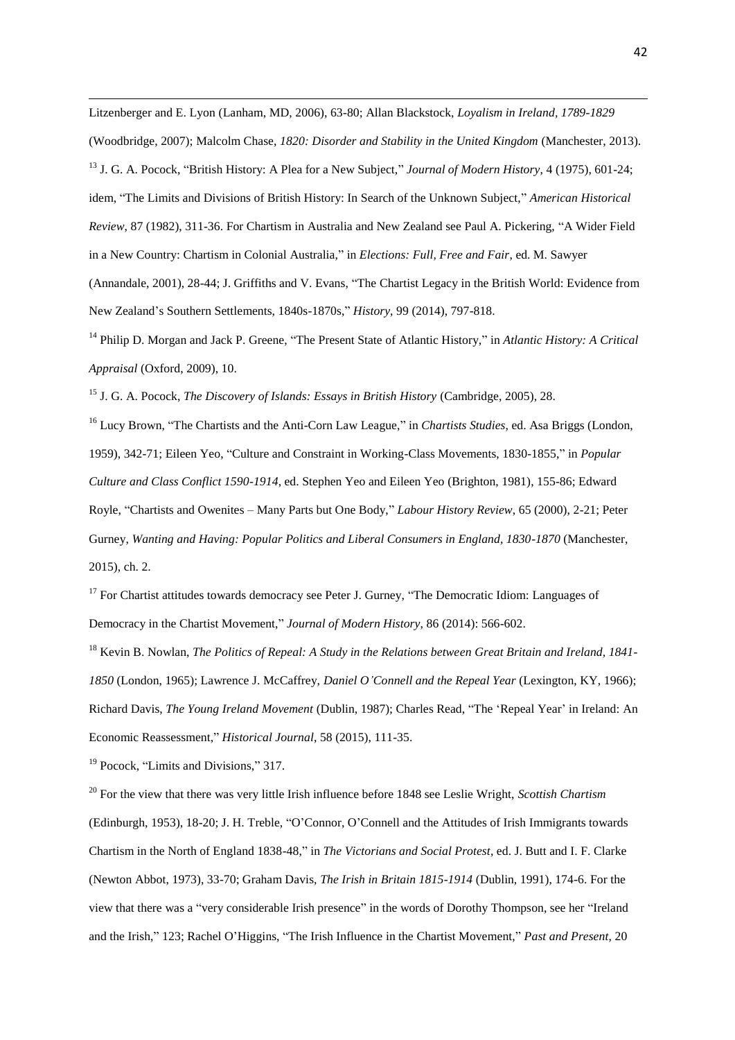Litzenberger and E. Lyon (Lanham, MD, 2006), 63-80; Allan Blackstock, *Loyalism in Ireland, 1789-1829* (Woodbridge, 2007); Malcolm Chase, *1820: Disorder and Stability in the United Kingdom* (Manchester, 2013).

[13] J. G. A. Pocock, "British History: A Plea for a New Subject," *Journal of Modern History*, 4 (1975), 601-24; idem, "The Limits and Divisions of British History: In Search of the Unknown Subject," *American Historical Review*, 87 (1982), 311-36. For Chartism in Australia and New Zealand see Paul A. Pickering, "A Wider Field in a New Country: Chartism in Colonial Australia," in *Elections: Full, Free and Fair*, ed. M. Sawyer (Annandale, 2001), 28-44; J. Griffiths and V. Evans, "The Chartist Legacy in the British World: Evidence from New Zealand's Southern Settlements, 1840s-1870s," *History*, 99 (2014), 797-818.

[14] Philip D. Morgan and Jack P. Greene, "The Present State of Atlantic History," in *Atlantic History: A Critical Appraisal* (Oxford, 2009), 10.

[15] J. G. A. Pocock, *The Discovery of Islands: Essays in British History* (Cambridge, 2005), 28.

[16] Lucy Brown, "The Chartists and the Anti-Corn Law League," in *Chartists Studies*, ed. Asa Briggs (London, 1959), 342-71; Eileen Yeo, "Culture and Constraint in Working-Class Movements, 1830-1855," in *Popular Culture and Class Conflict 1590-1914*, ed. Stephen Yeo and Eileen Yeo (Brighton, 1981), 155-86; Edward Royle, "Chartists and Owenites – Many Parts but One Body," *Labour History Review*, 65 (2000), 2-21; Peter Gurney, *Wanting and Having: Popular Politics and Liberal Consumers in England, 1830-1870* (Manchester, 2015), ch. 2.

[17] For Chartist attitudes towards democracy see Peter J. Gurney, "The Democratic Idiom: Languages of Democracy in the Chartist Movement," *Journal of Modern History*, 86 (2014): 566-602.

[18] Kevin B. Nowlan, *The Politics of Repeal: A Study in the Relations between Great Britain and Ireland, 1841-1850* (London, 1965); Lawrence J. McCaffrey, *Daniel O'Connell and the Repeal Year* (Lexington, KY, 1966); Richard Davis, *The Young Ireland Movement* (Dublin, 1987); Charles Read, "The 'Repeal Year' in Ireland: An Economic Reassessment," *Historical Journal*, 58 (2015), 111-35.

[19] Pocock, "Limits and Divisions," 317.

[20] For the view that there was very little Irish influence before 1848 see Leslie Wright, *Scottish Chartism* (Edinburgh, 1953), 18-20; J. H. Treble, "O'Connor, O'Connell and the Attitudes of Irish Immigrants towards Chartism in the North of England 1838-48," in *The Victorians and Social Protest*, ed. J. Butt and I. F. Clarke (Newton Abbot, 1973), 33-70; Graham Davis, *The Irish in Britain 1815-1914* (Dublin, 1991), 174-6. For the view that there was a "very considerable Irish presence" in the words of Dorothy Thompson, see her "Ireland and the Irish," 123; Rachel O'Higgins, "The Irish Influence in the Chartist Movement," *Past and Present*, 20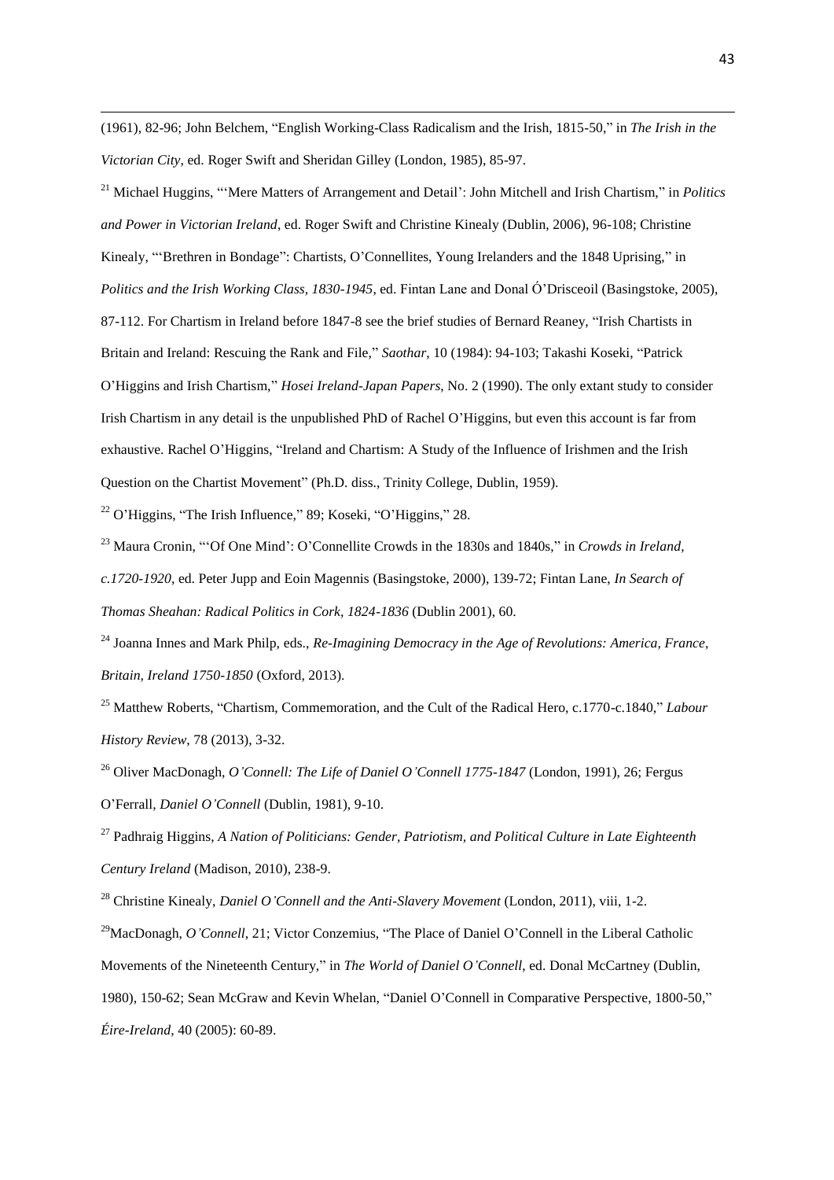(1961), 82-96; John Belchem, "English Working-Class Radicalism and the Irish, 1815-50," in *The Irish in the Victorian City*, ed. Roger Swift and Sheridan Gilley (London, 1985), 85-97.

[21] Michael Huggins, "'Mere Matters of Arrangement and Detail': John Mitchell and Irish Chartism," in *Politics and Power in Victorian Ireland*, ed. Roger Swift and Christine Kinealy (Dublin, 2006), 96-108; Christine Kinealy, "'Brethren in Bondage": Chartists, O'Connellites, Young Irelanders and the 1848 Uprising," in *Politics and the Irish Working Class, 1830-1945*, ed. Fintan Lane and Donal Ó'Drisceoil (Basingstoke, 2005), 87-112. For Chartism in Ireland before 1847-8 see the brief studies of Bernard Reaney, "Irish Chartists in Britain and Ireland: Rescuing the Rank and File," *Saothar*, 10 (1984): 94-103; Takashi Koseki, "Patrick O'Higgins and Irish Chartism," *Hosei Ireland-Japan Papers*, No. 2 (1990). The only extant study to consider Irish Chartism in any detail is the unpublished PhD of Rachel O'Higgins, but even this account is far from exhaustive. Rachel O'Higgins, "Ireland and Chartism: A Study of the Influence of Irishmen and the Irish Question on the Chartist Movement" (Ph.D. diss., Trinity College, Dublin, 1959).

[22] O'Higgins, "The Irish Influence," 89; Koseki, "O'Higgins," 28.

[23] Maura Cronin, "'Of One Mind': O'Connellite Crowds in the 1830s and 1840s," in *Crowds in Ireland, c.1720-1920*, ed. Peter Jupp and Eoin Magennis (Basingstoke, 2000), 139-72; Fintan Lane, *In Search of Thomas Sheahan: Radical Politics in Cork, 1824-1836* (Dublin 2001), 60.

[24] Joanna Innes and Mark Philp, eds., *Re-Imagining Democracy in the Age of Revolutions: America, France, Britain, Ireland 1750-1850* (Oxford, 2013).

[25] Matthew Roberts, "Chartism, Commemoration, and the Cult of the Radical Hero, c.1770-c.1840," *Labour History Review*, 78 (2013), 3-32.

[26] Oliver MacDonagh, *O'Connell: The Life of Daniel O'Connell 1775-1847* (London, 1991), 26; Fergus O'Ferrall, *Daniel O'Connell* (Dublin, 1981), 9-10.

[27] Padhraig Higgins, *A Nation of Politicians: Gender, Patriotism, and Political Culture in Late Eighteenth Century Ireland* (Madison, 2010), 238-9.

[28] Christine Kinealy, *Daniel O'Connell and the Anti-Slavery Movement* (London, 2011), viii, 1-2.

[29] MacDonagh, *O'Connell*, 21; Victor Conzemius, "The Place of Daniel O'Connell in the Liberal Catholic Movements of the Nineteenth Century," in *The World of Daniel O'Connell*, ed. Donal McCartney (Dublin, 1980), 150-62; Sean McGraw and Kevin Whelan, "Daniel O'Connell in Comparative Perspective, 1800-50," *Éire-Ireland*, 40 (2005): 60-89.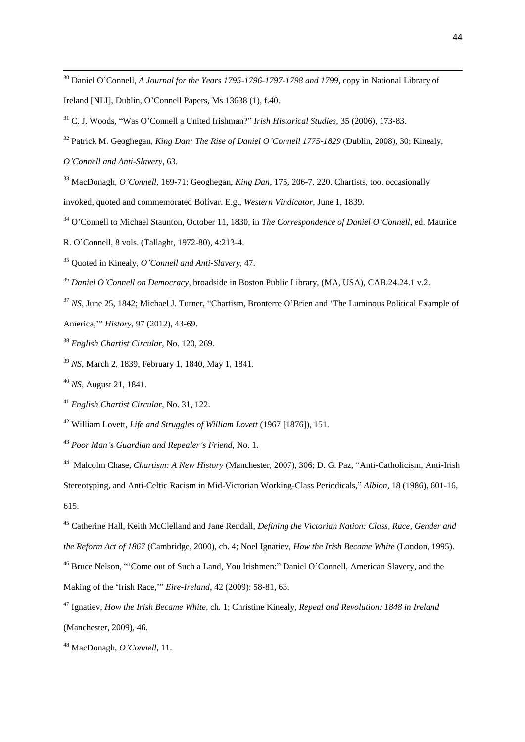[30] Daniel O'Connell, *A Journal for the Years 1795-1796-1797-1798 and 1799*, copy in National Library of Ireland [NLI], Dublin, O'Connell Papers, Ms 13638 (1), f.40.

[31] C. J. Woods, "Was O'Connell a United Irishman?" *Irish Historical Studies*, 35 (2006), 173-83.

[32] Patrick M. Geoghegan, *King Dan: The Rise of Daniel O'Connell 1775-1829* (Dublin, 2008), 30; Kinealy, *O'Connell and Anti-Slavery*, 63.

[33] MacDonagh, *O'Connell*, 169-71; Geoghegan, *King Dan*, 175, 206-7, 220. Chartists, too, occasionally invoked, quoted and commemorated Bolívar. E.g., *Western Vindicator*, June 1, 1839.

[34] O'Connell to Michael Staunton, October 11, 1830, in *The Correspondence of Daniel O'Connell*, ed. Maurice R. O'Connell, 8 vols. (Tallaght, 1972-80), 4:213-4.

[35] Quoted in Kinealy, *O'Connell and Anti-Slavery*, 47.

[36] *Daniel O'Connell on Democracy*, broadside in Boston Public Library, (MA, USA), CAB.24.24.1 v.2.

[37] *NS*, June 25, 1842; Michael J. Turner, "Chartism, Bronterre O'Brien and 'The Luminous Political Example of America,'" *History*, 97 (2012), 43-69.

[38] *English Chartist Circular*, No. 120, 269.

[39] *NS*, March 2, 1839, February 1, 1840, May 1, 1841.

[40] *NS*, August 21, 1841.

[41] *English Chartist Circular*, No. 31, 122.

[42] William Lovett, *Life and Struggles of William Lovett* (1967 [1876]), 151.

[43] *Poor Man's Guardian and Repealer's Friend*, No. 1.

[44] Malcolm Chase, *Chartism: A New History* (Manchester, 2007), 306; D. G. Paz, "Anti-Catholicism, Anti-Irish Stereotyping, and Anti-Celtic Racism in Mid-Victorian Working-Class Periodicals," *Albion*, 18 (1986), 601-16, 615.

[45] Catherine Hall, Keith McClelland and Jane Rendall, *Defining the Victorian Nation: Class, Race, Gender and the Reform Act of 1867* (Cambridge, 2000), ch. 4; Noel Ignatiev, *How the Irish Became White* (London, 1995).

[46] Bruce Nelson, "'Come out of Such a Land, You Irishmen:" Daniel O'Connell, American Slavery, and the Making of the 'Irish Race,'" *Eire-Ireland*, 42 (2009): 58-81, 63.

[47] Ignatiev, *How the Irish Became White*, ch. 1; Christine Kinealy, *Repeal and Revolution: 1848 in Ireland* (Manchester, 2009), 46.

[48] MacDonagh, *O'Connell*, 11.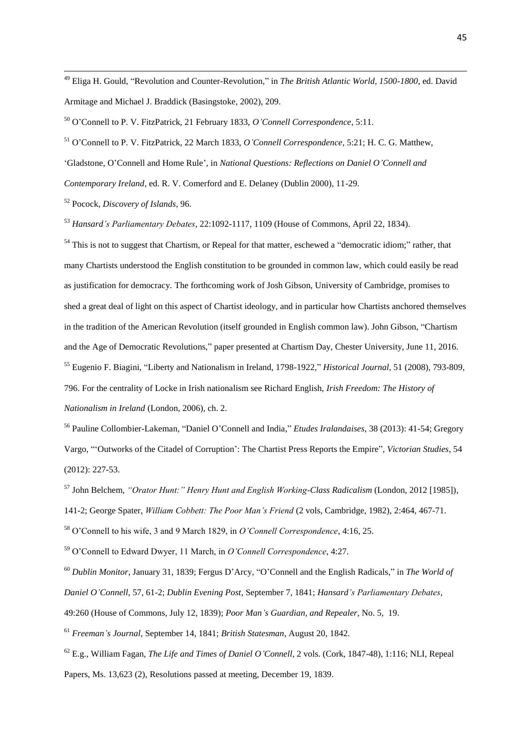[49] Eliga H. Gould, "Revolution and Counter-Revolution," in *The British Atlantic World, 1500-1800*, ed. David Armitage and Michael J. Braddick (Basingstoke, 2002), 209.

[50] O'Connell to P. V. FitzPatrick, 21 February 1833, *O'Connell Correspondence*, 5:11.

[51] O'Connell to P. V. FitzPatrick, 22 March 1833, *O'Connell Correspondence*, 5:21; H. C. G. Matthew, 'Gladstone, O'Connell and Home Rule', in *National Questions: Reflections on Daniel O'Connell and Contemporary Ireland*, ed. R. V. Comerford and E. Delaney (Dublin 2000), 11-29.

[52] Pocock, *Discovery of Islands*, 96.

[53] *Hansard's Parliamentary Debates*, 22:1092-1117, 1109 (House of Commons, April 22, 1834).

[54] This is not to suggest that Chartism, or Repeal for that matter, eschewed a "democratic idiom;" rather, that many Chartists understood the English constitution to be grounded in common law, which could easily be read as justification for democracy. The forthcoming work of Josh Gibson, University of Cambridge, promises to shed a great deal of light on this aspect of Chartist ideology, and in particular how Chartists anchored themselves in the tradition of the American Revolution (itself grounded in English common law). John Gibson, "Chartism and the Age of Democratic Revolutions," paper presented at Chartism Day, Chester University, June 11, 2016.

[55] Eugenio F. Biagini, "Liberty and Nationalism in Ireland, 1798-1922," *Historical Journal*, 51 (2008), 793-809, 796. For the centrality of Locke in Irish nationalism see Richard English, *Irish Freedom: The History of Nationalism in Ireland* (London, 2006), ch. 2.

[56] Pauline Collombier-Lakeman, "Daniel O'Connell and India," *Etudes Iralandaises*, 38 (2013): 41-54; Gregory Vargo, "'Outworks of the Citadel of Corruption': The Chartist Press Reports the Empire", *Victorian Studies*, 54 (2012): 227-53.

[57] John Belchem, *"Orator Hunt:" Henry Hunt and English Working-Class Radicalism* (London, 2012 [1985]), 141-2; George Spater, *William Cobbett: The Poor Man's Friend* (2 vols, Cambridge, 1982), 2:464, 467-71.

[58] O'Connell to his wife, 3 and 9 March 1829, in *O'Connell Correspondence*, 4:16, 25.

[59] O'Connell to Edward Dwyer, 11 March, in *O'Connell Correspondence*, 4:27.

[60] *Dublin Monitor*, January 31, 1839; Fergus D'Arcy, "O'Connell and the English Radicals," in *The World of Daniel O'Connell*, 57, 61-2; *Dublin Evening Post*, September 7, 1841; *Hansard's Parliamentary Debates*, 49:260 (House of Commons, July 12, 1839); *Poor Man's Guardian, and Repealer*, No. 5, 19.

[61] *Freeman's Journal*, September 14, 1841; *British Statesman*, August 20, 1842.

[62] E.g., William Fagan, *The Life and Times of Daniel O'Connell*, 2 vols. (Cork, 1847-48), 1:116; NLI, Repeal Papers, Ms. 13,623 (2), Resolutions passed at meeting, December 19, 1839.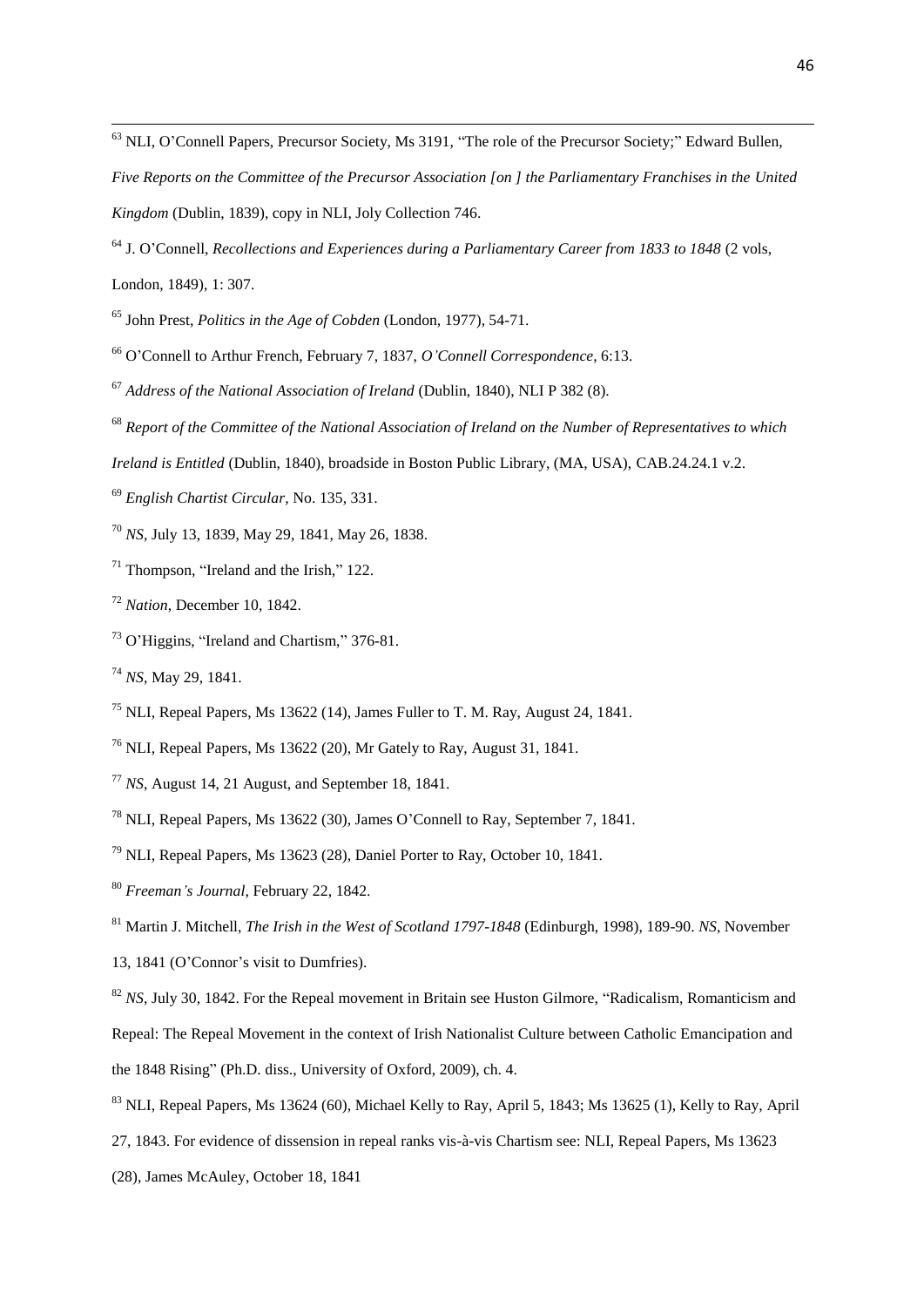[63] NLI, O'Connell Papers, Precursor Society, Ms 3191, "The role of the Precursor Society;" Edward Bullen, *Five Reports on the Committee of the Precursor Association [on ] the Parliamentary Franchises in the United Kingdom* (Dublin, 1839), copy in NLI, Joly Collection 746.

[64] J. O'Connell, *Recollections and Experiences during a Parliamentary Career from 1833 to 1848* (2 vols, London, 1849), 1: 307.

[65] John Prest, *Politics in the Age of Cobden* (London, 1977), 54-71.

[66] O'Connell to Arthur French, February 7, 1837, *O'Connell Correspondence*, 6:13.

[67] *Address of the National Association of Ireland* (Dublin, 1840), NLI P 382 (8).

[68] *Report of the Committee of the National Association of Ireland on the Number of Representatives to which Ireland is Entitled* (Dublin, 1840), broadside in Boston Public Library, (MA, USA), CAB.24.24.1 v.2.

[69] *English Chartist Circular*, No. 135, 331.

[70] *NS*, July 13, 1839, May 29, 1841, May 26, 1838.

[71] Thompson, "Ireland and the Irish," 122.

[72] *Nation*, December 10, 1842.

[73] O'Higgins, "Ireland and Chartism," 376-81.

[74] *NS*, May 29, 1841.

[75] NLI, Repeal Papers, Ms 13622 (14), James Fuller to T. M. Ray, August 24, 1841.

[76] NLI, Repeal Papers, Ms 13622 (20), Mr Gately to Ray, August 31, 1841.

[77] *NS*, August 14, 21 August, and September 18, 1841.

[78] NLI, Repeal Papers, Ms 13622 (30), James O'Connell to Ray, September 7, 1841.

[79] NLI, Repeal Papers, Ms 13623 (28), Daniel Porter to Ray, October 10, 1841.

[80] *Freeman's Journal*, February 22, 1842.

[81] Martin J. Mitchell, *The Irish in the West of Scotland 1797-1848* (Edinburgh, 1998), 189-90. *NS*, November 13, 1841 (O'Connor's visit to Dumfries).

[82] *NS*, July 30, 1842. For the Repeal movement in Britain see Huston Gilmore, "Radicalism, Romanticism and Repeal: The Repeal Movement in the context of Irish Nationalist Culture between Catholic Emancipation and the 1848 Rising" (Ph.D. diss., University of Oxford, 2009), ch. 4.

[83] NLI, Repeal Papers, Ms 13624 (60), Michael Kelly to Ray, April 5, 1843; Ms 13625 (1), Kelly to Ray, April 27, 1843. For evidence of dissension in repeal ranks vis-à-vis Chartism see: NLI, Repeal Papers, Ms 13623 (28), James McAuley, October 18, 1841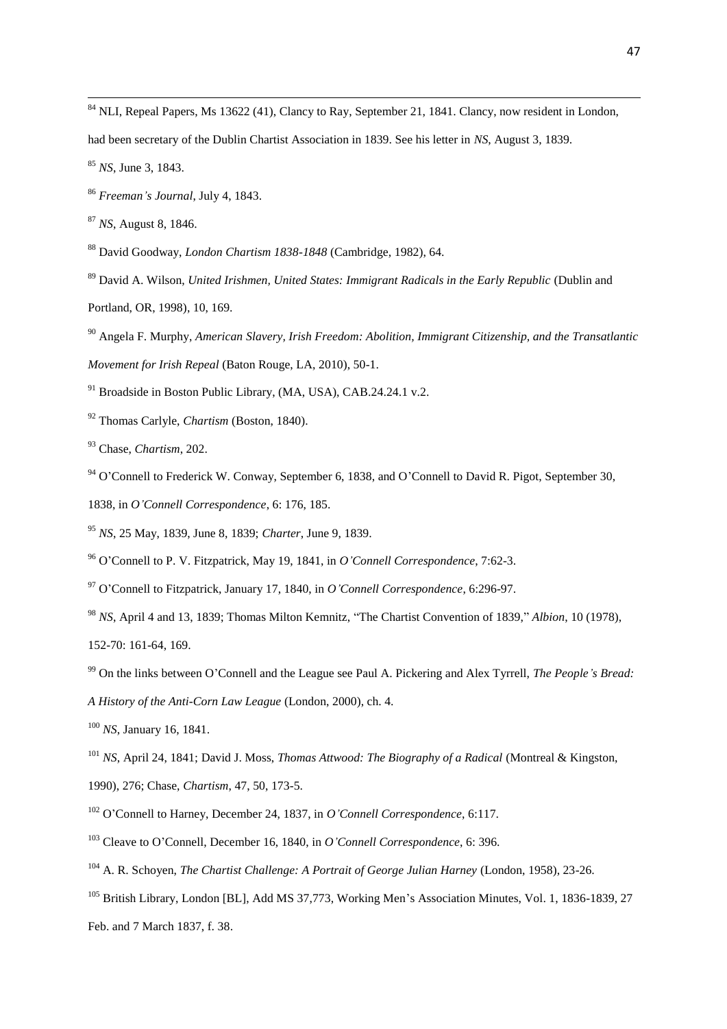[84] NLI, Repeal Papers, Ms 13622 (41), Clancy to Ray, September 21, 1841. Clancy, now resident in London, had been secretary of the Dublin Chartist Association in 1839. See his letter in *NS*, August 3, 1839.

[85] *NS*, June 3, 1843.

[86] *Freeman's Journal*, July 4, 1843.

[87] *NS*, August 8, 1846.

[88] David Goodway, *London Chartism 1838-1848* (Cambridge, 1982), 64.

[89] David A. Wilson, *United Irishmen, United States: Immigrant Radicals in the Early Republic* (Dublin and Portland, OR, 1998), 10, 169.

[90] Angela F. Murphy, *American Slavery, Irish Freedom: Abolition, Immigrant Citizenship, and the Transatlantic Movement for Irish Repeal* (Baton Rouge, LA, 2010), 50-1.

[91] Broadside in Boston Public Library, (MA, USA), CAB.24.24.1 v.2.

[92] Thomas Carlyle, *Chartism* (Boston, 1840).

[93] Chase, *Chartism*, 202.

[94] O'Connell to Frederick W. Conway, September 6, 1838, and O'Connell to David R. Pigot, September 30, 1838, in *O'Connell Correspondence*, 6: 176, 185.

[95] *NS*, 25 May, 1839, June 8, 1839; *Charter*, June 9, 1839.

[96] O'Connell to P. V. Fitzpatrick, May 19, 1841, in *O'Connell Correspondence*, 7:62-3.

[97] O'Connell to Fitzpatrick, January 17, 1840, in *O'Connell Correspondence*, 6:296-97.

[98] *NS*, April 4 and 13, 1839; Thomas Milton Kemnitz, "The Chartist Convention of 1839," *Albion*, 10 (1978), 152-70: 161-64, 169.

[99] On the links between O'Connell and the League see Paul A. Pickering and Alex Tyrrell, *The People's Bread: A History of the Anti-Corn Law League* (London, 2000), ch. 4.

[100] *NS*, January 16, 1841.

[101] *NS*, April 24, 1841; David J. Moss, *Thomas Attwood: The Biography of a Radical* (Montreal & Kingston, 1990), 276; Chase, *Chartism*, 47, 50, 173-5.

[102] O'Connell to Harney, December 24, 1837, in *O'Connell Correspondence*, 6:117.

[103] Cleave to O'Connell, December 16, 1840, in *O'Connell Correspondence*, 6: 396.

[104] A. R. Schoyen, *The Chartist Challenge: A Portrait of George Julian Harney* (London, 1958), 23-26.

[105] British Library, London [BL], Add MS 37,773, Working Men's Association Minutes, Vol. 1, 1836-1839, 27 Feb. and 7 March 1837, f. 38.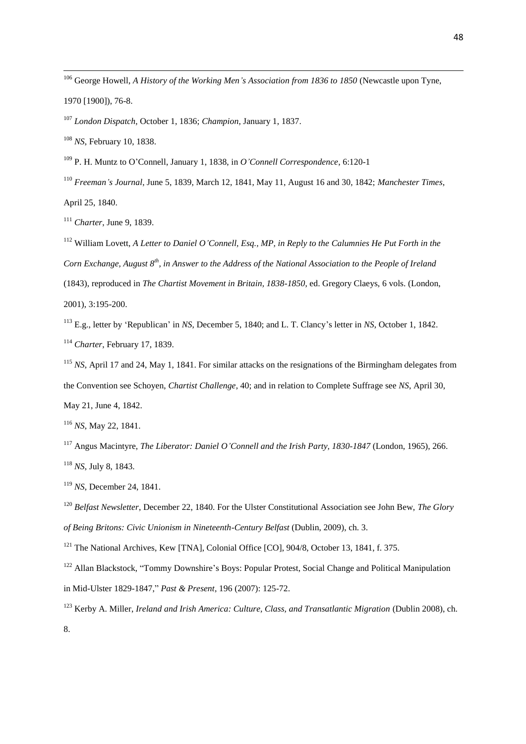[106] George Howell, *A History of the Working Men's Association from 1836 to 1850* (Newcastle upon Tyne, 1970 [1900]), 76-8.

[107] *London Dispatch*, October 1, 1836; *Champion*, January 1, 1837.

[108] *NS*, February 10, 1838.

[109] P. H. Muntz to O'Connell, January 1, 1838, in *O'Connell Correspondence*, 6:120-1

[110] *Freeman's Journal*, June 5, 1839, March 12, 1841, May 11, August 16 and 30, 1842; *Manchester Times*, April 25, 1840.

[111] *Charter*, June 9, 1839.

[112] William Lovett, *A Letter to Daniel O'Connell, Esq., MP, in Reply to the Calumnies He Put Forth in the Corn Exchange, August 8th, in Answer to the Address of the National Association to the People of Ireland* (1843), reproduced in *The Chartist Movement in Britain, 1838-1850*, ed. Gregory Claeys, 6 vols. (London, 2001), 3:195-200.

[113] E.g., letter by 'Republican' in *NS*, December 5, 1840; and L. T. Clancy's letter in *NS*, October 1, 1842.

[114] *Charter*, February 17, 1839.

[115] *NS*, April 17 and 24, May 1, 1841. For similar attacks on the resignations of the Birmingham delegates from the Convention see Schoyen, *Chartist Challenge*, 40; and in relation to Complete Suffrage see *NS*, April 30, May 21, June 4, 1842.

[116] *NS*, May 22, 1841.

[117] Angus Macintyre, *The Liberator: Daniel O'Connell and the Irish Party, 1830-1847* (London, 1965), 266.

[118] *NS*, July 8, 1843.

[119] *NS*, December 24, 1841.

[120] *Belfast Newsletter*, December 22, 1840. For the Ulster Constitutional Association see John Bew, *The Glory of Being Britons: Civic Unionism in Nineteenth-Century Belfast* (Dublin, 2009), ch. 3.

[121] The National Archives, Kew [TNA], Colonial Office [CO], 904/8, October 13, 1841, f. 375.

[122] Allan Blackstock, "Tommy Downshire's Boys: Popular Protest, Social Change and Political Manipulation in Mid-Ulster 1829-1847," *Past & Present*, 196 (2007): 125-72.

[123] Kerby A. Miller, *Ireland and Irish America: Culture, Class, and Transatlantic Migration* (Dublin 2008), ch. 8.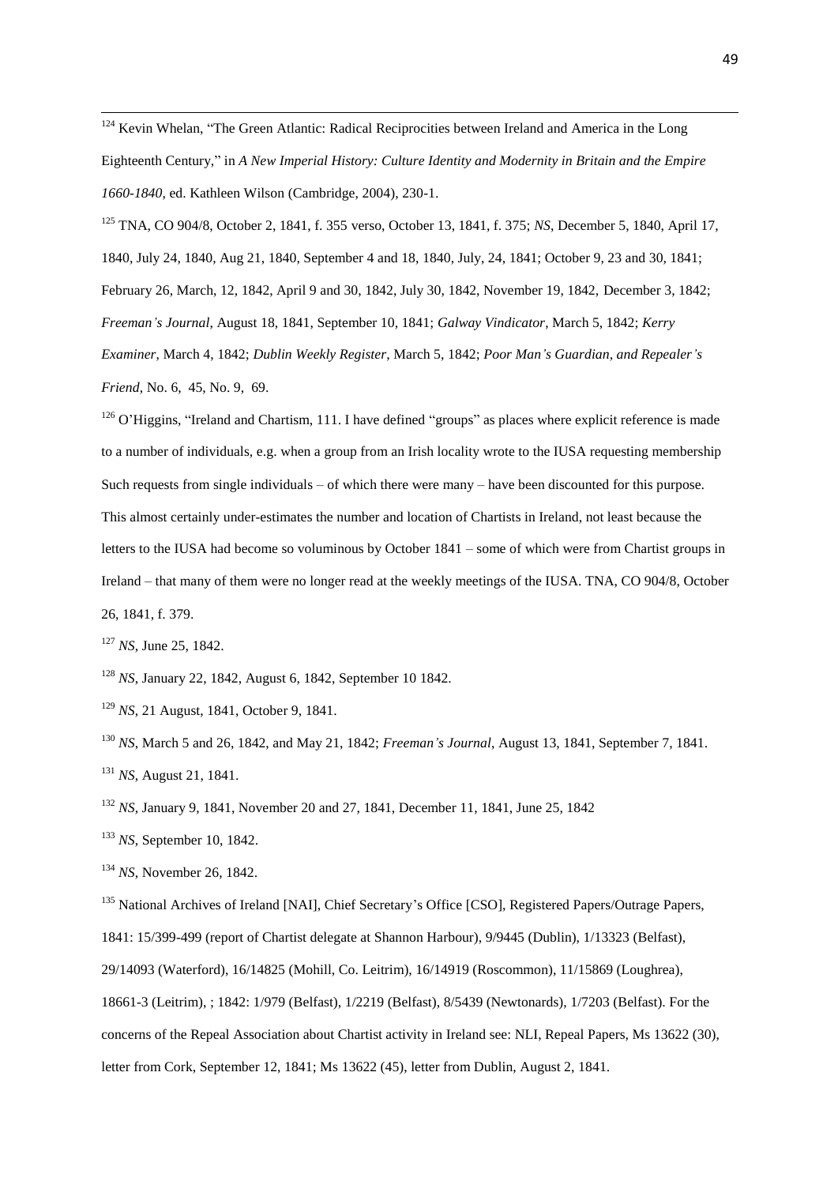[124] Kevin Whelan, "The Green Atlantic: Radical Reciprocities between Ireland and America in the Long Eighteenth Century," in *A New Imperial History: Culture Identity and Modernity in Britain and the Empire 1660-1840*, ed. Kathleen Wilson (Cambridge, 2004), 230-1.

[125] TNA, CO 904/8, October 2, 1841, f. 355 verso, October 13, 1841, f. 375; *NS*, December 5, 1840, April 17, 1840, July 24, 1840, Aug 21, 1840, September 4 and 18, 1840, July, 24, 1841; October 9, 23 and 30, 1841; February 26, March, 12, 1842, April 9 and 30, 1842, July 30, 1842, November 19, 1842, December 3, 1842; *Freeman's Journal*, August 18, 1841, September 10, 1841; *Galway Vindicator*, March 5, 1842; *Kerry Examiner*, March 4, 1842; *Dublin Weekly Register*, March 5, 1842; *Poor Man's Guardian, and Repealer's Friend*, No. 6, 45, No. 9, 69.

[126] O'Higgins, "Ireland and Chartism, 111. I have defined "groups" as places where explicit reference is made to a number of individuals, e.g. when a group from an Irish locality wrote to the IUSA requesting membership Such requests from single individuals – of which there were many – have been discounted for this purpose. This almost certainly under-estimates the number and location of Chartists in Ireland, not least because the letters to the IUSA had become so voluminous by October 1841 – some of which were from Chartist groups in Ireland – that many of them were no longer read at the weekly meetings of the IUSA. TNA, CO 904/8, October 26, 1841, f. 379.

[127] *NS*, June 25, 1842.

[128] *NS*, January 22, 1842, August 6, 1842, September 10 1842.

[129] *NS*, 21 August, 1841, October 9, 1841.

[130] *NS*, March 5 and 26, 1842, and May 21, 1842; *Freeman's Journal*, August 13, 1841, September 7, 1841.

[131] *NS*, August 21, 1841.

[132] *NS*, January 9, 1841, November 20 and 27, 1841, December 11, 1841, June 25, 1842

[133] *NS*, September 10, 1842.

[134] *NS*, November 26, 1842.

[135] National Archives of Ireland [NAI], Chief Secretary's Office [CSO], Registered Papers/Outrage Papers, 1841: 15/399-499 (report of Chartist delegate at Shannon Harbour), 9/9445 (Dublin), 1/13323 (Belfast), 29/14093 (Waterford), 16/14825 (Mohill, Co. Leitrim), 16/14919 (Roscommon), 11/15869 (Loughrea), 18661-3 (Leitrim), ; 1842: 1/979 (Belfast), 1/2219 (Belfast), 8/5439 (Newtonards), 1/7203 (Belfast). For the concerns of the Repeal Association about Chartist activity in Ireland see: NLI, Repeal Papers, Ms 13622 (30), letter from Cork, September 12, 1841; Ms 13622 (45), letter from Dublin, August 2, 1841.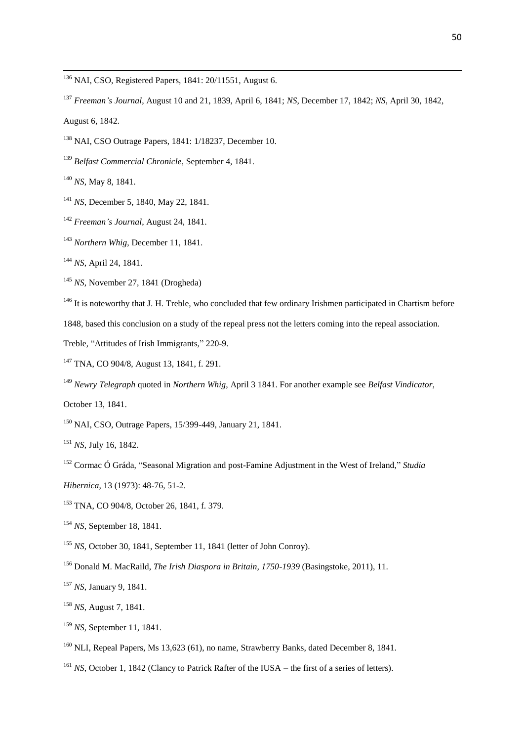[136] NAI, CSO, Registered Papers, 1841: 20/11551, August 6.

[137] *Freeman's Journal*, August 10 and 21, 1839, April 6, 1841; *NS*, December 17, 1842; *NS*, April 30, 1842, August 6, 1842.

[138] NAI, CSO Outrage Papers, 1841: 1/18237, December 10.

[139] *Belfast Commercial Chronicle*, September 4, 1841.

[140] *NS*, May 8, 1841.

[141] *NS*, December 5, 1840, May 22, 1841.

[142] *Freeman's Journal*, August 24, 1841.

[143] *Northern Whig*, December 11, 1841.

[144] *NS*, April 24, 1841.

[145] *NS*, November 27, 1841 (Drogheda)

[146] It is noteworthy that J. H. Treble, who concluded that few ordinary Irishmen participated in Chartism before 1848, based this conclusion on a study of the repeal press not the letters coming into the repeal association. Treble, "Attitudes of Irish Immigrants," 220-9.

[147] TNA, CO 904/8, August 13, 1841, f. 291.

[149] *Newry Telegraph* quoted in *Northern Whig*, April 3 1841. For another example see *Belfast Vindicator*, October 13, 1841.

[150] NAI, CSO, Outrage Papers, 15/399-449, January 21, 1841.

[151] *NS*, July 16, 1842.

[152] Cormac Ó Gráda, "Seasonal Migration and post-Famine Adjustment in the West of Ireland," *Studia Hibernica*, 13 (1973): 48-76, 51-2.

[153] TNA, CO 904/8, October 26, 1841, f. 379.

[154] *NS*, September 18, 1841.

[155] *NS*, October 30, 1841, September 11, 1841 (letter of John Conroy).

[156] Donald M. MacRaild, *The Irish Diaspora in Britain, 1750-1939* (Basingstoke, 2011), 11.

[157] *NS*, January 9, 1841.

[158] *NS*, August 7, 1841.

[159] *NS*, September 11, 1841.

[160] NLI, Repeal Papers, Ms 13,623 (61), no name, Strawberry Banks, dated December 8, 1841.

[161] *NS*, October 1, 1842 (Clancy to Patrick Rafter of the IUSA – the first of a series of letters).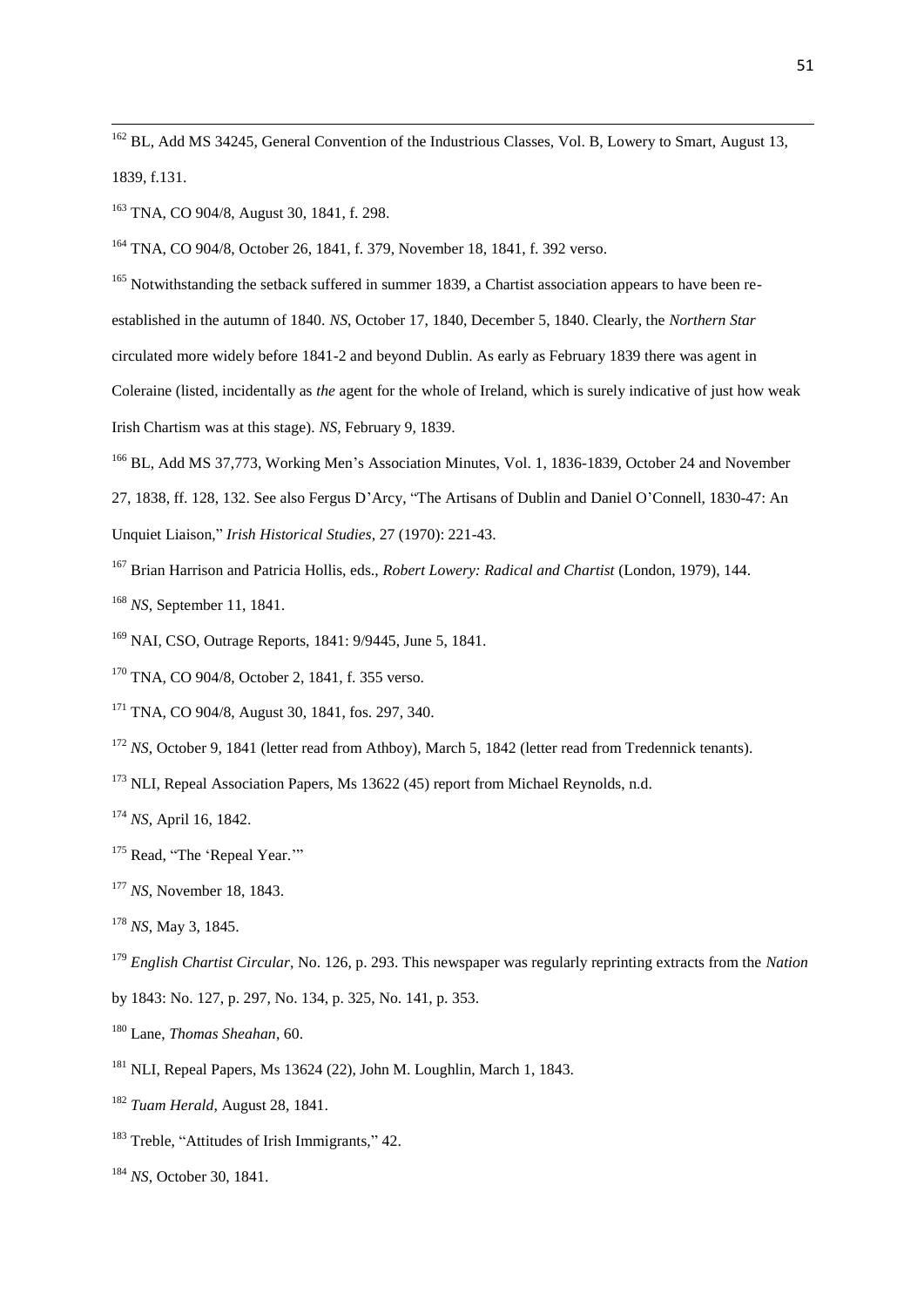[162] BL, Add MS 34245, General Convention of the Industrious Classes, Vol. B, Lowery to Smart, August 13, 1839, f.131.

[163] TNA, CO 904/8, August 30, 1841, f. 298.

[164] TNA, CO 904/8, October 26, 1841, f. 379, November 18, 1841, f. 392 verso.

[165] Notwithstanding the setback suffered in summer 1839, a Chartist association appears to have been re-established in the autumn of 1840. *NS*, October 17, 1840, December 5, 1840. Clearly, the *Northern Star* circulated more widely before 1841-2 and beyond Dublin. As early as February 1839 there was agent in Coleraine (listed, incidentally as *the* agent for the whole of Ireland, which is surely indicative of just how weak Irish Chartism was at this stage). *NS*, February 9, 1839.

[166] BL, Add MS 37,773, Working Men's Association Minutes, Vol. 1, 1836-1839, October 24 and November 27, 1838, ff. 128, 132. See also Fergus D'Arcy, "The Artisans of Dublin and Daniel O'Connell, 1830-47: An Unquiet Liaison," *Irish Historical Studies*, 27 (1970): 221-43.

[167] Brian Harrison and Patricia Hollis, eds., *Robert Lowery: Radical and Chartist* (London, 1979), 144.

[168] *NS*, September 11, 1841.

[169] NAI, CSO, Outrage Reports, 1841: 9/9445, June 5, 1841.

[170] TNA, CO 904/8, October 2, 1841, f. 355 verso.

[171] TNA, CO 904/8, August 30, 1841, fos. 297, 340.

[172] *NS*, October 9, 1841 (letter read from Athboy), March 5, 1842 (letter read from Tredennick tenants).

[173] NLI, Repeal Association Papers, Ms 13622 (45) report from Michael Reynolds, n.d.

[174] *NS*, April 16, 1842.

[175] Read, "The 'Repeal Year.'"

[177] *NS*, November 18, 1843.

[178] *NS*, May 3, 1845.

[179] *English Chartist Circular*, No. 126, p. 293. This newspaper was regularly reprinting extracts from the *Nation* by 1843: No. 127, p. 297, No. 134, p. 325, No. 141, p. 353.

[180] Lane, *Thomas Sheahan*, 60.

[181] NLI, Repeal Papers, Ms 13624 (22), John M. Loughlin, March 1, 1843.

[182] *Tuam Herald*, August 28, 1841.

[183] Treble, "Attitudes of Irish Immigrants," 42.

[184] *NS*, October 30, 1841.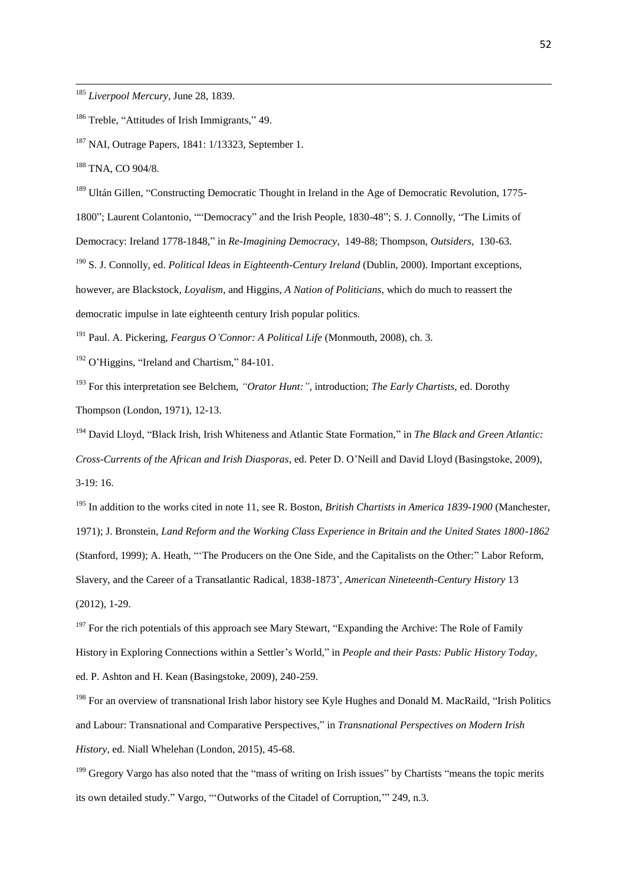[185] *Liverpool Mercury*, June 28, 1839.

[186] Treble, "Attitudes of Irish Immigrants," 49.

[187] NAI, Outrage Papers, 1841: 1/13323, September 1.

[188] TNA, CO 904/8.

[189] Ultán Gillen, "Constructing Democratic Thought in Ireland in the Age of Democratic Revolution, 1775-1800"; Laurent Colantonio, ""Democracy" and the Irish People, 1830-48"; S. J. Connolly, "The Limits of Democracy: Ireland 1778-1848," in *Re-Imagining Democracy*, 149-88; Thompson, *Outsiders*, 130-63.

[190] S. J. Connolly, ed. *Political Ideas in Eighteenth-Century Ireland* (Dublin, 2000). Important exceptions, however, are Blackstock, *Loyalism*, and Higgins, *A Nation of Politicians*, which do much to reassert the democratic impulse in late eighteenth century Irish popular politics.

[191] Paul. A. Pickering, *Feargus O'Connor: A Political Life* (Monmouth, 2008), ch. 3.

[192] O'Higgins, "Ireland and Chartism," 84-101.

[193] For this interpretation see Belchem, *"Orator Hunt:"*, introduction; *The Early Chartists*, ed. Dorothy Thompson (London, 1971), 12-13.

[194] David Lloyd, "Black Irish, Irish Whiteness and Atlantic State Formation," in *The Black and Green Atlantic: Cross-Currents of the African and Irish Diasporas*, ed. Peter D. O'Neill and David Lloyd (Basingstoke, 2009), 3-19: 16.

[195] In addition to the works cited in note 11, see R. Boston, *British Chartists in America 1839-1900* (Manchester, 1971); J. Bronstein, *Land Reform and the Working Class Experience in Britain and the United States 1800-1862* (Stanford, 1999); A. Heath, "'The Producers on the One Side, and the Capitalists on the Other:" Labor Reform, Slavery, and the Career of a Transatlantic Radical, 1838-1873', *American Nineteenth-Century History* 13 (2012), 1-29.

[197] For the rich potentials of this approach see Mary Stewart, "Expanding the Archive: The Role of Family History in Exploring Connections within a Settler's World," in *People and their Pasts: Public History Today*, ed. P. Ashton and H. Kean (Basingstoke, 2009), 240-259.

[198] For an overview of transnational Irish labor history see Kyle Hughes and Donald M. MacRaild, "Irish Politics and Labour: Transnational and Comparative Perspectives," in *Transnational Perspectives on Modern Irish History*, ed. Niall Whelehan (London, 2015), 45-68.

[199] Gregory Vargo has also noted that the "mass of writing on Irish issues" by Chartists "means the topic merits its own detailed study." Vargo, "'Outworks of the Citadel of Corruption,'" 249, n.3.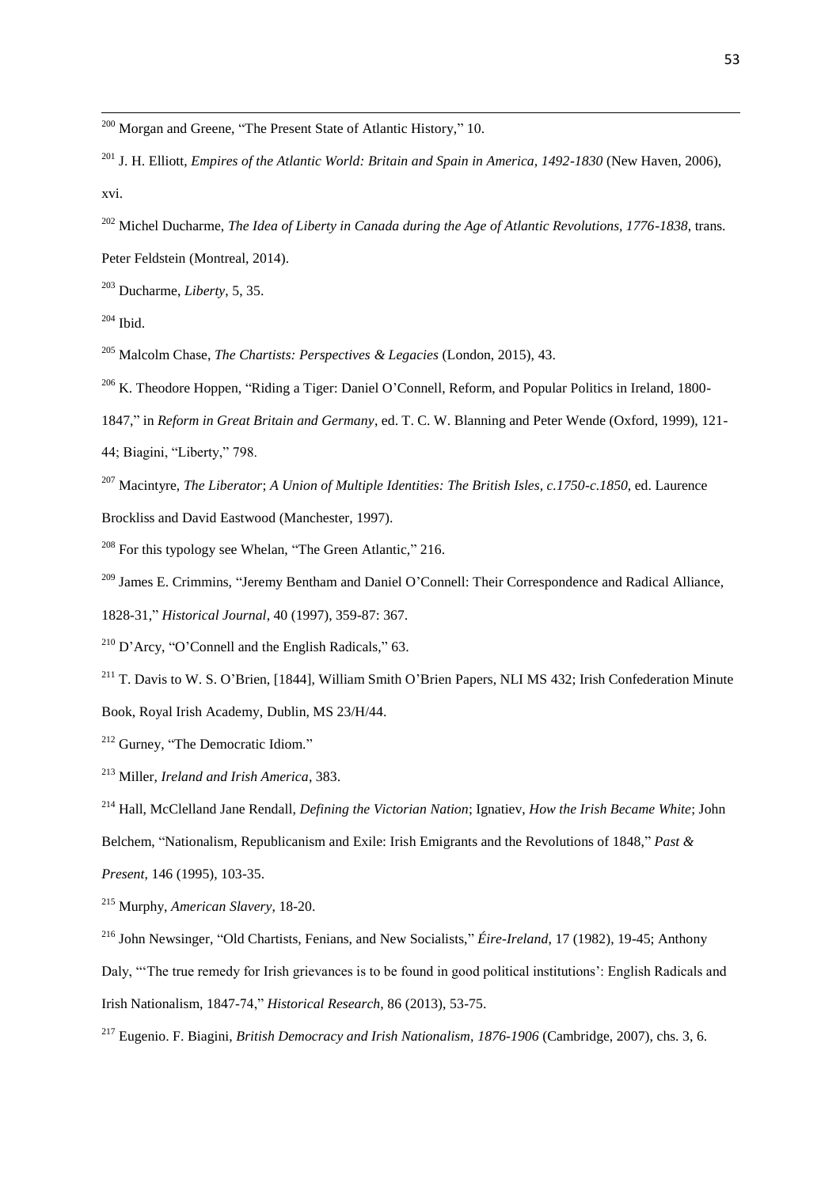[200] Morgan and Greene, "The Present State of Atlantic History," 10.

[201] J. H. Elliott, *Empires of the Atlantic World: Britain and Spain in America, 1492-1830* (New Haven, 2006), xvi.

[202] Michel Ducharme, *The Idea of Liberty in Canada during the Age of Atlantic Revolutions, 1776-1838*, trans. Peter Feldstein (Montreal, 2014).

[203] Ducharme, *Liberty*, 5, 35.

[204] Ibid.

[205] Malcolm Chase, *The Chartists: Perspectives & Legacies* (London, 2015), 43.

[206] K. Theodore Hoppen, "Riding a Tiger: Daniel O'Connell, Reform, and Popular Politics in Ireland, 1800-1847," in *Reform in Great Britain and Germany*, ed. T. C. W. Blanning and Peter Wende (Oxford, 1999), 121-44; Biagini, "Liberty," 798.

[207] Macintyre, *The Liberator*; *A Union of Multiple Identities: The British Isles, c.1750-c.1850*, ed. Laurence Brockliss and David Eastwood (Manchester, 1997).

[208] For this typology see Whelan, "The Green Atlantic," 216.

[209] James E. Crimmins, "Jeremy Bentham and Daniel O'Connell: Their Correspondence and Radical Alliance, 1828-31," *Historical Journal*, 40 (1997), 359-87: 367.

[210] D'Arcy, "O'Connell and the English Radicals," 63.

[211] T. Davis to W. S. O'Brien, [1844], William Smith O'Brien Papers, NLI MS 432; Irish Confederation Minute Book, Royal Irish Academy, Dublin, MS 23/H/44.

[212] Gurney, "The Democratic Idiom."

[213] Miller, *Ireland and Irish America*, 383.

[214] Hall, McClelland Jane Rendall, *Defining the Victorian Nation*; Ignatiev, *How the Irish Became White*; John Belchem, "Nationalism, Republicanism and Exile: Irish Emigrants and the Revolutions of 1848," *Past & Present*, 146 (1995), 103-35.

[215] Murphy, *American Slavery*, 18-20.

[216] John Newsinger, "Old Chartists, Fenians, and New Socialists," *Éire-Ireland*, 17 (1982), 19-45; Anthony Daly, "'The true remedy for Irish grievances is to be found in good political institutions': English Radicals and Irish Nationalism, 1847-74," *Historical Research*, 86 (2013), 53-75.

[217] Eugenio. F. Biagini, *British Democracy and Irish Nationalism, 1876-1906* (Cambridge, 2007), chs. 3, 6.